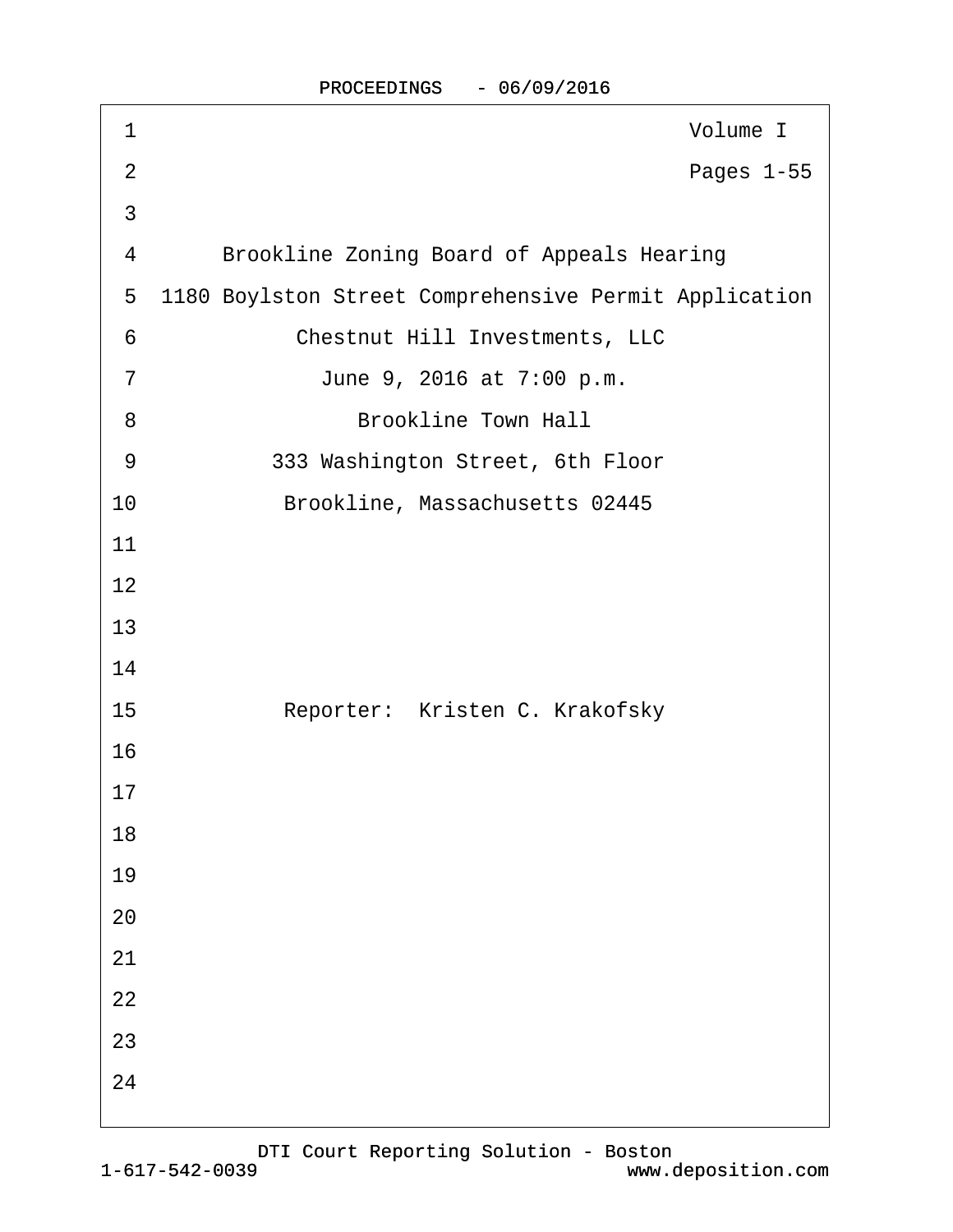Volume I

Pages 1-55

Brookline Zoning Board of Appeals Hearing

1180 Boylston Street Comprehensive Permit Application

Chestnut Hill Investments, LLC

June 9, 2016 at 7:00 p.m.

Brookline Town Hall

333 Washington Street, 6th Floor

Brookline, Massachusetts 02445

Reporter: Kristen C. Krakofsky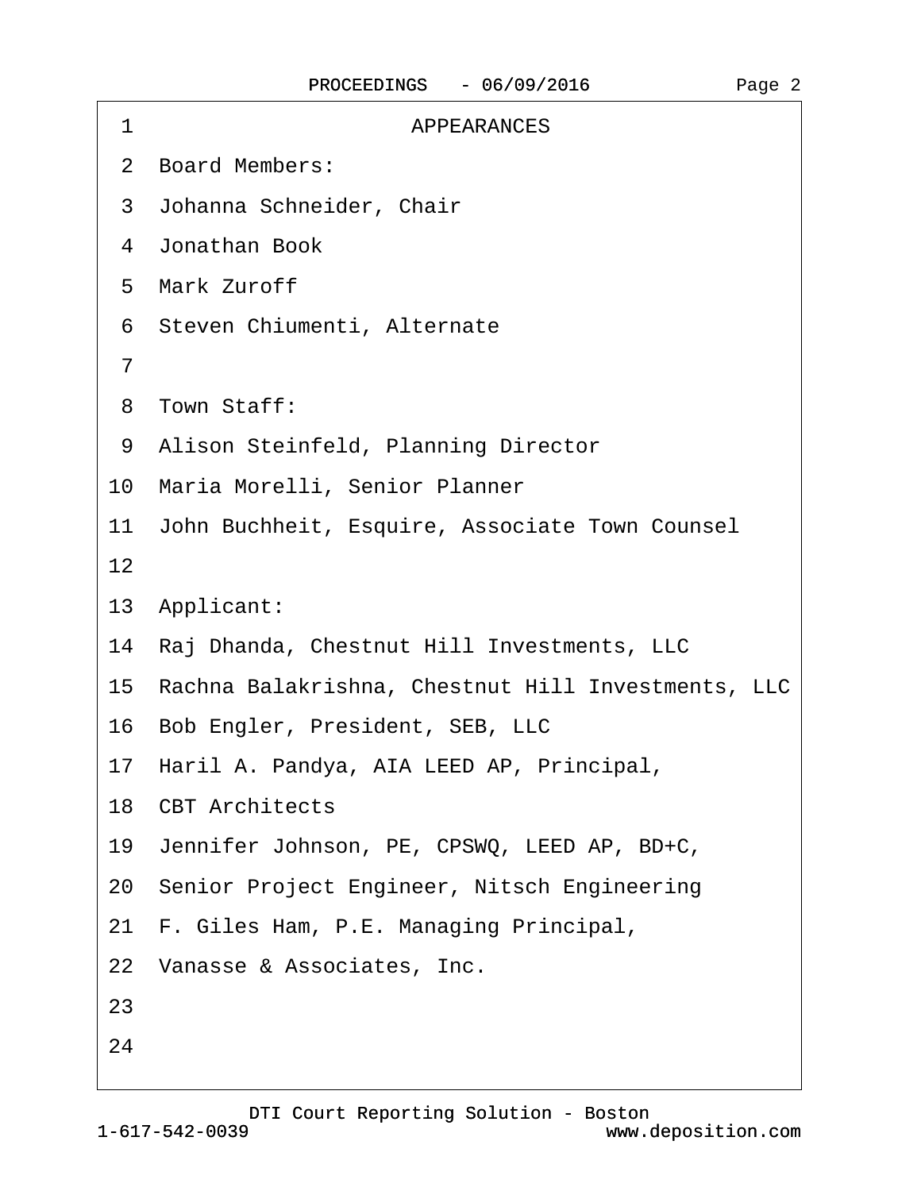# APPEARANCES

Board Members:

Johanna Schneider, Chair
Jonathan Book
Mark Zuroff
Steven Chiumenti, Alternate

Town Staff:

Alison Steinfeld, Planning Director
Maria Morelli, Senior Planner
John Buchheit, Esquire, Associate Town Counsel

Applicant:

Raj Dhanda, Chestnut Hill Investments, LLC
Rachna Balakrishna, Chestnut Hill Investments, LLC
Bob Engler, President, SEB, LLC
Haril A. Pandya, AIA LEED AP, Principal,
CBT Architects
Jennifer Johnson, PE, CPSWQ, LEED AP, BD+C,
Senior Project Engineer, Nitsch Engineering
F. Giles Ham, P.E. Managing Principal,
Vanasse & Associates, Inc.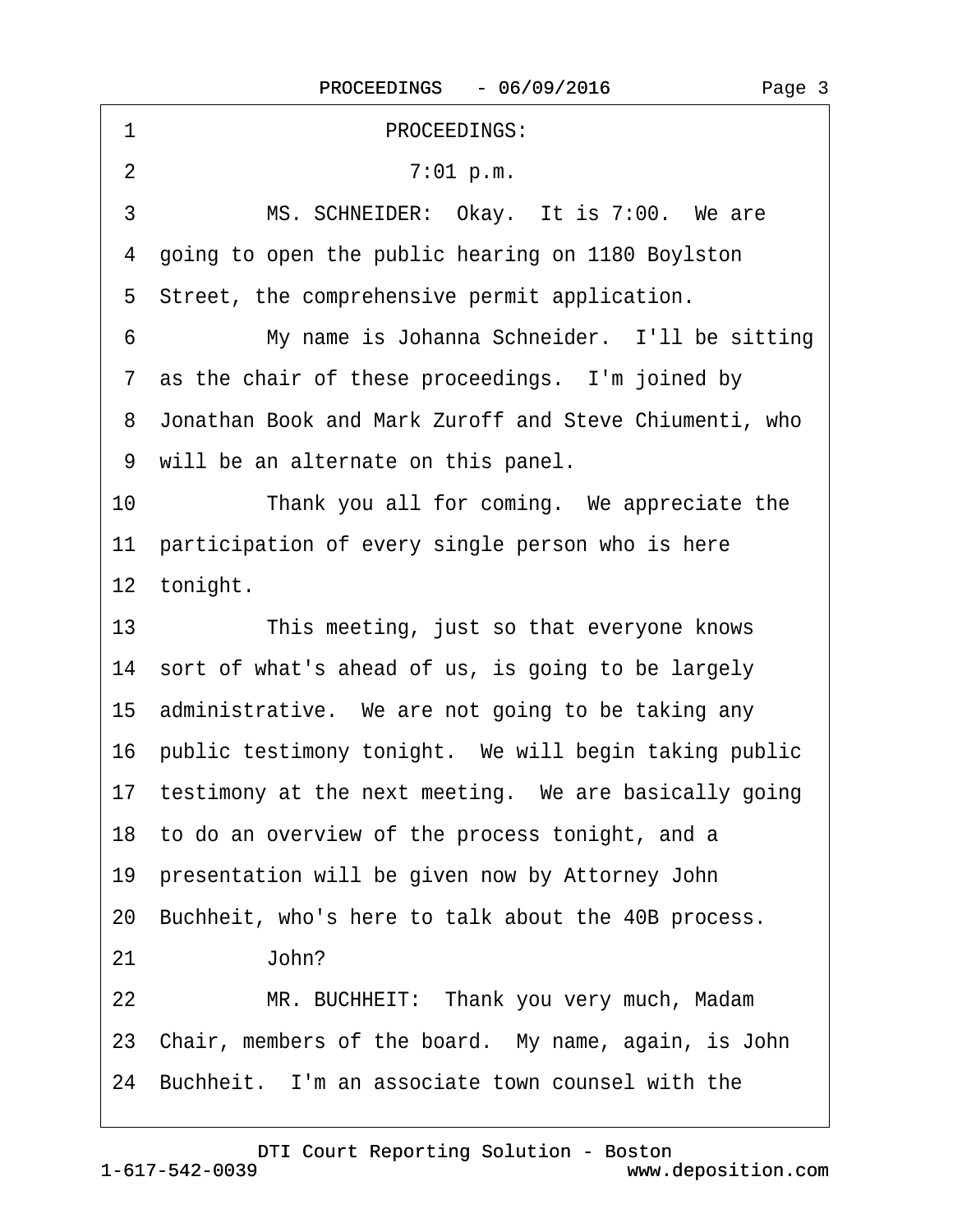PROCEEDINGS:

7:01 p.m.

MS. SCHNEIDER: Okay. It is 7:00. We are going to open the public hearing on 1180 Boylston Street, the comprehensive permit application.

My name is Johanna Schneider. I'll be sitting as the chair of these proceedings. I'm joined by Jonathan Book and Mark Zuroff and Steve Chiumenti, who will be an alternate on this panel.

Thank you all for coming. We appreciate the participation of every single person who is here tonight.

This meeting, just so that everyone knows sort of what's ahead of us, is going to be largely administrative. We are not going to be taking any public testimony tonight. We will begin taking public testimony at the next meeting. We are basically going to do an overview of the process tonight, and a presentation will be given now by Attorney John Buchheit, who's here to talk about the 40B process.

John?

MR. BUCHHEIT: Thank you very much, Madam Chair, members of the board. My name, again, is John Buchheit. I'm an associate town counsel with the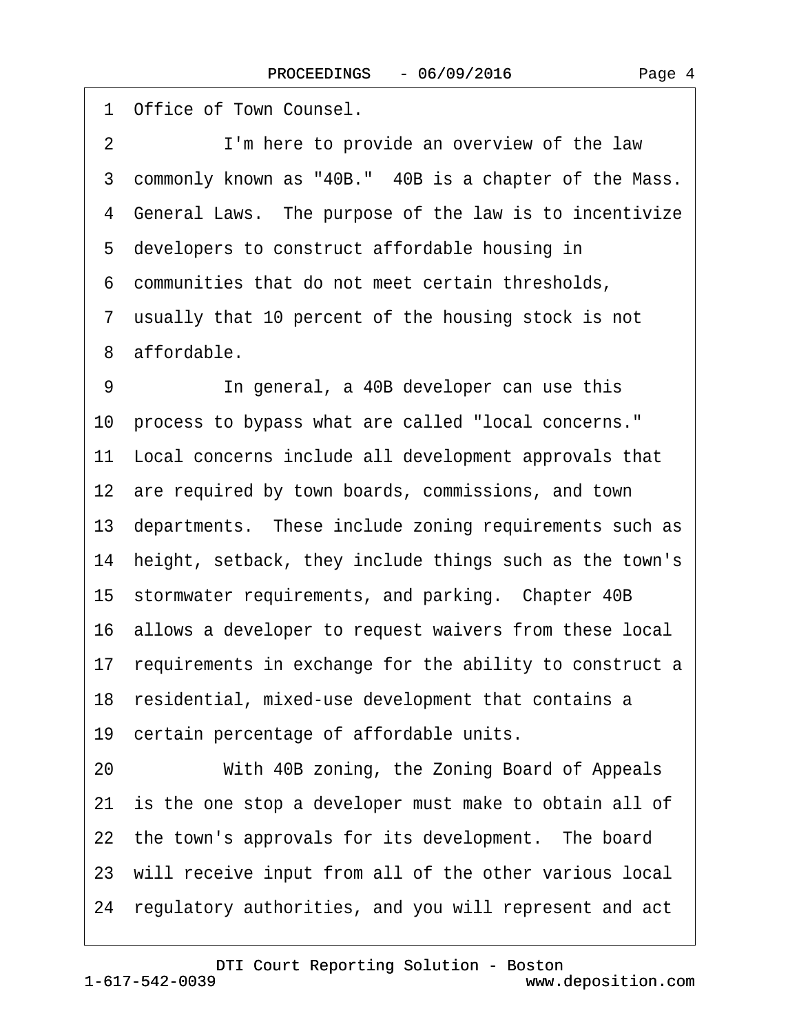1 Office of Town Counsel.

2 I'm here to provide an overview of the law

3 commonly known as "40B." 40B is a chapter of the Mass.

4 General Laws. The purpose of the law is to incentivize

5 developers to construct affordable housing in

6 communities that do not meet certain thresholds,

7 usually that 10 percent of the housing stock is not

8 affordable.

9 In general, a 40B developer can use this

10 process to bypass what are called "local concerns."

11 Local concerns include all development approvals that

12 are required by town boards, commissions, and town

13 departments. These include zoning requirements such as

14 height, setback, they include things such as the town's

15 stormwater requirements, and parking. Chapter 40B

16 allows a developer to request waivers from these local

17 requirements in exchange for the ability to construct a

18 residential, mixed-use development that contains a

19 certain percentage of affordable units.

20 With 40B zoning, the Zoning Board of Appeals

21 is the one stop a developer must make to obtain all of

22 the town's approvals for its development. The board

23 will receive input from all of the other various local

24 regulatory authorities, and you will represent and act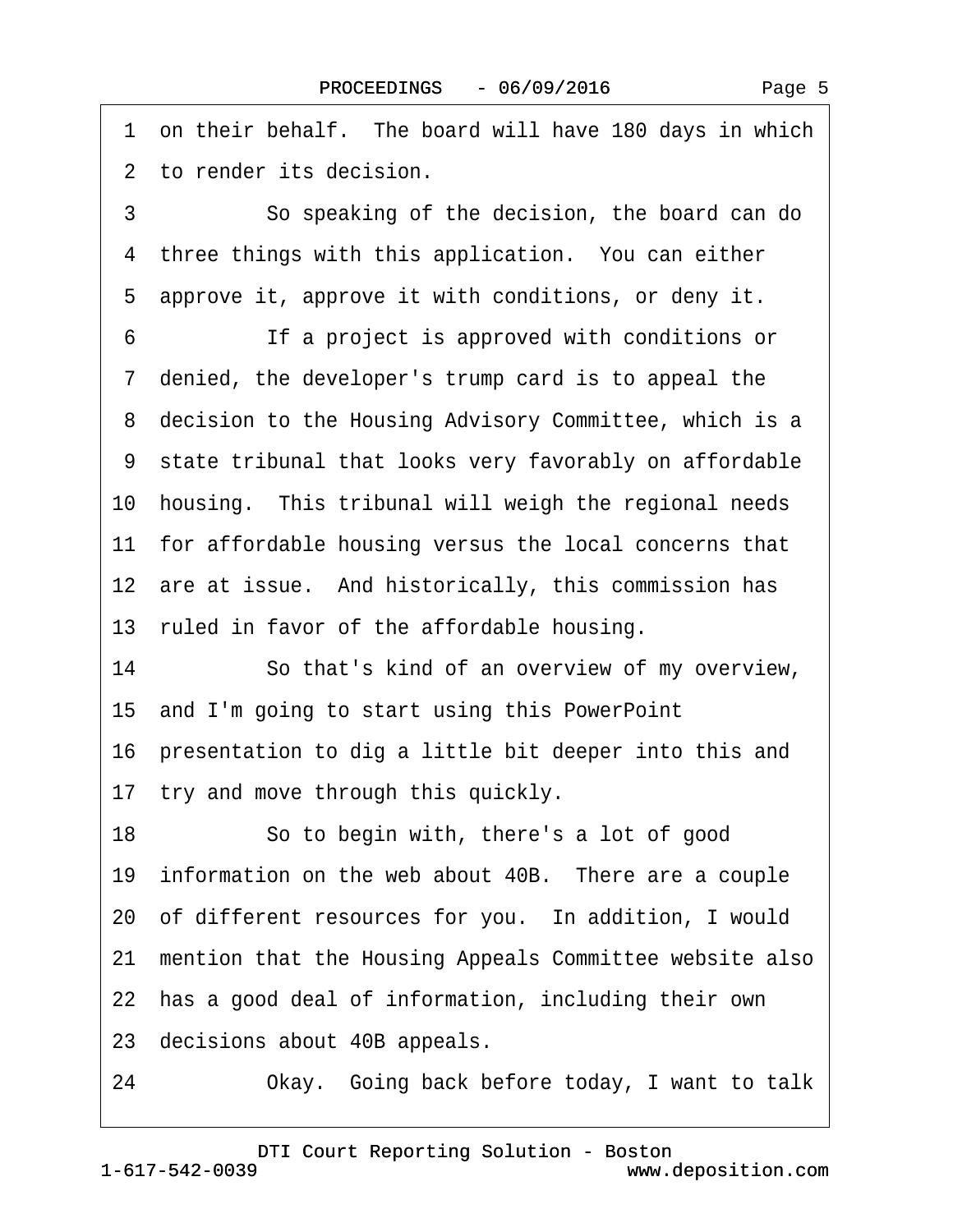1 on their behalf. The board will have 180 days in which
2 to render its decision.
3 So speaking of the decision, the board can do
4 three things with this application. You can either
5 approve it, approve it with conditions, or deny it.
6 If a project is approved with conditions or
7 denied, the developer's trump card is to appeal the
8 decision to the Housing Advisory Committee, which is a
9 state tribunal that looks very favorably on affordable
10 housing. This tribunal will weigh the regional needs
11 for affordable housing versus the local concerns that
12 are at issue. And historically, this commission has
13 ruled in favor of the affordable housing.
14 So that's kind of an overview of my overview,
15 and I'm going to start using this PowerPoint
16 presentation to dig a little bit deeper into this and
17 try and move through this quickly.
18 So to begin with, there's a lot of good
19 information on the web about 40B. There are a couple
20 of different resources for you. In addition, I would
21 mention that the Housing Appeals Committee website also
22 has a good deal of information, including their own
23 decisions about 40B appeals.
24 Okay. Going back before today, I want to talk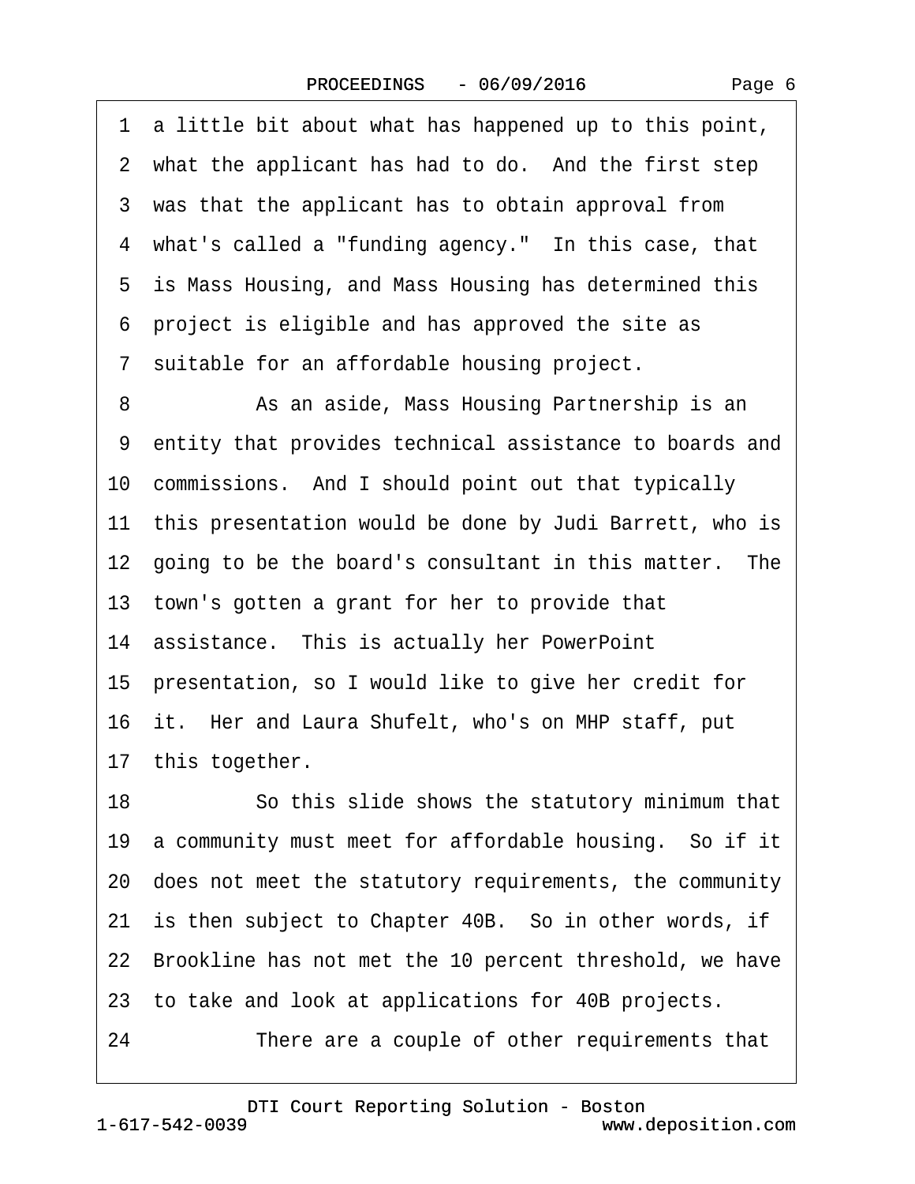1 a little bit about what has happened up to this point,
2 what the applicant has had to do. And the first step
3 was that the applicant has to obtain approval from
4 what's called a "funding agency." In this case, that
5 is Mass Housing, and Mass Housing has determined this
6 project is eligible and has approved the site as
7 suitable for an affordable housing project.
8 As an aside, Mass Housing Partnership is an
9 entity that provides technical assistance to boards and
10 commissions. And I should point out that typically
11 this presentation would be done by Judi Barrett, who is
12 going to be the board's consultant in this matter. The
13 town's gotten a grant for her to provide that
14 assistance. This is actually her PowerPoint
15 presentation, so I would like to give her credit for
16 it. Her and Laura Shufelt, who's on MHP staff, put
17 this together.
18 So this slide shows the statutory minimum that
19 a community must meet for affordable housing. So if it
20 does not meet the statutory requirements, the community
21 is then subject to Chapter 40B. So in other words, if
22 Brookline has not met the 10 percent threshold, we have
23 to take and look at applications for 40B projects.
24 There are a couple of other requirements that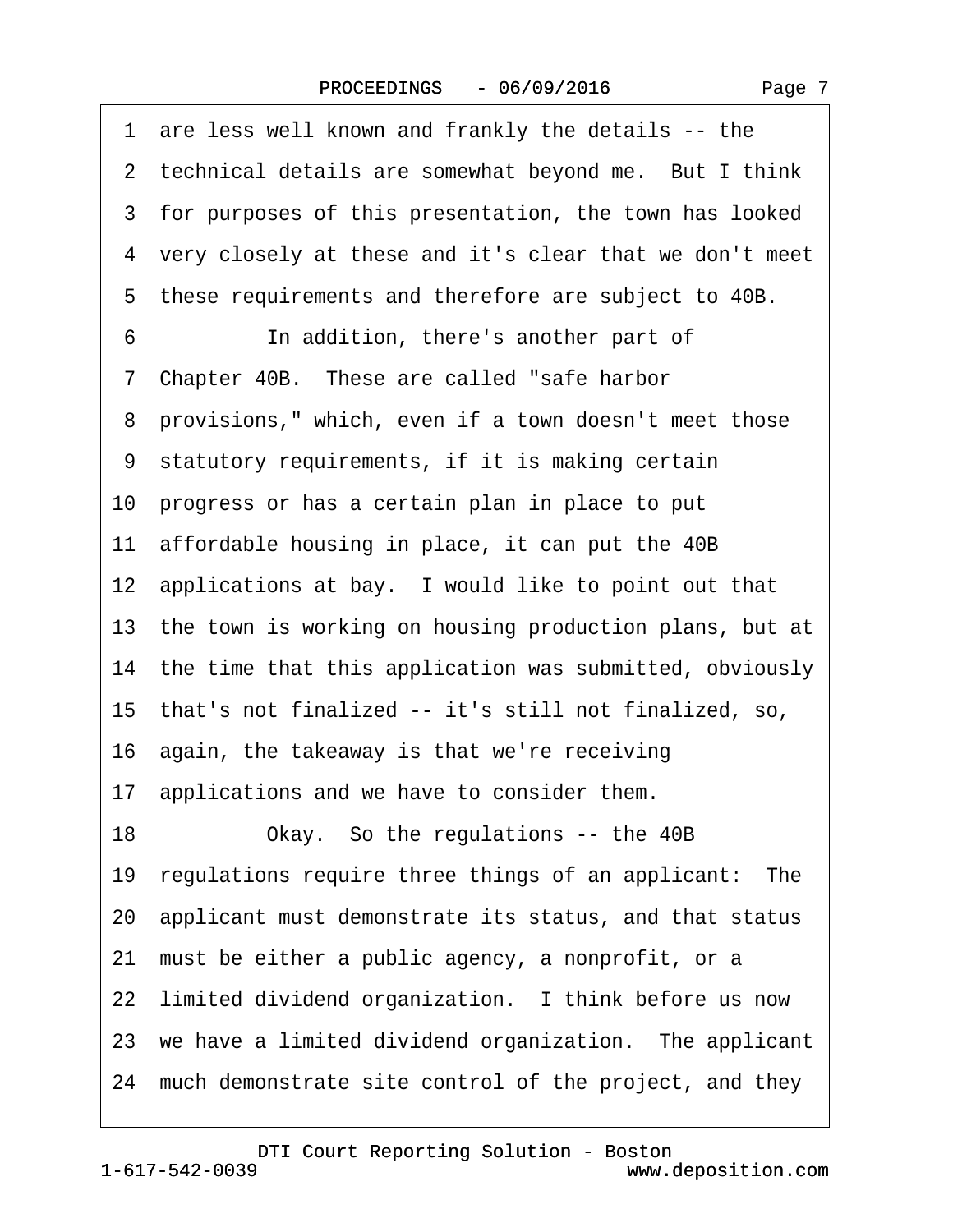1 are less well known and frankly the details -- the
2 technical details are somewhat beyond me. But I think
3 for purposes of this presentation, the town has looked
4 very closely at these and it's clear that we don't meet
5 these requirements and therefore are subject to 40B.
6 In addition, there's another part of
7 Chapter 40B. These are called "safe harbor
8 provisions," which, even if a town doesn't meet those
9 statutory requirements, if it is making certain
10 progress or has a certain plan in place to put
11 affordable housing in place, it can put the 40B
12 applications at bay. I would like to point out that
13 the town is working on housing production plans, but at
14 the time that this application was submitted, obviously
15 that's not finalized -- it's still not finalized, so,
16 again, the takeaway is that we're receiving
17 applications and we have to consider them.
18 Okay. So the regulations -- the 40B
19 regulations require three things of an applicant: The
20 applicant must demonstrate its status, and that status
21 must be either a public agency, a nonprofit, or a
22 limited dividend organization. I think before us now
23 we have a limited dividend organization. The applicant
24 much demonstrate site control of the project, and they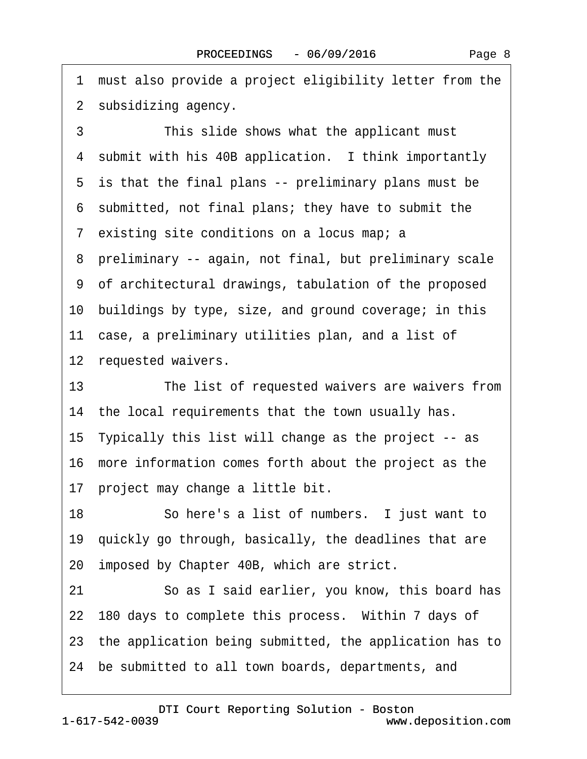1 must also provide a project eligibility letter from the
2 subsidizing agency.

3 This slide shows what the applicant must
4 submit with his 40B application. I think importantly
5 is that the final plans -- preliminary plans must be
6 submitted, not final plans; they have to submit the
7 existing site conditions on a locus map; a
8 preliminary -- again, not final, but preliminary scale
9 of architectural drawings, tabulation of the proposed
10 buildings by type, size, and ground coverage; in this
11 case, a preliminary utilities plan, and a list of
12 requested waivers.

13 The list of requested waivers are waivers from
14 the local requirements that the town usually has.
15 Typically this list will change as the project -- as
16 more information comes forth about the project as the
17 project may change a little bit.

18 So here's a list of numbers. I just want to
19 quickly go through, basically, the deadlines that are
20 imposed by Chapter 40B, which are strict.

21 So as I said earlier, you know, this board has
22 180 days to complete this process. Within 7 days of
23 the application being submitted, the application has to
24 be submitted to all town boards, departments, and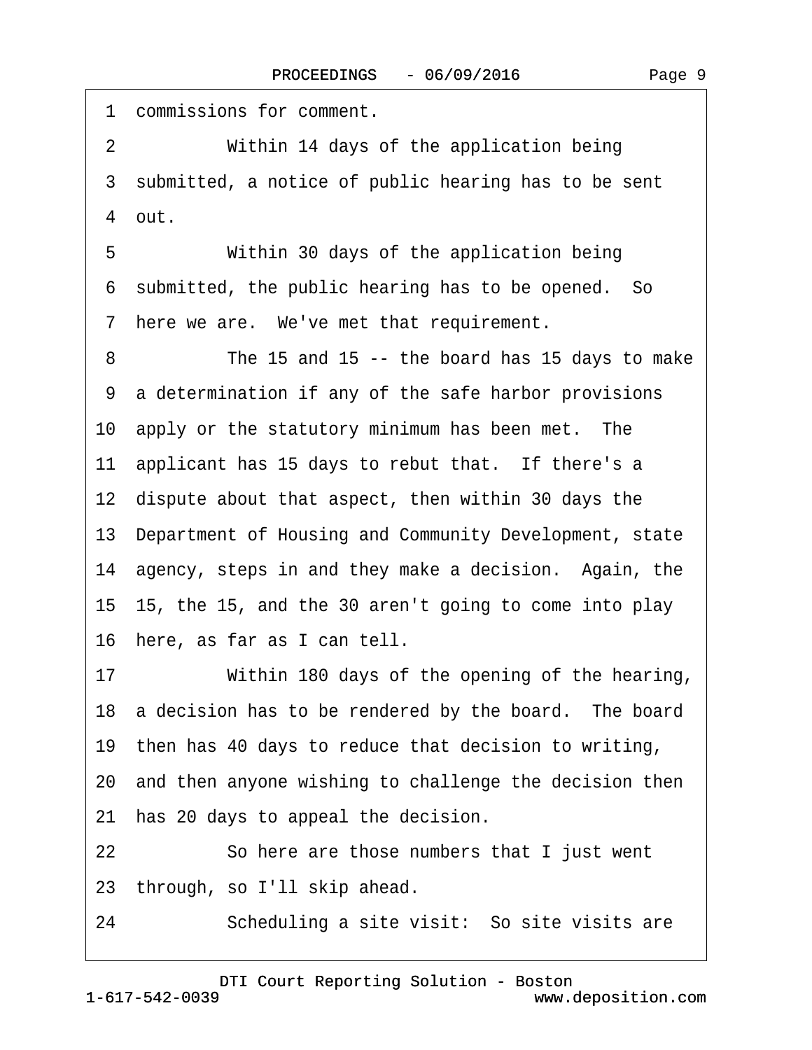1 commissions for comment.

2 Within 14 days of the application being

3 submitted, a notice of public hearing has to be sent

4 out.

5 Within 30 days of the application being

6 submitted, the public hearing has to be opened. So

7 here we are. We've met that requirement.

8 The 15 and 15 -- the board has 15 days to make

9 a determination if any of the safe harbor provisions

10 apply or the statutory minimum has been met. The

11 applicant has 15 days to rebut that. If there's a

12 dispute about that aspect, then within 30 days the

13 Department of Housing and Community Development, state

14 agency, steps in and they make a decision. Again, the

15 15, the 15, and the 30 aren't going to come into play

16 here, as far as I can tell.

17 Within 180 days of the opening of the hearing,

18 a decision has to be rendered by the board. The board

19 then has 40 days to reduce that decision to writing,

20 and then anyone wishing to challenge the decision then

21 has 20 days to appeal the decision.

22 So here are those numbers that I just went

23 through, so I'll skip ahead.

24 Scheduling a site visit: So site visits are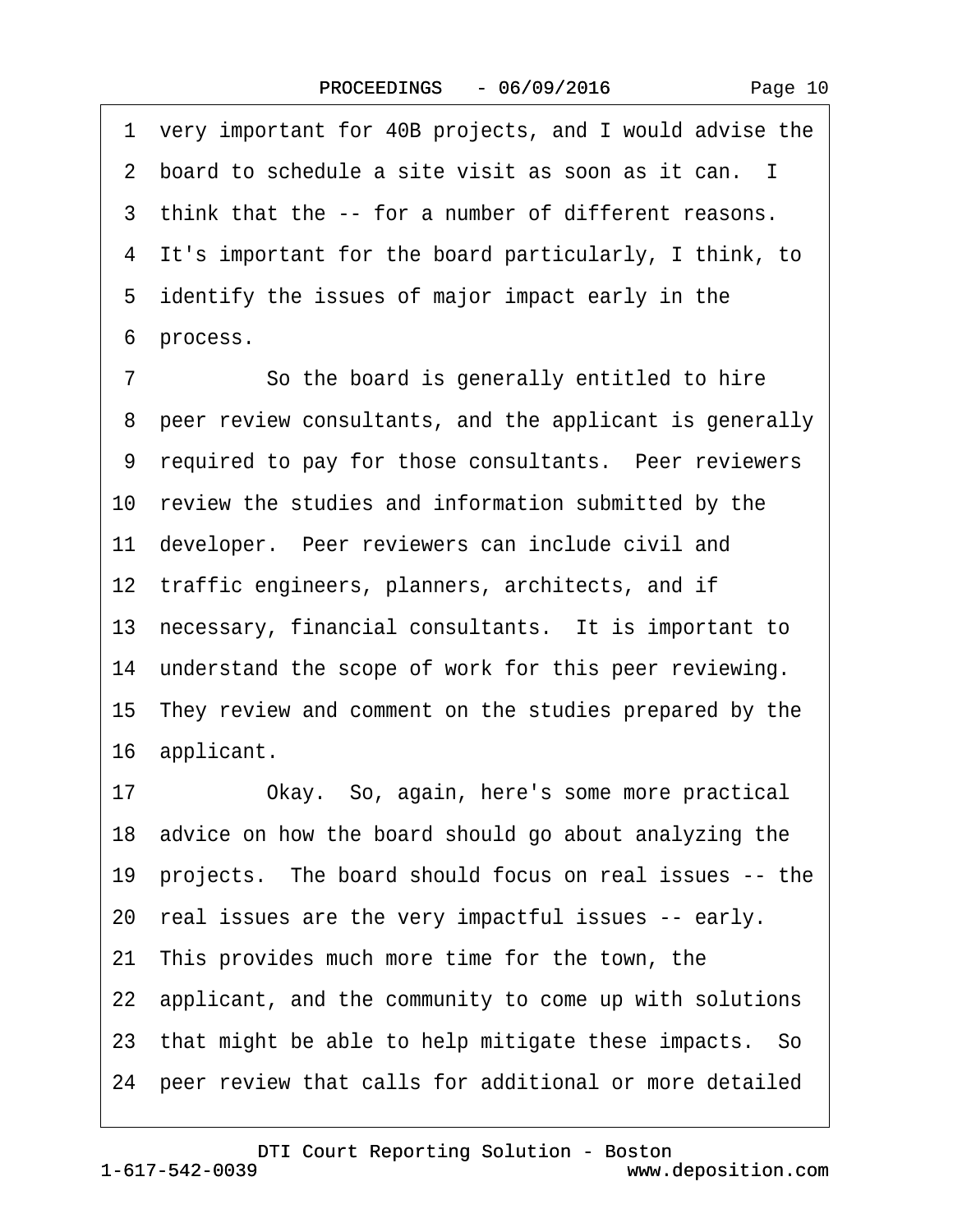very important for 40B projects, and I would advise the board to schedule a site visit as soon as it can. I think that the -- for a number of different reasons. It's important for the board particularly, I think, to identify the issues of major impact early in the process.

So the board is generally entitled to hire peer review consultants, and the applicant is generally required to pay for those consultants. Peer reviewers review the studies and information submitted by the developer. Peer reviewers can include civil and traffic engineers, planners, architects, and if necessary, financial consultants. It is important to understand the scope of work for this peer reviewing. They review and comment on the studies prepared by the applicant.

Okay. So, again, here's some more practical advice on how the board should go about analyzing the projects. The board should focus on real issues -- the real issues are the very impactful issues -- early. This provides much more time for the town, the applicant, and the community to come up with solutions that might be able to help mitigate these impacts. So peer review that calls for additional or more detailed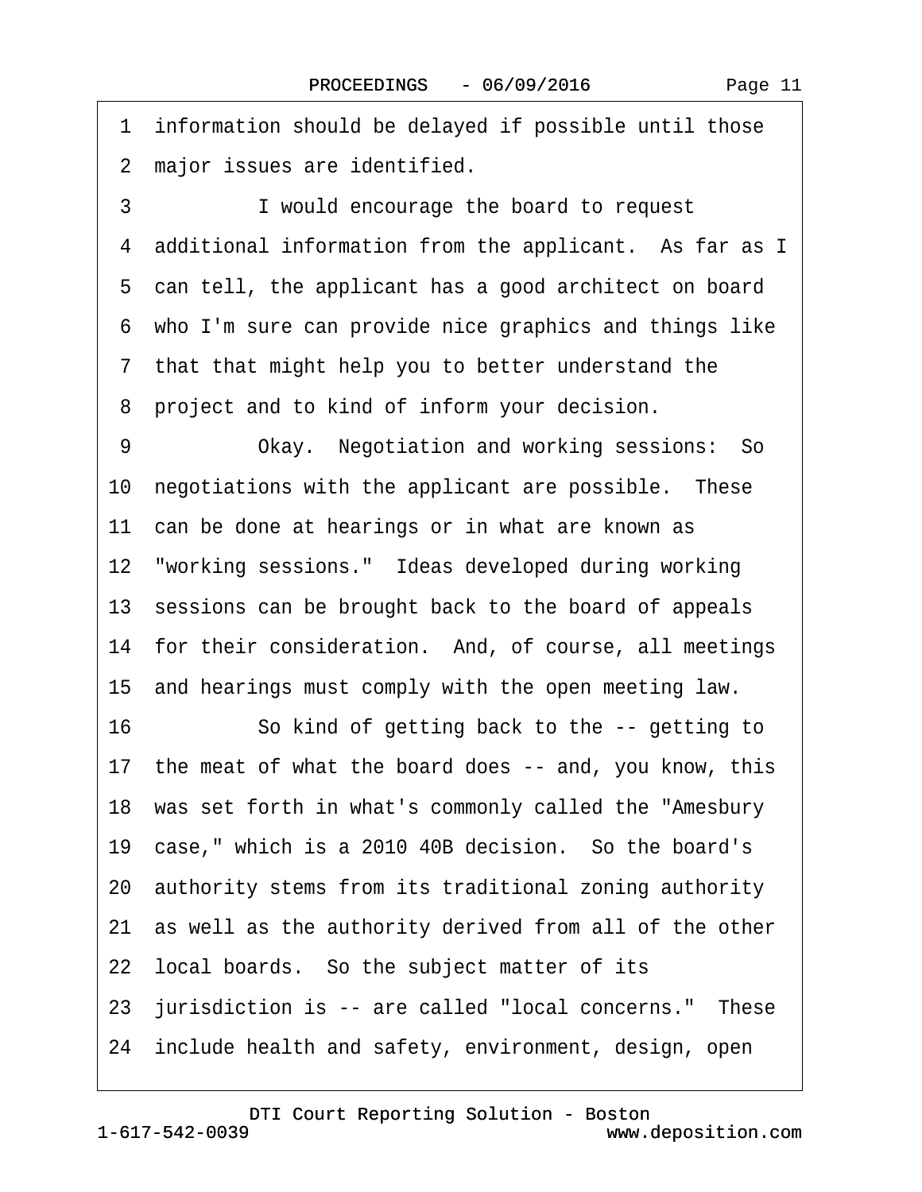1 information should be delayed if possible until those
2 major issues are identified.
3 I would encourage the board to request
4 additional information from the applicant. As far as I
5 can tell, the applicant has a good architect on board
6 who I'm sure can provide nice graphics and things like
7 that that might help you to better understand the
8 project and to kind of inform your decision.
9 Okay. Negotiation and working sessions: So
10 negotiations with the applicant are possible. These
11 can be done at hearings or in what are known as
12 "working sessions." Ideas developed during working
13 sessions can be brought back to the board of appeals
14 for their consideration. And, of course, all meetings
15 and hearings must comply with the open meeting law.
16 So kind of getting back to the -- getting to
17 the meat of what the board does -- and, you know, this
18 was set forth in what's commonly called the "Amesbury
19 case," which is a 2010 40B decision. So the board's
20 authority stems from its traditional zoning authority
21 as well as the authority derived from all of the other
22 local boards. So the subject matter of its
23 jurisdiction is -- are called "local concerns." These
24 include health and safety, environment, design, open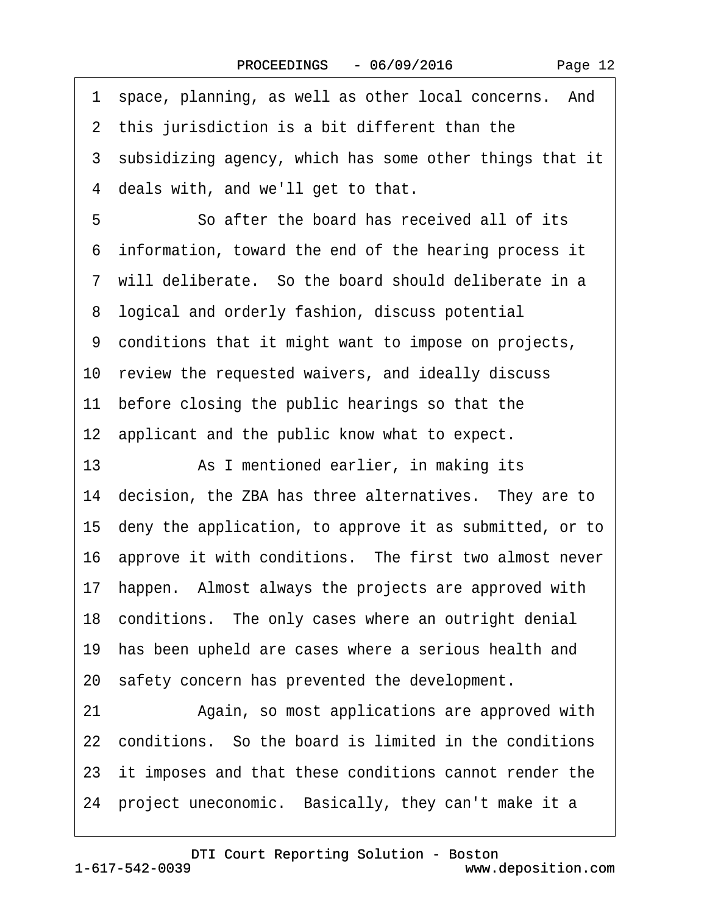1 space, planning, as well as other local concerns. And
2 this jurisdiction is a bit different than the
3 subsidizing agency, which has some other things that it
4 deals with, and we'll get to that.
5 So after the board has received all of its
6 information, toward the end of the hearing process it
7 will deliberate. So the board should deliberate in a
8 logical and orderly fashion, discuss potential
9 conditions that it might want to impose on projects,
10 review the requested waivers, and ideally discuss
11 before closing the public hearings so that the
12 applicant and the public know what to expect.
13 As I mentioned earlier, in making its
14 decision, the ZBA has three alternatives. They are to
15 deny the application, to approve it as submitted, or to
16 approve it with conditions. The first two almost never
17 happen. Almost always the projects are approved with
18 conditions. The only cases where an outright denial
19 has been upheld are cases where a serious health and
20 safety concern has prevented the development.
21 Again, so most applications are approved with
22 conditions. So the board is limited in the conditions
23 it imposes and that these conditions cannot render the
24 project uneconomic. Basically, they can't make it a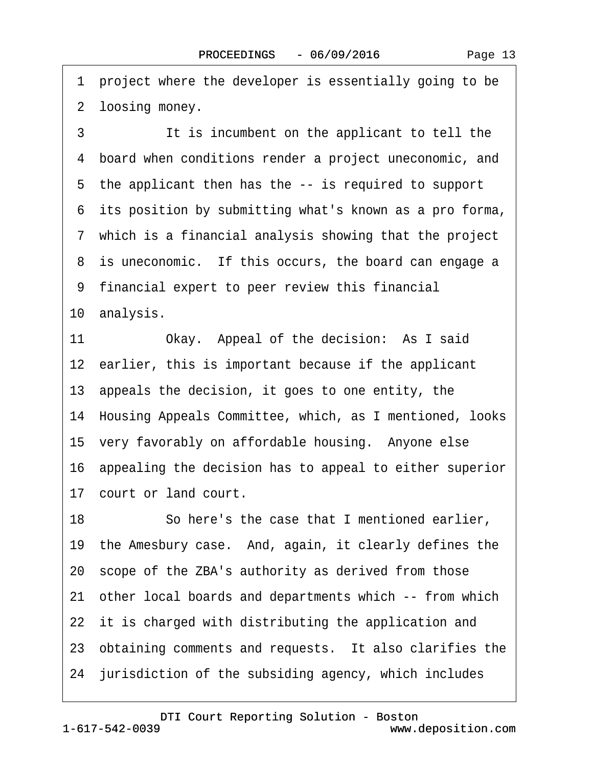project where the developer is essentially going to be loosing money.

It is incumbent on the applicant to tell the board when conditions render a project uneconomic, and the applicant then has the -- is required to support its position by submitting what's known as a pro forma, which is a financial analysis showing that the project is uneconomic. If this occurs, the board can engage a financial expert to peer review this financial analysis.

Okay. Appeal of the decision: As I said earlier, this is important because if the applicant appeals the decision, it goes to one entity, the Housing Appeals Committee, which, as I mentioned, looks very favorably on affordable housing. Anyone else appealing the decision has to appeal to either superior court or land court.

So here's the case that I mentioned earlier, the Amesbury case. And, again, it clearly defines the scope of the ZBA's authority as derived from those other local boards and departments which -- from which it is charged with distributing the application and obtaining comments and requests. It also clarifies the jurisdiction of the subsiding agency, which includes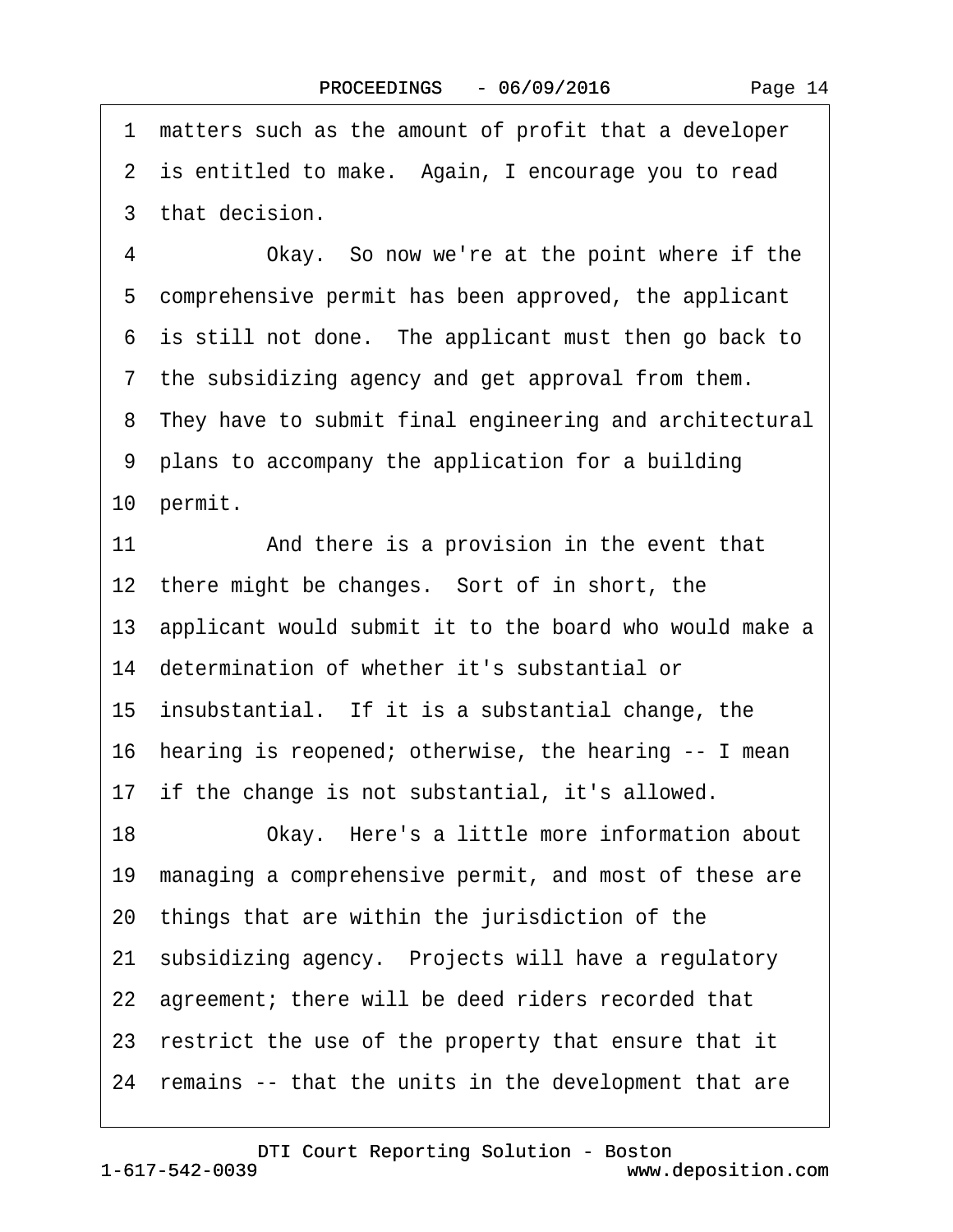1 matters such as the amount of profit that a developer
2 is entitled to make. Again, I encourage you to read
3 that decision.
4 Okay. So now we're at the point where if the
5 comprehensive permit has been approved, the applicant
6 is still not done. The applicant must then go back to
7 the subsidizing agency and get approval from them.
8 They have to submit final engineering and architectural
9 plans to accompany the application for a building
10 permit.
11 And there is a provision in the event that
12 there might be changes. Sort of in short, the
13 applicant would submit it to the board who would make a
14 determination of whether it's substantial or
15 insubstantial. If it is a substantial change, the
16 hearing is reopened; otherwise, the hearing -- I mean
17 if the change is not substantial, it's allowed.
18 Okay. Here's a little more information about
19 managing a comprehensive permit, and most of these are
20 things that are within the jurisdiction of the
21 subsidizing agency. Projects will have a regulatory
22 agreement; there will be deed riders recorded that
23 restrict the use of the property that ensure that it
24 remains -- that the units in the development that are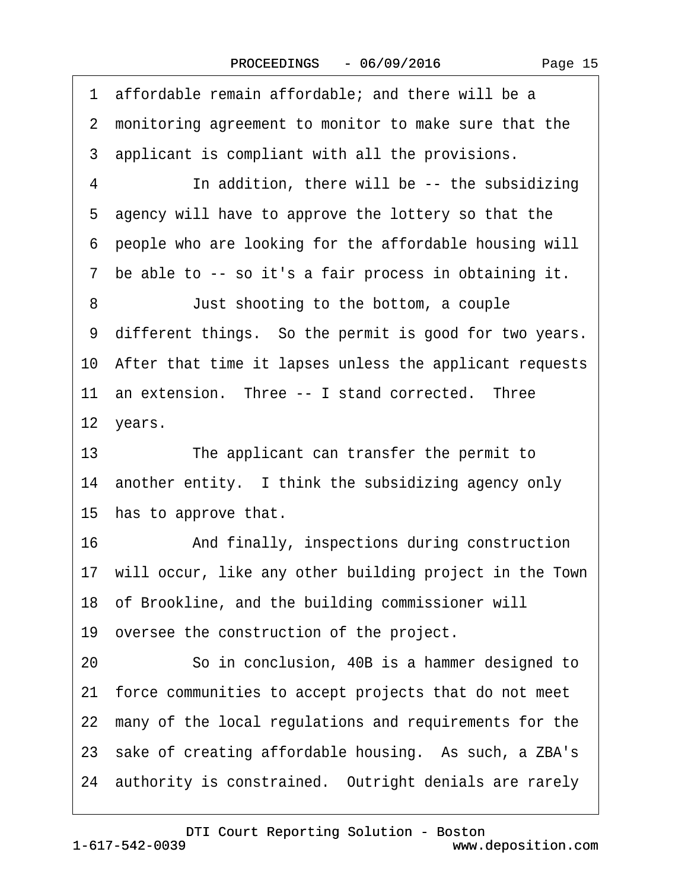1 affordable remain affordable; and there will be a
2 monitoring agreement to monitor to make sure that the
3 applicant is compliant with all the provisions.
4 In addition, there will be -- the subsidizing
5 agency will have to approve the lottery so that the
6 people who are looking for the affordable housing will
7 be able to -- so it's a fair process in obtaining it.
8 Just shooting to the bottom, a couple
9 different things. So the permit is good for two years.
10 After that time it lapses unless the applicant requests
11 an extension. Three -- I stand corrected. Three
12 years.
13 The applicant can transfer the permit to
14 another entity. I think the subsidizing agency only
15 has to approve that.
16 And finally, inspections during construction
17 will occur, like any other building project in the Town
18 of Brookline, and the building commissioner will
19 oversee the construction of the project.
20 So in conclusion, 40B is a hammer designed to
21 force communities to accept projects that do not meet
22 many of the local regulations and requirements for the
23 sake of creating affordable housing. As such, a ZBA's
24 authority is constrained. Outright denials are rarely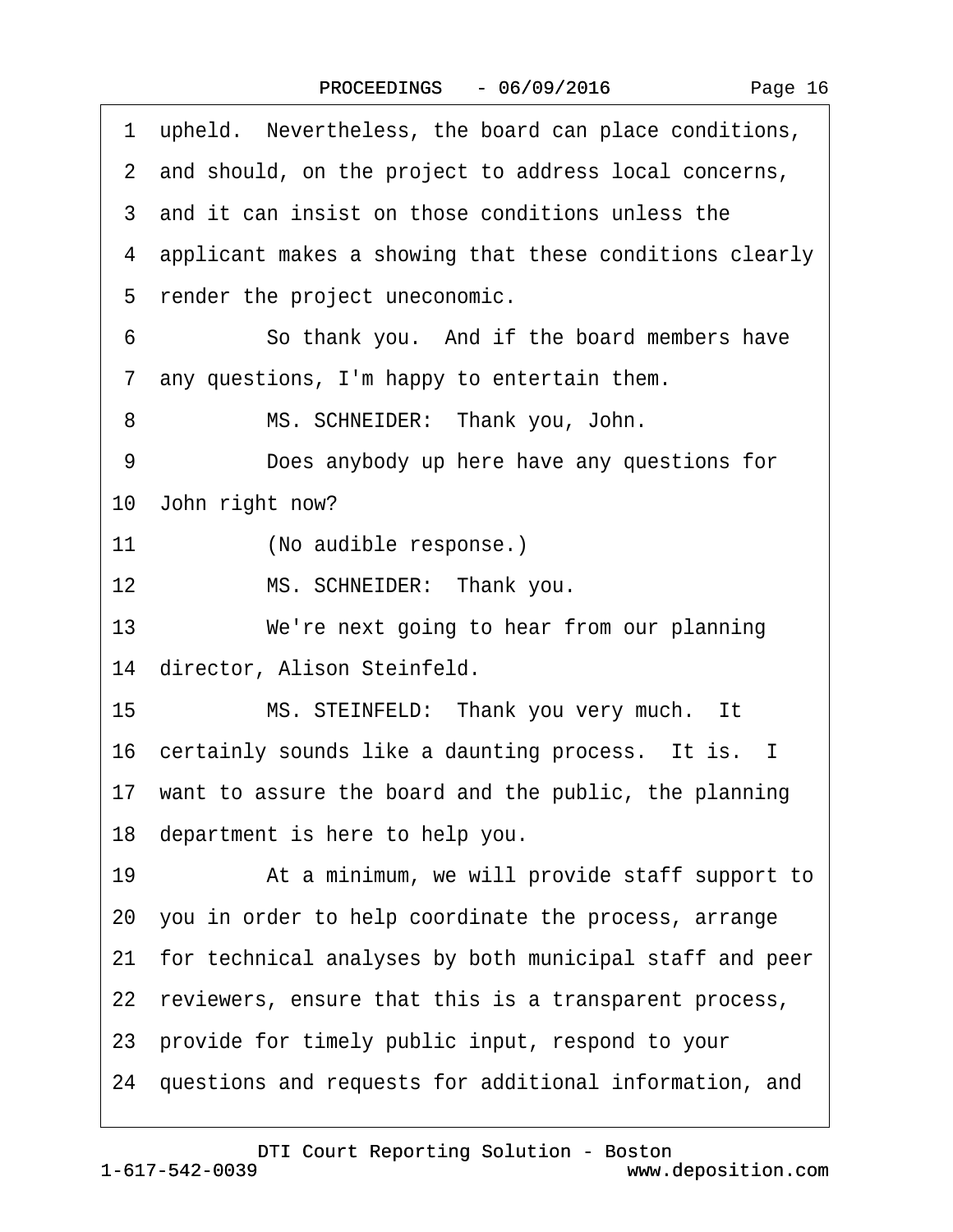1 upheld. Nevertheless, the board can place conditions,
2 and should, on the project to address local concerns,
3 and it can insist on those conditions unless the
4 applicant makes a showing that these conditions clearly
5 render the project uneconomic.
6 So thank you. And if the board members have
7 any questions, I'm happy to entertain them.
8 MS. SCHNEIDER: Thank you, John.
9 Does anybody up here have any questions for
10 John right now?
11 (No audible response.)
12 MS. SCHNEIDER: Thank you.
13 We're next going to hear from our planning
14 director, Alison Steinfeld.
15 MS. STEINFELD: Thank you very much. It
16 certainly sounds like a daunting process. It is. I
17 want to assure the board and the public, the planning
18 department is here to help you.
19 At a minimum, we will provide staff support to
20 you in order to help coordinate the process, arrange
21 for technical analyses by both municipal staff and peer
22 reviewers, ensure that this is a transparent process,
23 provide for timely public input, respond to your
24 questions and requests for additional information, and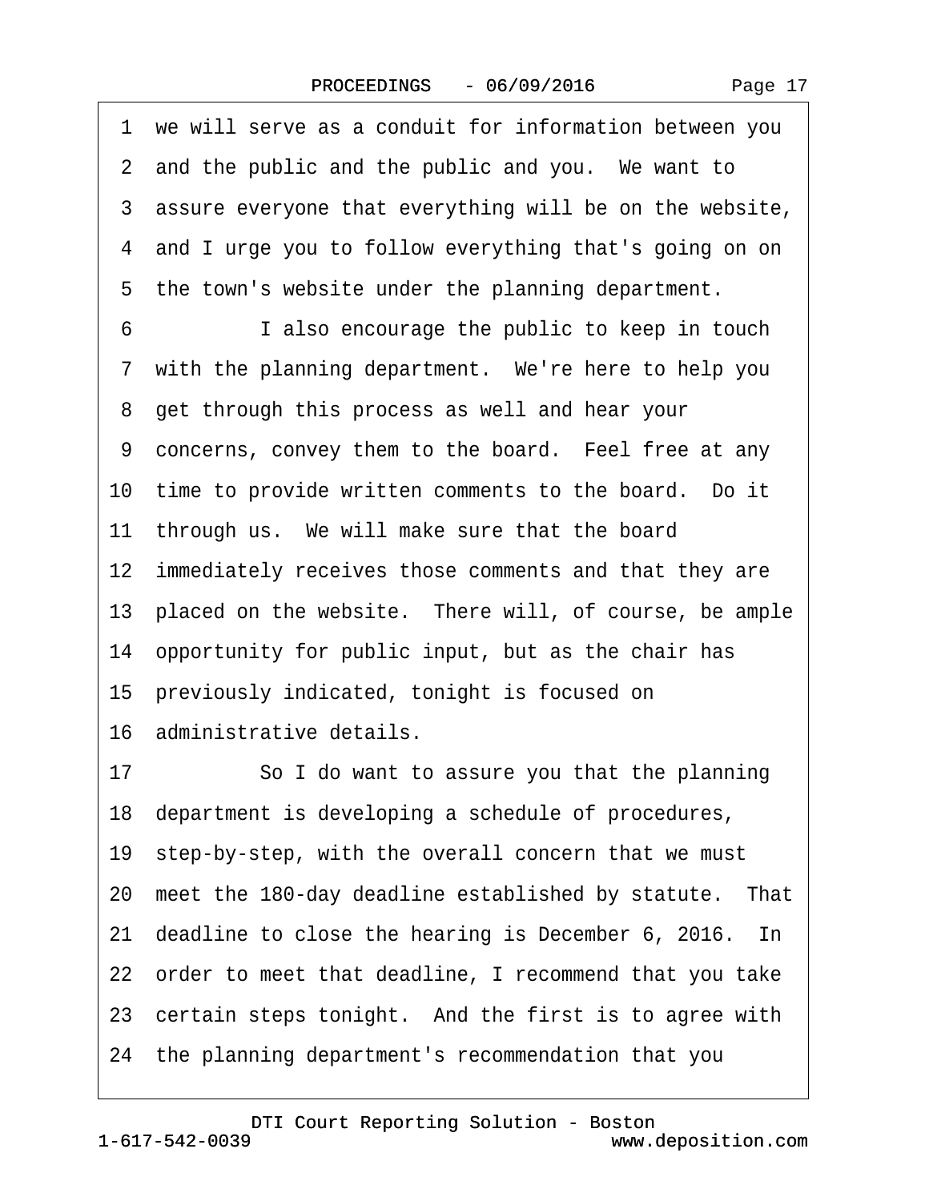1 we will serve as a conduit for information between you
2 and the public and the public and you. We want to
3 assure everyone that everything will be on the website,
4 and I urge you to follow everything that's going on on
5 the town's website under the planning department.
6 I also encourage the public to keep in touch
7 with the planning department. We're here to help you
8 get through this process as well and hear your
9 concerns, convey them to the board. Feel free at any
10 time to provide written comments to the board. Do it
11 through us. We will make sure that the board
12 immediately receives those comments and that they are
13 placed on the website. There will, of course, be ample
14 opportunity for public input, but as the chair has
15 previously indicated, tonight is focused on
16 administrative details.
17 So I do want to assure you that the planning
18 department is developing a schedule of procedures,
19 step-by-step, with the overall concern that we must
20 meet the 180-day deadline established by statute. That
21 deadline to close the hearing is December 6, 2016. In
22 order to meet that deadline, I recommend that you take
23 certain steps tonight. And the first is to agree with
24 the planning department's recommendation that you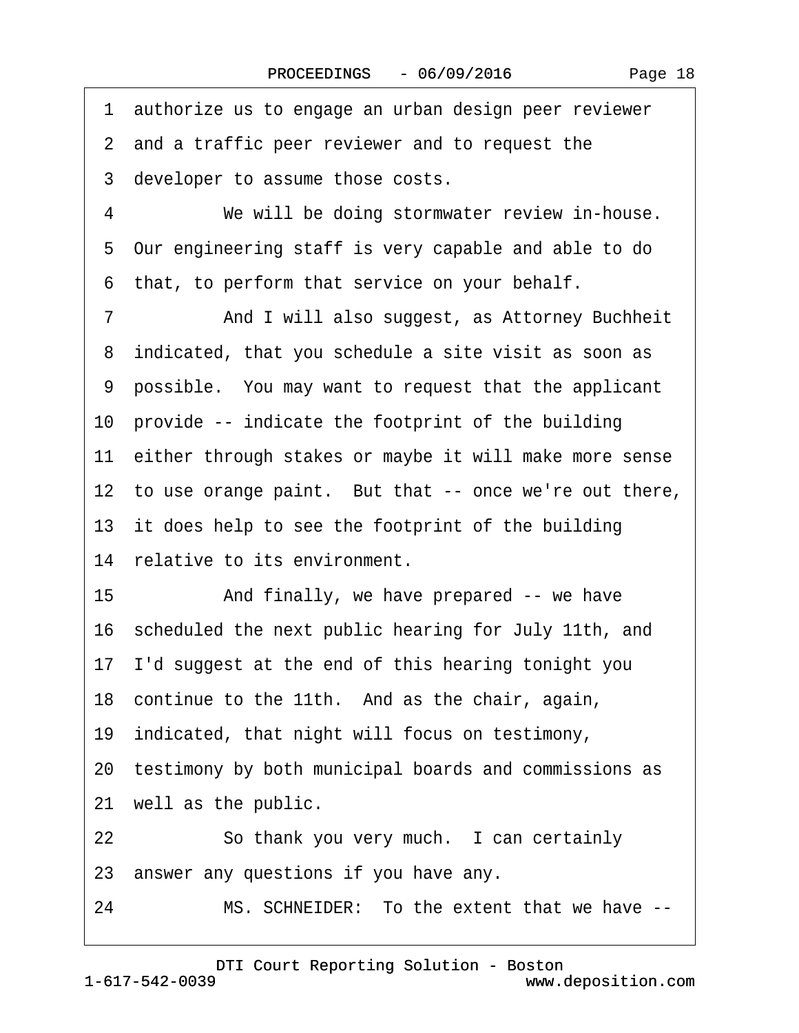1 authorize us to engage an urban design peer reviewer
2 and a traffic peer reviewer and to request the
3 developer to assume those costs.
4 We will be doing stormwater review in-house.
5 Our engineering staff is very capable and able to do
6 that, to perform that service on your behalf.
7 And I will also suggest, as Attorney Buchheit
8 indicated, that you schedule a site visit as soon as
9 possible. You may want to request that the applicant
10 provide -- indicate the footprint of the building
11 either through stakes or maybe it will make more sense
12 to use orange paint. But that -- once we're out there,
13 it does help to see the footprint of the building
14 relative to its environment.
15 And finally, we have prepared -- we have
16 scheduled the next public hearing for July 11th, and
17 I'd suggest at the end of this hearing tonight you
18 continue to the 11th. And as the chair, again,
19 indicated, that night will focus on testimony,
20 testimony by both municipal boards and commissions as
21 well as the public.
22 So thank you very much. I can certainly
23 answer any questions if you have any.
24 MS. SCHNEIDER: To the extent that we have --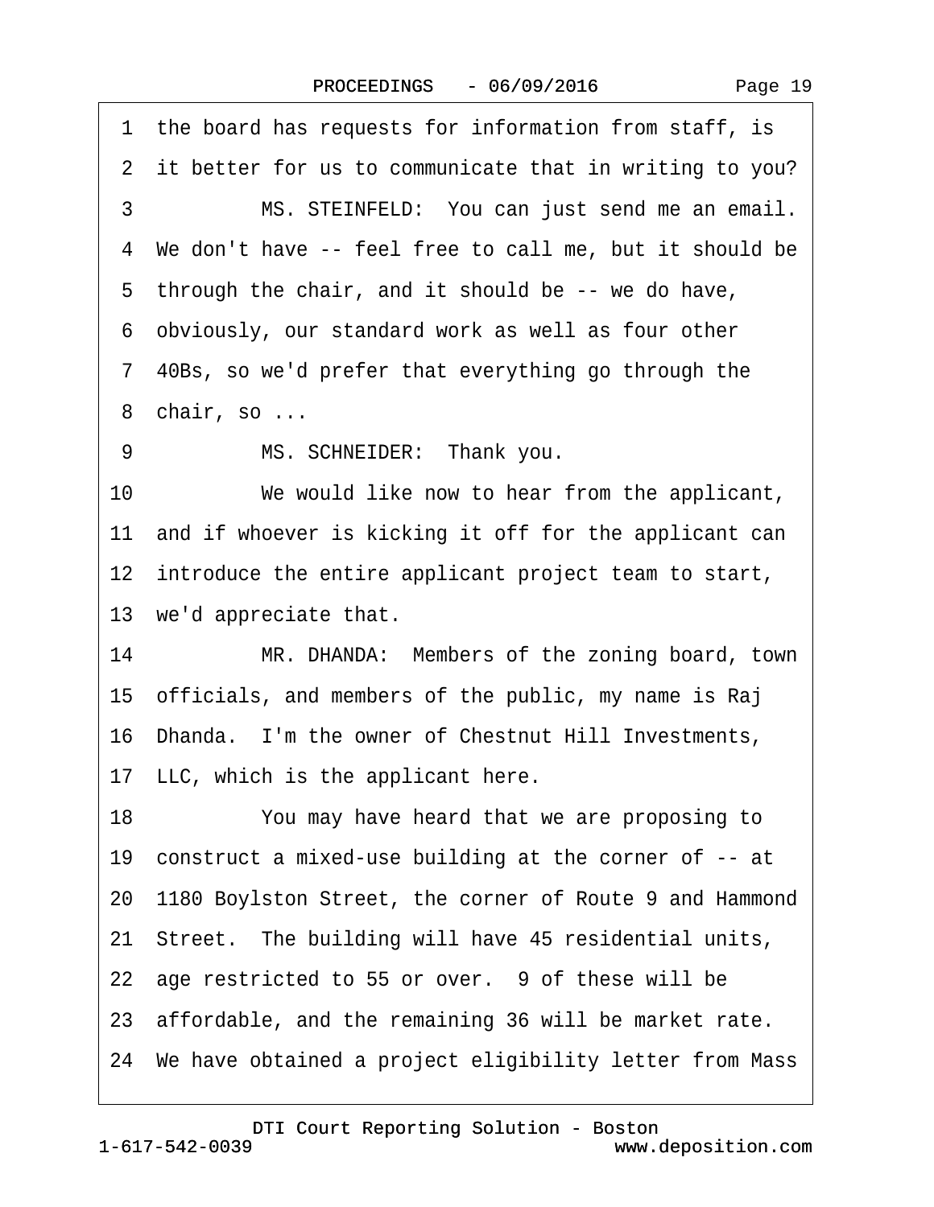1 the board has requests for information from staff, is
2 it better for us to communicate that in writing to you?
3 MS. STEINFELD: You can just send me an email.
4 We don't have -- feel free to call me, but it should be
5 through the chair, and it should be -- we do have,
6 obviously, our standard work as well as four other
7 40Bs, so we'd prefer that everything go through the
8 chair, so ...
9 MS. SCHNEIDER: Thank you.
10 We would like now to hear from the applicant,
11 and if whoever is kicking it off for the applicant can
12 introduce the entire applicant project team to start,
13 we'd appreciate that.
14 MR. DHANDA: Members of the zoning board, town
15 officials, and members of the public, my name is Raj
16 Dhanda. I'm the owner of Chestnut Hill Investments,
17 LLC, which is the applicant here.
18 You may have heard that we are proposing to
19 construct a mixed-use building at the corner of -- at
20 1180 Boylston Street, the corner of Route 9 and Hammond
21 Street. The building will have 45 residential units,
22 age restricted to 55 or over. 9 of these will be
23 affordable, and the remaining 36 will be market rate.
24 We have obtained a project eligibility letter from Mass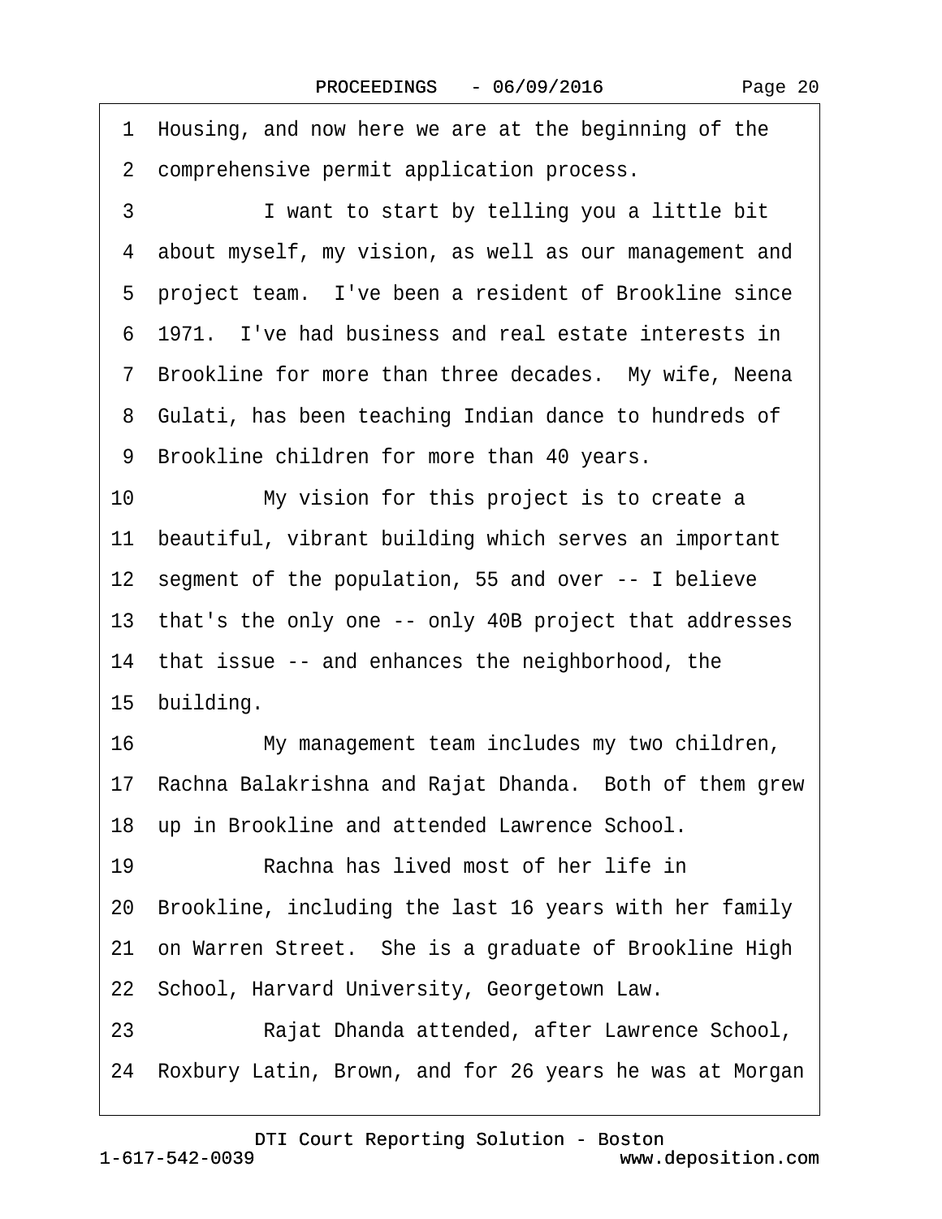1 Housing, and now here we are at the beginning of the
2 comprehensive permit application process.
3 I want to start by telling you a little bit
4 about myself, my vision, as well as our management and
5 project team. I've been a resident of Brookline since
6 1971. I've had business and real estate interests in
7 Brookline for more than three decades. My wife, Neena
8 Gulati, has been teaching Indian dance to hundreds of
9 Brookline children for more than 40 years.
10 My vision for this project is to create a
11 beautiful, vibrant building which serves an important
12 segment of the population, 55 and over -- I believe
13 that's the only one -- only 40B project that addresses
14 that issue -- and enhances the neighborhood, the
15 building.
16 My management team includes my two children,
17 Rachna Balakrishna and Rajat Dhanda. Both of them grew
18 up in Brookline and attended Lawrence School.
19 Rachna has lived most of her life in
20 Brookline, including the last 16 years with her family
21 on Warren Street. She is a graduate of Brookline High
22 School, Harvard University, Georgetown Law.
23 Rajat Dhanda attended, after Lawrence School,
24 Roxbury Latin, Brown, and for 26 years he was at Morgan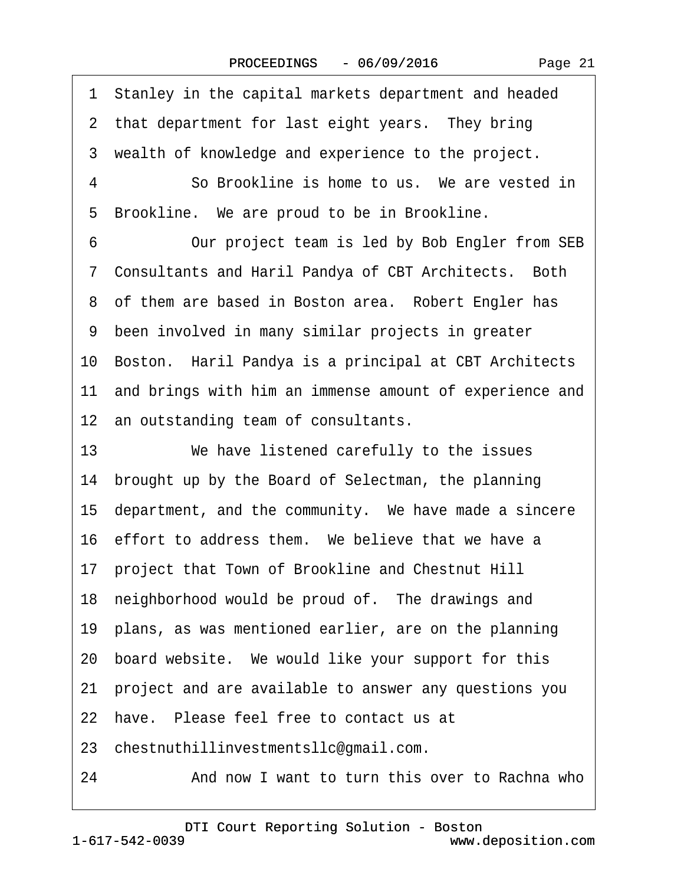1 Stanley in the capital markets department and headed
2 that department for last eight years. They bring
3 wealth of knowledge and experience to the project.
4 So Brookline is home to us. We are vested in
5 Brookline. We are proud to be in Brookline.
6 Our project team is led by Bob Engler from SEB
7 Consultants and Haril Pandya of CBT Architects. Both
8 of them are based in Boston area. Robert Engler has
9 been involved in many similar projects in greater
10 Boston. Haril Pandya is a principal at CBT Architects
11 and brings with him an immense amount of experience and
12 an outstanding team of consultants.
13 We have listened carefully to the issues
14 brought up by the Board of Selectman, the planning
15 department, and the community. We have made a sincere
16 effort to address them. We believe that we have a
17 project that Town of Brookline and Chestnut Hill
18 neighborhood would be proud of. The drawings and
19 plans, as was mentioned earlier, are on the planning
20 board website. We would like your support for this
21 project and are available to answer any questions you
22 have. Please feel free to contact us at
23 chestnuthillinvestmentsllc@gmail.com.
24 And now I want to turn this over to Rachna who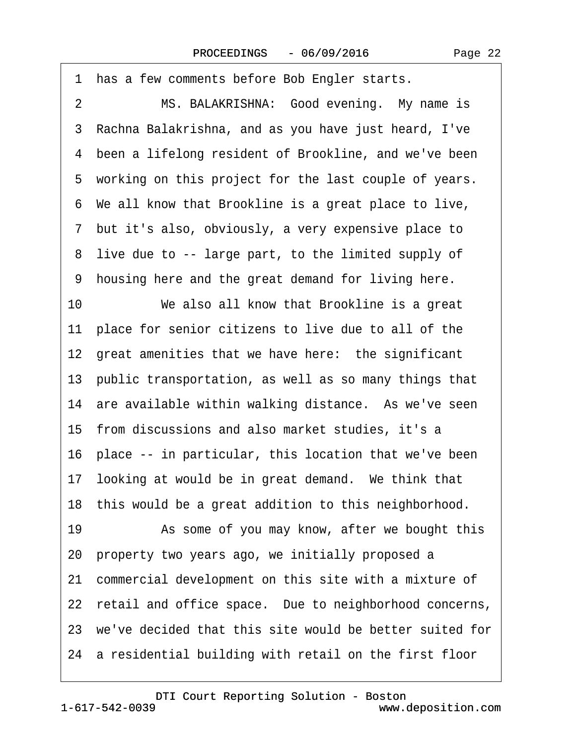1 has a few comments before Bob Engler starts.

2 MS. BALAKRISHNA: Good evening. My name is

3 Rachna Balakrishna, and as you have just heard, I've

4 been a lifelong resident of Brookline, and we've been

5 working on this project for the last couple of years.

6 We all know that Brookline is a great place to live,

7 but it's also, obviously, a very expensive place to

8 live due to -- large part, to the limited supply of

9 housing here and the great demand for living here.

10 We also all know that Brookline is a great

11 place for senior citizens to live due to all of the

12 great amenities that we have here: the significant

13 public transportation, as well as so many things that

14 are available within walking distance. As we've seen

15 from discussions and also market studies, it's a

16 place -- in particular, this location that we've been

17 looking at would be in great demand. We think that

18 this would be a great addition to this neighborhood.

19 As some of you may know, after we bought this

20 property two years ago, we initially proposed a

21 commercial development on this site with a mixture of

22 retail and office space. Due to neighborhood concerns,

23 we've decided that this site would be better suited for

24 a residential building with retail on the first floor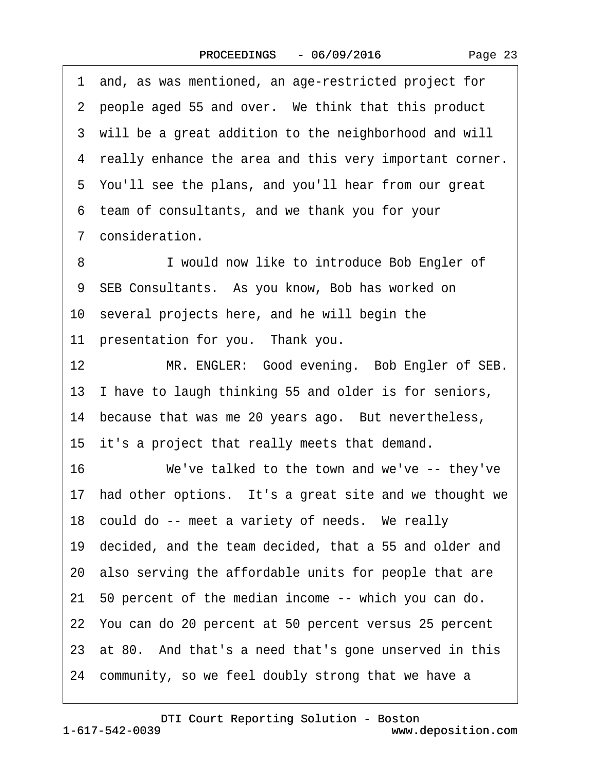1 and, as was mentioned, an age-restricted project for
2 people aged 55 and over. We think that this product
3 will be a great addition to the neighborhood and will
4 really enhance the area and this very important corner.
5 You'll see the plans, and you'll hear from our great
6 team of consultants, and we thank you for your
7 consideration.

8 I would now like to introduce Bob Engler of
9 SEB Consultants. As you know, Bob has worked on
10 several projects here, and he will begin the
11 presentation for you. Thank you.

12 MR. ENGLER: Good evening. Bob Engler of SEB.
13 I have to laugh thinking 55 and older is for seniors,
14 because that was me 20 years ago. But nevertheless,
15 it's a project that really meets that demand.

16 We've talked to the town and we've -- they've
17 had other options. It's a great site and we thought we
18 could do -- meet a variety of needs. We really
19 decided, and the team decided, that a 55 and older and
20 also serving the affordable units for people that are
21 50 percent of the median income -- which you can do.
22 You can do 20 percent at 50 percent versus 25 percent
23 at 80. And that's a need that's gone unserved in this
24 community, so we feel doubly strong that we have a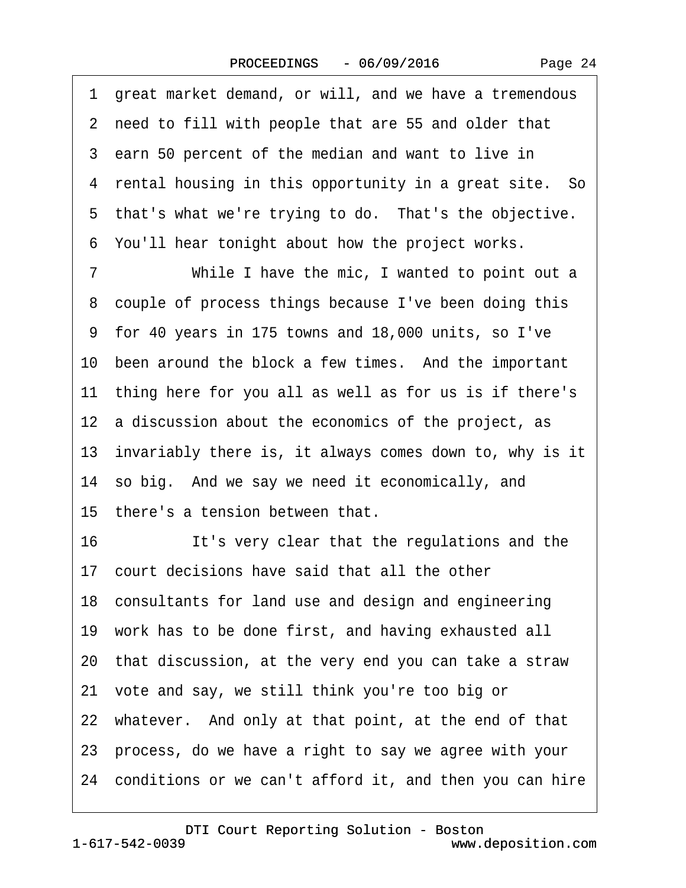1 great market demand, or will, and we have a tremendous
2 need to fill with people that are 55 and older that
3 earn 50 percent of the median and want to live in
4 rental housing in this opportunity in a great site. So
5 that's what we're trying to do. That's the objective.
6 You'll hear tonight about how the project works.
7 While I have the mic, I wanted to point out a
8 couple of process things because I've been doing this
9 for 40 years in 175 towns and 18,000 units, so I've
10 been around the block a few times. And the important
11 thing here for you all as well as for us is if there's
12 a discussion about the economics of the project, as
13 invariably there is, it always comes down to, why is it
14 so big. And we say we need it economically, and
15 there's a tension between that.
16 It's very clear that the regulations and the
17 court decisions have said that all the other
18 consultants for land use and design and engineering
19 work has to be done first, and having exhausted all
20 that discussion, at the very end you can take a straw
21 vote and say, we still think you're too big or
22 whatever. And only at that point, at the end of that
23 process, do we have a right to say we agree with your
24 conditions or we can't afford it, and then you can hire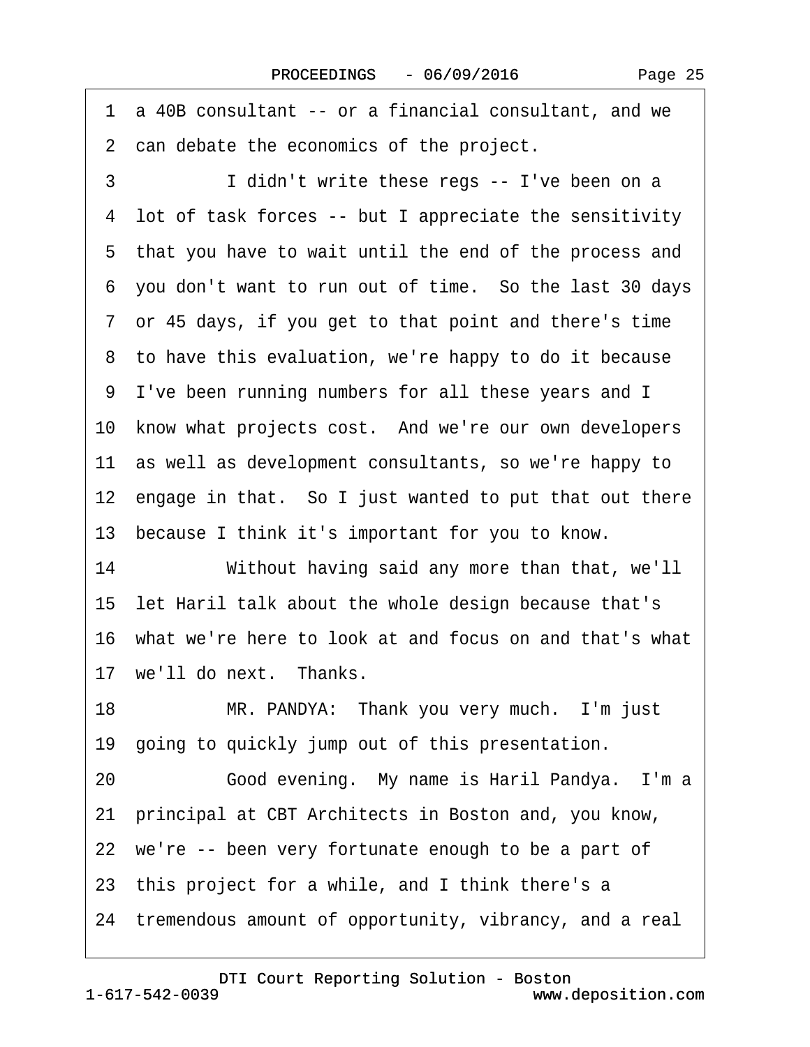1 a 40B consultant -- or a financial consultant, and we
2 can debate the economics of the project.
3 I didn't write these regs -- I've been on a
4 lot of task forces -- but I appreciate the sensitivity
5 that you have to wait until the end of the process and
6 you don't want to run out of time. So the last 30 days
7 or 45 days, if you get to that point and there's time
8 to have this evaluation, we're happy to do it because
9 I've been running numbers for all these years and I
10 know what projects cost. And we're our own developers
11 as well as development consultants, so we're happy to
12 engage in that. So I just wanted to put that out there
13 because I think it's important for you to know.
14 Without having said any more than that, we'll
15 let Haril talk about the whole design because that's
16 what we're here to look at and focus on and that's what
17 we'll do next. Thanks.
18 MR. PANDYA: Thank you very much. I'm just
19 going to quickly jump out of this presentation.
20 Good evening. My name is Haril Pandya. I'm a
21 principal at CBT Architects in Boston and, you know,
22 we're -- been very fortunate enough to be a part of
23 this project for a while, and I think there's a
24 tremendous amount of opportunity, vibrancy, and a real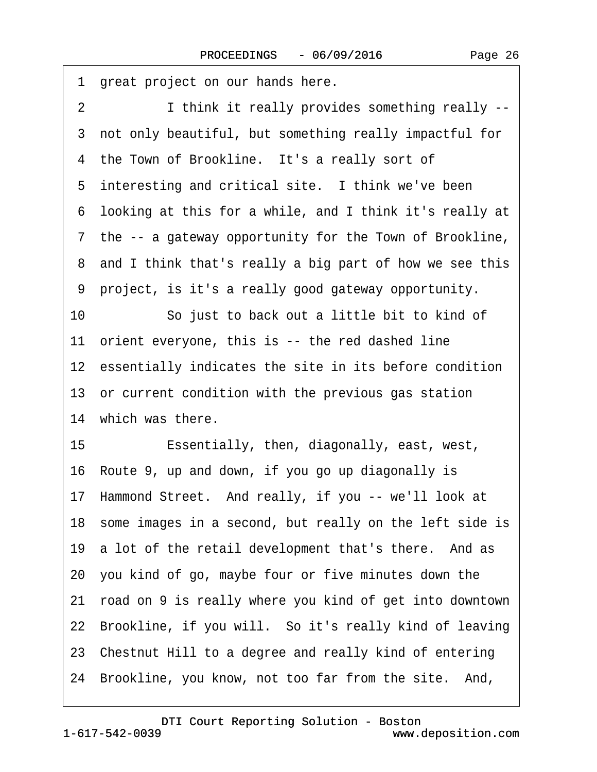1 great project on our hands here.

2 I think it really provides something really --

3 not only beautiful, but something really impactful for

4 the Town of Brookline. It's a really sort of

5 interesting and critical site. I think we've been

6 looking at this for a while, and I think it's really at

7 the -- a gateway opportunity for the Town of Brookline,

8 and I think that's really a big part of how we see this

9 project, is it's a really good gateway opportunity.

10 So just to back out a little bit to kind of

11 orient everyone, this is -- the red dashed line

12 essentially indicates the site in its before condition

13 or current condition with the previous gas station

14 which was there.

15 Essentially, then, diagonally, east, west,

16 Route 9, up and down, if you go up diagonally is

17 Hammond Street. And really, if you -- we'll look at

18 some images in a second, but really on the left side is

19 a lot of the retail development that's there. And as

20 you kind of go, maybe four or five minutes down the

21 road on 9 is really where you kind of get into downtown

22 Brookline, if you will. So it's really kind of leaving

23 Chestnut Hill to a degree and really kind of entering

24 Brookline, you know, not too far from the site. And,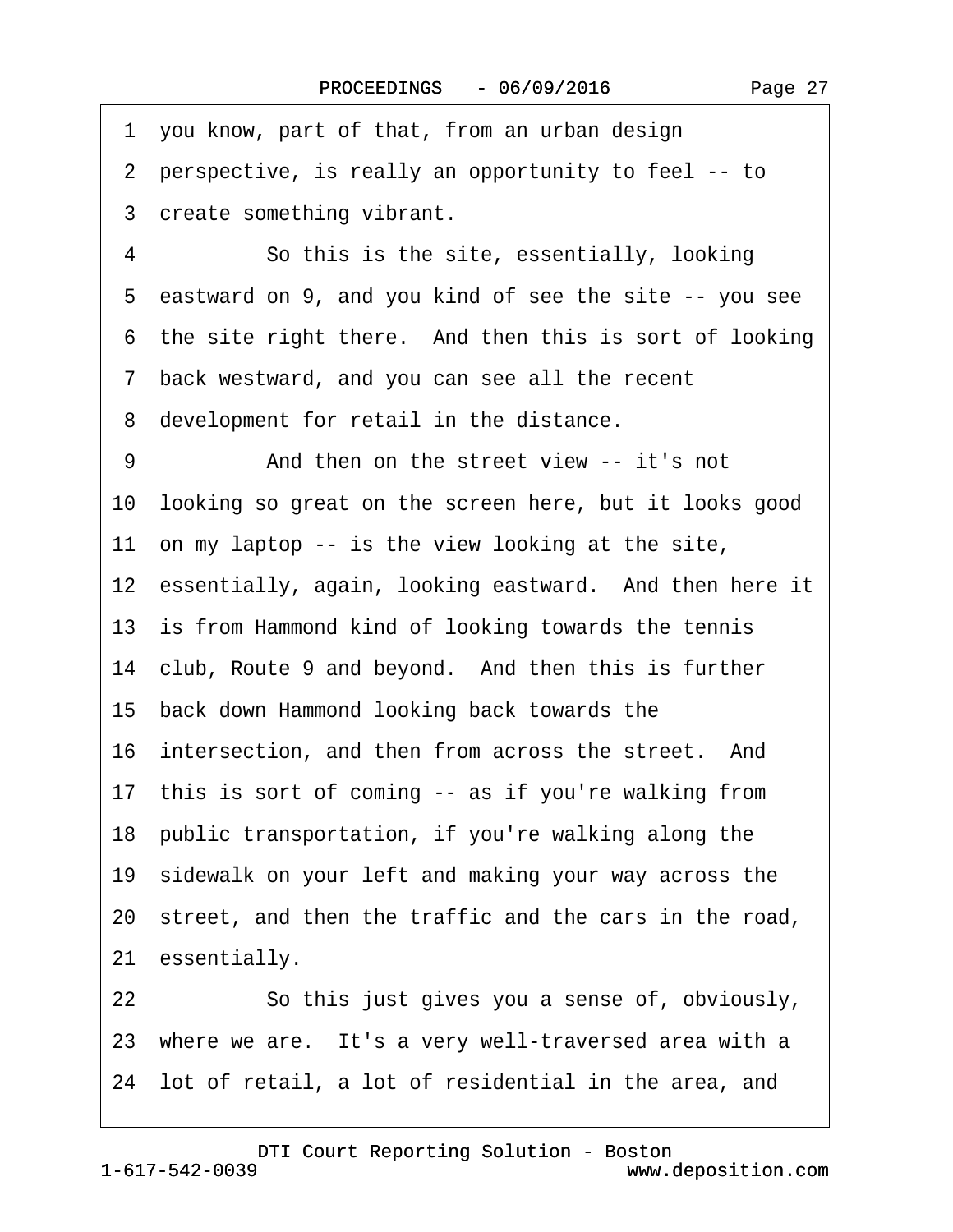1 you know, part of that, from an urban design
2 perspective, is really an opportunity to feel -- to
3 create something vibrant.
4 So this is the site, essentially, looking
5 eastward on 9, and you kind of see the site -- you see
6 the site right there. And then this is sort of looking
7 back westward, and you can see all the recent
8 development for retail in the distance.
9 And then on the street view -- it's not
10 looking so great on the screen here, but it looks good
11 on my laptop -- is the view looking at the site,
12 essentially, again, looking eastward. And then here it
13 is from Hammond kind of looking towards the tennis
14 club, Route 9 and beyond. And then this is further
15 back down Hammond looking back towards the
16 intersection, and then from across the street. And
17 this is sort of coming -- as if you're walking from
18 public transportation, if you're walking along the
19 sidewalk on your left and making your way across the
20 street, and then the traffic and the cars in the road,
21 essentially.
22 So this just gives you a sense of, obviously,
23 where we are. It's a very well-traversed area with a
24 lot of retail, a lot of residential in the area, and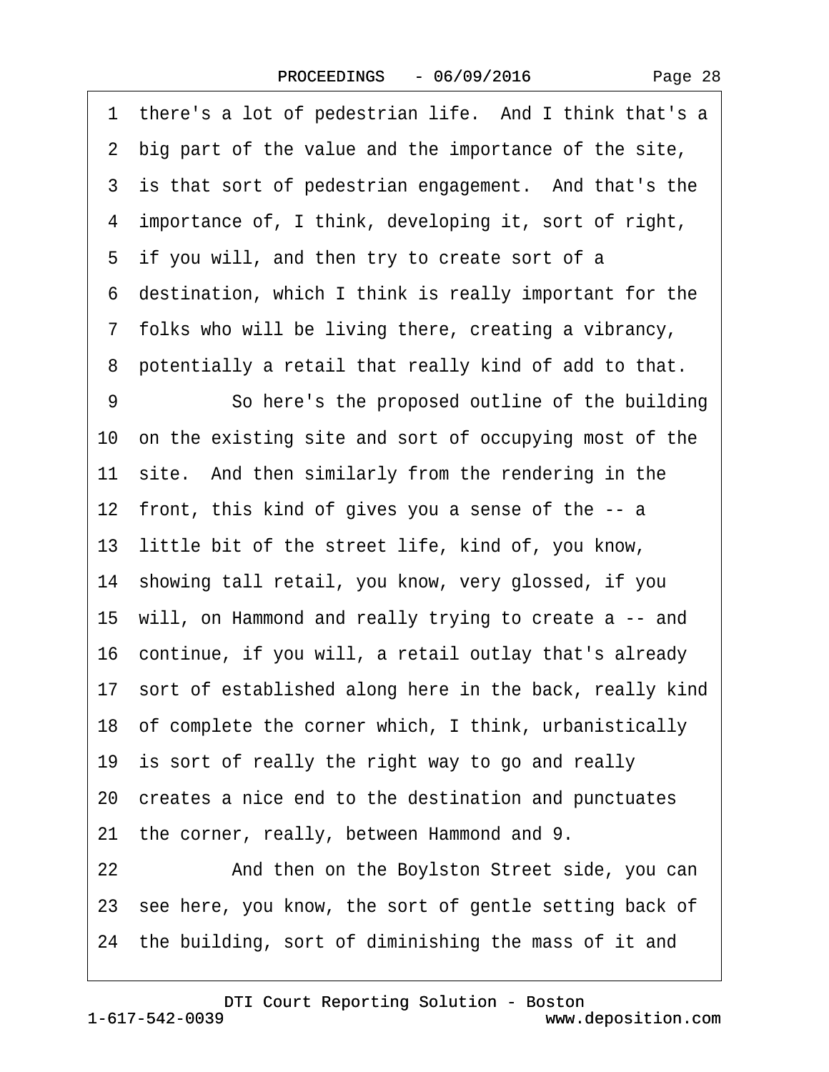1 there's a lot of pedestrian life. And I think that's a
2 big part of the value and the importance of the site,
3 is that sort of pedestrian engagement. And that's the
4 importance of, I think, developing it, sort of right,
5 if you will, and then try to create sort of a
6 destination, which I think is really important for the
7 folks who will be living there, creating a vibrancy,
8 potentially a retail that really kind of add to that.
9 So here's the proposed outline of the building
10 on the existing site and sort of occupying most of the
11 site. And then similarly from the rendering in the
12 front, this kind of gives you a sense of the -- a
13 little bit of the street life, kind of, you know,
14 showing tall retail, you know, very glossed, if you
15 will, on Hammond and really trying to create a -- and
16 continue, if you will, a retail outlay that's already
17 sort of established along here in the back, really kind
18 of complete the corner which, I think, urbanistically
19 is sort of really the right way to go and really
20 creates a nice end to the destination and punctuates
21 the corner, really, between Hammond and 9.
22 And then on the Boylston Street side, you can
23 see here, you know, the sort of gentle setting back of
24 the building, sort of diminishing the mass of it and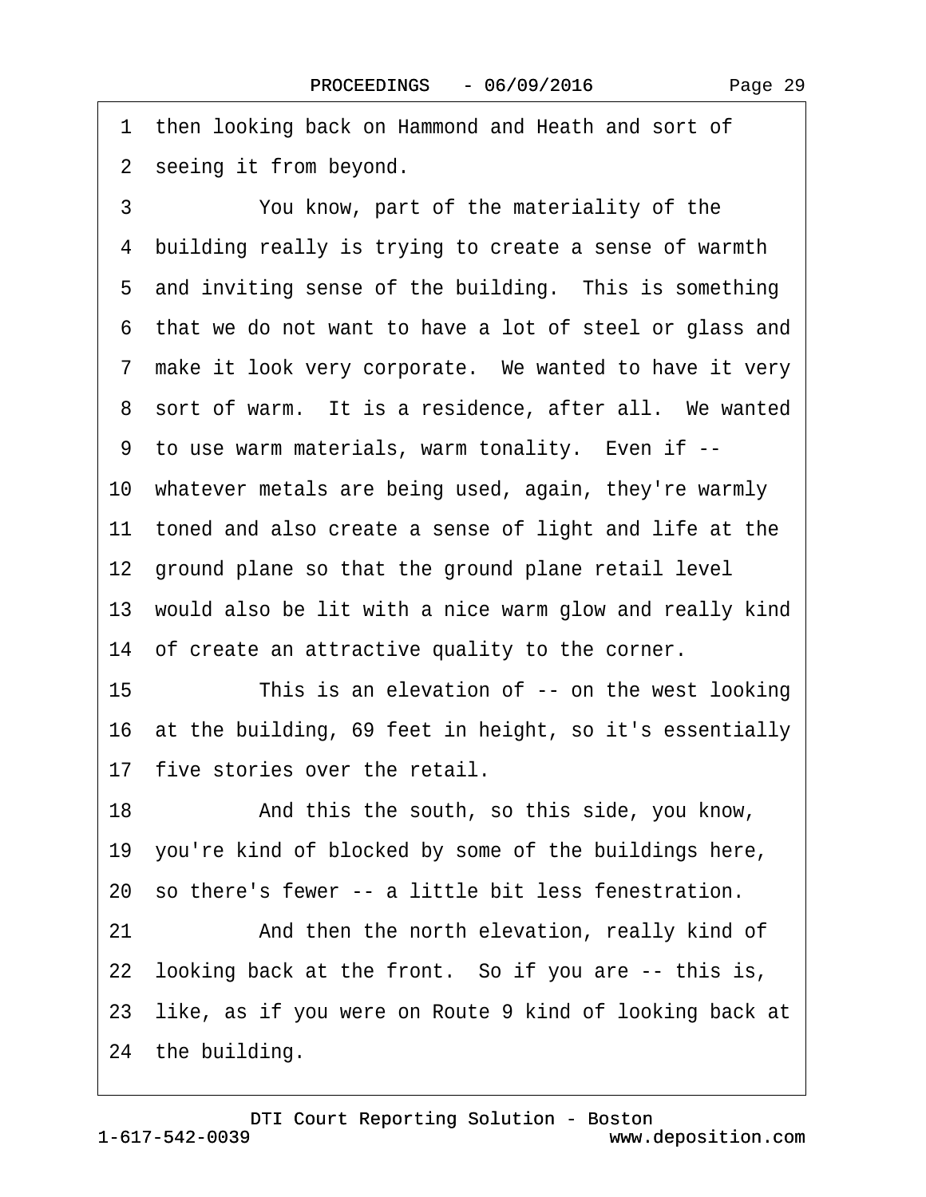1 then looking back on Hammond and Heath and sort of
2 seeing it from beyond.
3 You know, part of the materiality of the
4 building really is trying to create a sense of warmth
5 and inviting sense of the building. This is something
6 that we do not want to have a lot of steel or glass and
7 make it look very corporate. We wanted to have it very
8 sort of warm. It is a residence, after all. We wanted
9 to use warm materials, warm tonality. Even if --
10 whatever metals are being used, again, they're warmly
11 toned and also create a sense of light and life at the
12 ground plane so that the ground plane retail level
13 would also be lit with a nice warm glow and really kind
14 of create an attractive quality to the corner.
15 This is an elevation of -- on the west looking
16 at the building, 69 feet in height, so it's essentially
17 five stories over the retail.
18 And this the south, so this side, you know,
19 you're kind of blocked by some of the buildings here,
20 so there's fewer -- a little bit less fenestration.
21 And then the north elevation, really kind of
22 looking back at the front. So if you are -- this is,
23 like, as if you were on Route 9 kind of looking back at
24 the building.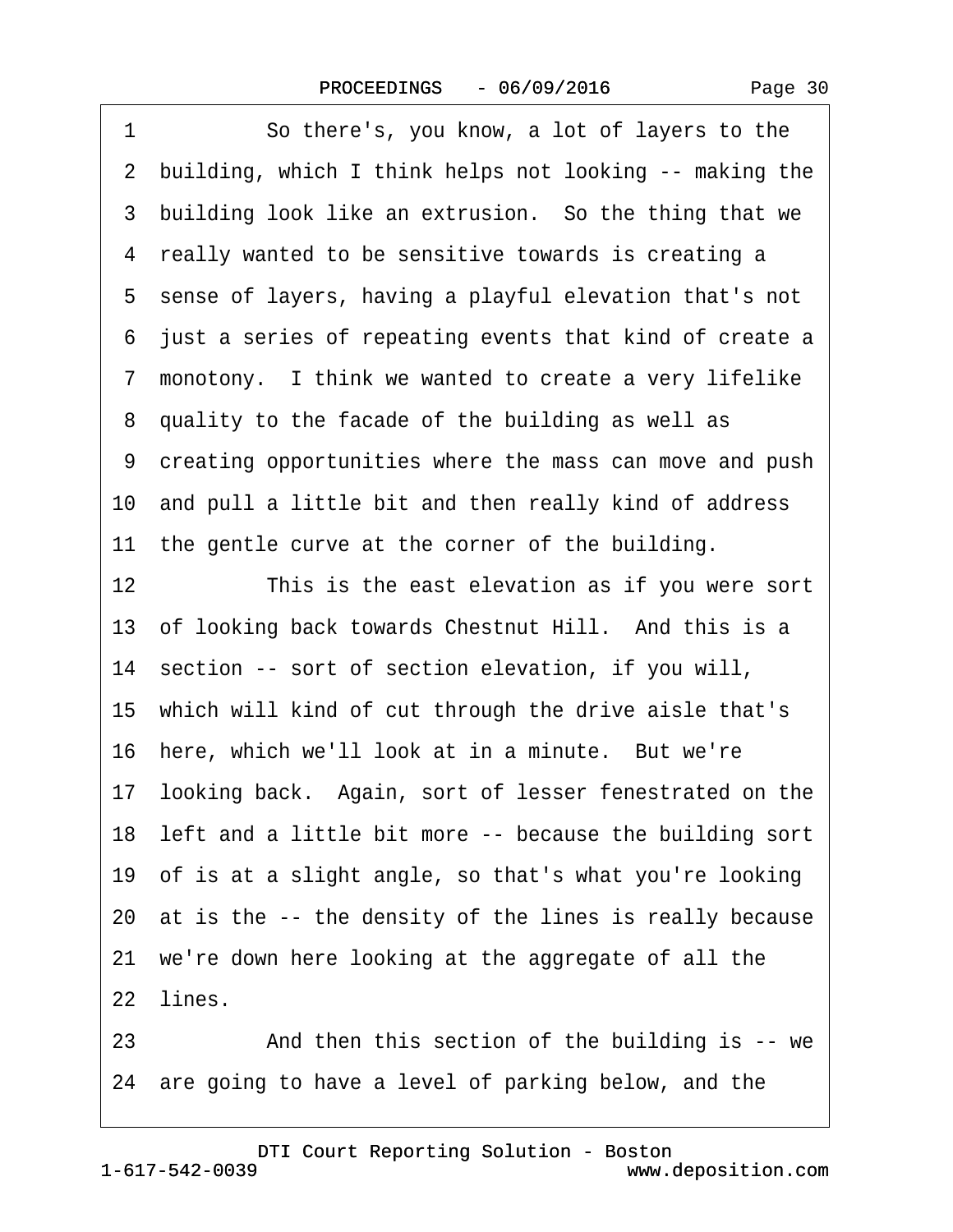1 So there's, you know, a lot of layers to the
2 building, which I think helps not looking -- making the
3 building look like an extrusion. So the thing that we
4 really wanted to be sensitive towards is creating a
5 sense of layers, having a playful elevation that's not
6 just a series of repeating events that kind of create a
7 monotony. I think we wanted to create a very lifelike
8 quality to the facade of the building as well as
9 creating opportunities where the mass can move and push
10 and pull a little bit and then really kind of address
11 the gentle curve at the corner of the building.
12 This is the east elevation as if you were sort
13 of looking back towards Chestnut Hill. And this is a
14 section -- sort of section elevation, if you will,
15 which will kind of cut through the drive aisle that's
16 here, which we'll look at in a minute. But we're
17 looking back. Again, sort of lesser fenestrated on the
18 left and a little bit more -- because the building sort
19 of is at a slight angle, so that's what you're looking
20 at is the -- the density of the lines is really because
21 we're down here looking at the aggregate of all the
22 lines.
23 And then this section of the building is -- we
24 are going to have a level of parking below, and the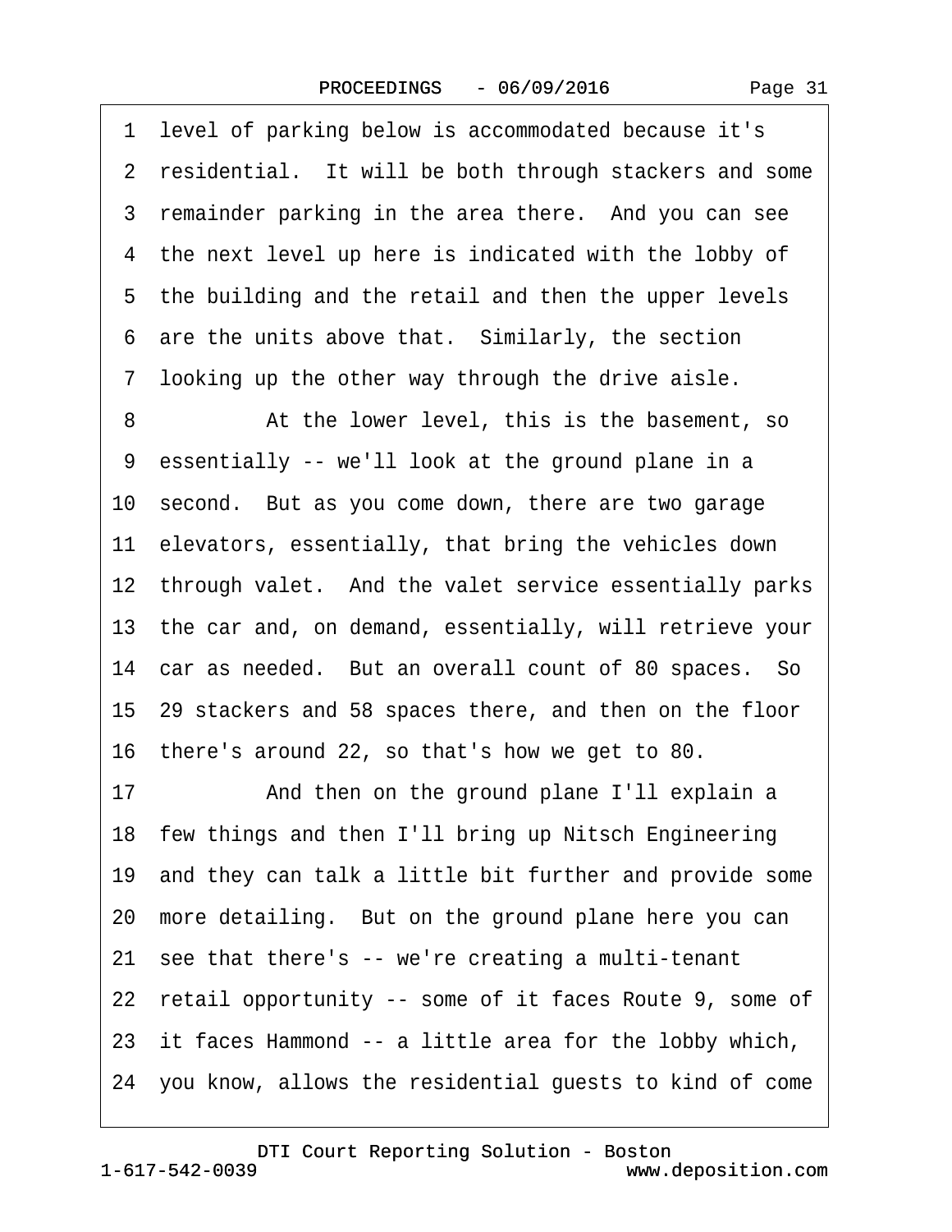1 level of parking below is accommodated because it's
2 residential. It will be both through stackers and some
3 remainder parking in the area there. And you can see
4 the next level up here is indicated with the lobby of
5 the building and the retail and then the upper levels
6 are the units above that. Similarly, the section
7 looking up the other way through the drive aisle.
8 At the lower level, this is the basement, so
9 essentially -- we'll look at the ground plane in a
10 second. But as you come down, there are two garage
11 elevators, essentially, that bring the vehicles down
12 through valet. And the valet service essentially parks
13 the car and, on demand, essentially, will retrieve your
14 car as needed. But an overall count of 80 spaces. So
15 29 stackers and 58 spaces there, and then on the floor
16 there's around 22, so that's how we get to 80.
17 And then on the ground plane I'll explain a
18 few things and then I'll bring up Nitsch Engineering
19 and they can talk a little bit further and provide some
20 more detailing. But on the ground plane here you can
21 see that there's -- we're creating a multi-tenant
22 retail opportunity -- some of it faces Route 9, some of
23 it faces Hammond -- a little area for the lobby which,
24 you know, allows the residential guests to kind of come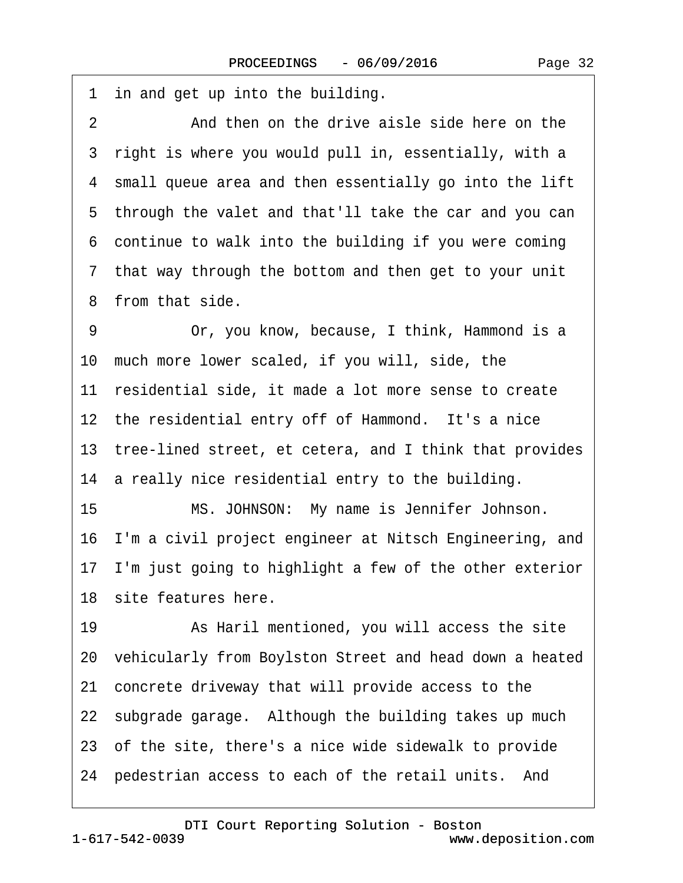1 in and get up into the building.

2 And then on the drive aisle side here on the

3 right is where you would pull in, essentially, with a

4 small queue area and then essentially go into the lift

5 through the valet and that'll take the car and you can

6 continue to walk into the building if you were coming

7 that way through the bottom and then get to your unit

8 from that side.

9 Or, you know, because, I think, Hammond is a

10 much more lower scaled, if you will, side, the

11 residential side, it made a lot more sense to create

12 the residential entry off of Hammond. It's a nice

13 tree-lined street, et cetera, and I think that provides

14 a really nice residential entry to the building.

15 MS. JOHNSON: My name is Jennifer Johnson.

16 I'm a civil project engineer at Nitsch Engineering, and

17 I'm just going to highlight a few of the other exterior

18 site features here.

19 As Haril mentioned, you will access the site

20 vehicularly from Boylston Street and head down a heated

21 concrete driveway that will provide access to the

22 subgrade garage. Although the building takes up much

23 of the site, there's a nice wide sidewalk to provide

24 pedestrian access to each of the retail units. And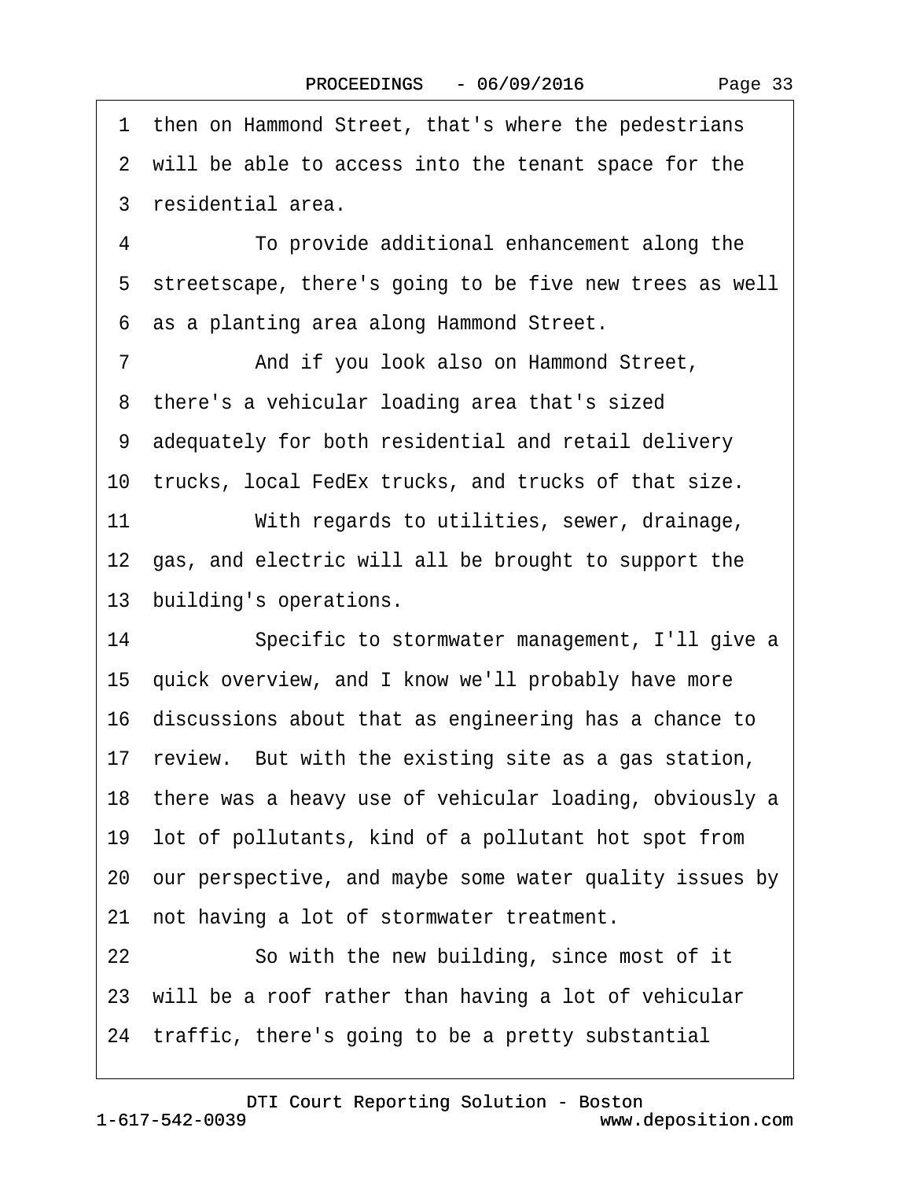1 then on Hammond Street, that's where the pedestrians
2 will be able to access into the tenant space for the
3 residential area.
4 To provide additional enhancement along the
5 streetscape, there's going to be five new trees as well
6 as a planting area along Hammond Street.
7 And if you look also on Hammond Street,
8 there's a vehicular loading area that's sized
9 adequately for both residential and retail delivery
10 trucks, local FedEx trucks, and trucks of that size.
11 With regards to utilities, sewer, drainage,
12 gas, and electric will all be brought to support the
13 building's operations.
14 Specific to stormwater management, I'll give a
15 quick overview, and I know we'll probably have more
16 discussions about that as engineering has a chance to
17 review. But with the existing site as a gas station,
18 there was a heavy use of vehicular loading, obviously a
19 lot of pollutants, kind of a pollutant hot spot from
20 our perspective, and maybe some water quality issues by
21 not having a lot of stormwater treatment.
22 So with the new building, since most of it
23 will be a roof rather than having a lot of vehicular
24 traffic, there's going to be a pretty substantial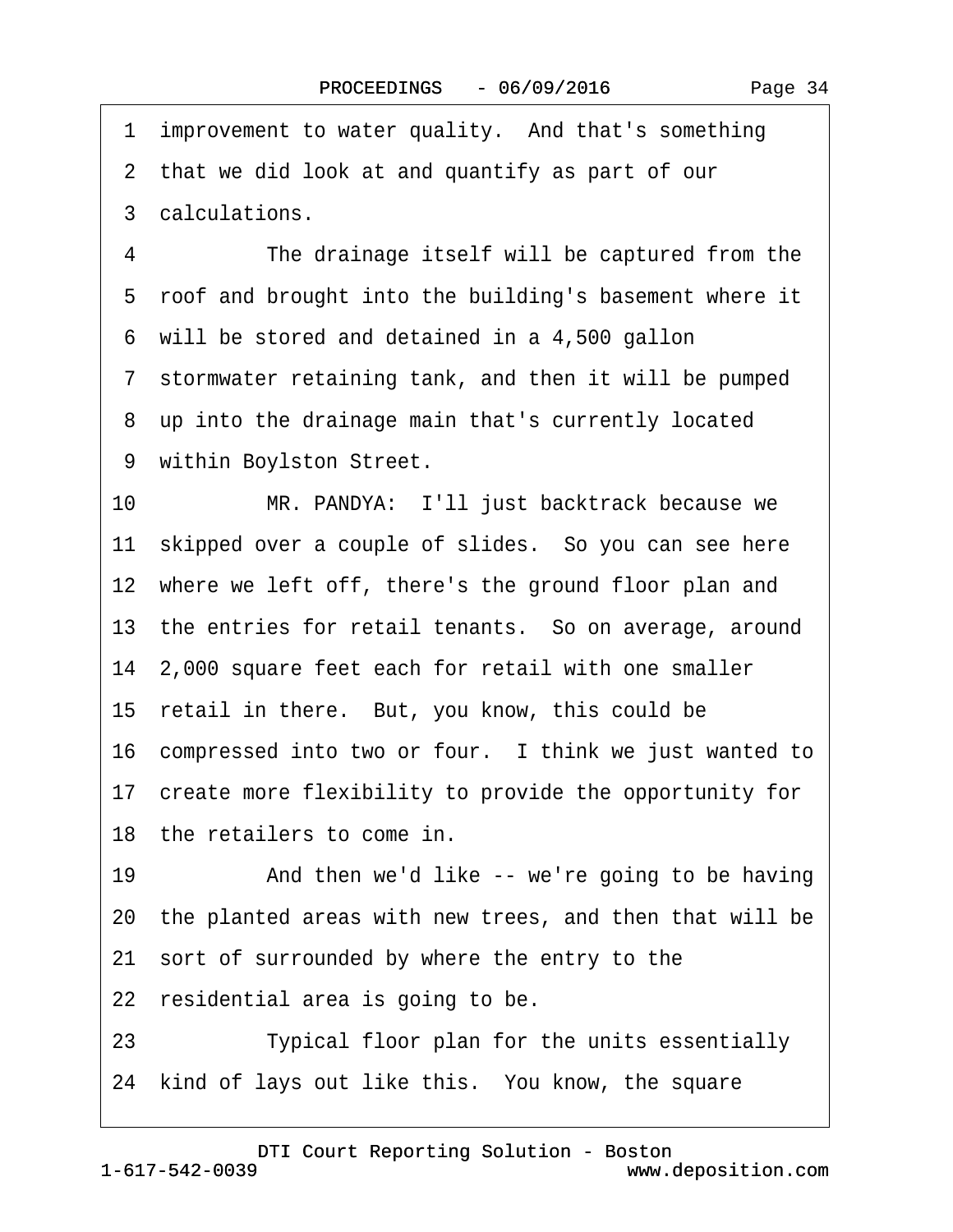1 improvement to water quality. And that's something

2 that we did look at and quantify as part of our

3 calculations.

4 The drainage itself will be captured from the

5 roof and brought into the building's basement where it

6 will be stored and detained in a 4,500 gallon

7 stormwater retaining tank, and then it will be pumped

8 up into the drainage main that's currently located

9 within Boylston Street.

10 MR. PANDYA: I'll just backtrack because we

11 skipped over a couple of slides. So you can see here

12 where we left off, there's the ground floor plan and

13 the entries for retail tenants. So on average, around

14 2,000 square feet each for retail with one smaller

15 retail in there. But, you know, this could be

16 compressed into two or four. I think we just wanted to

17 create more flexibility to provide the opportunity for

18 the retailers to come in.

19 And then we'd like -- we're going to be having

20 the planted areas with new trees, and then that will be

21 sort of surrounded by where the entry to the

22 residential area is going to be.

23 Typical floor plan for the units essentially

24 kind of lays out like this. You know, the square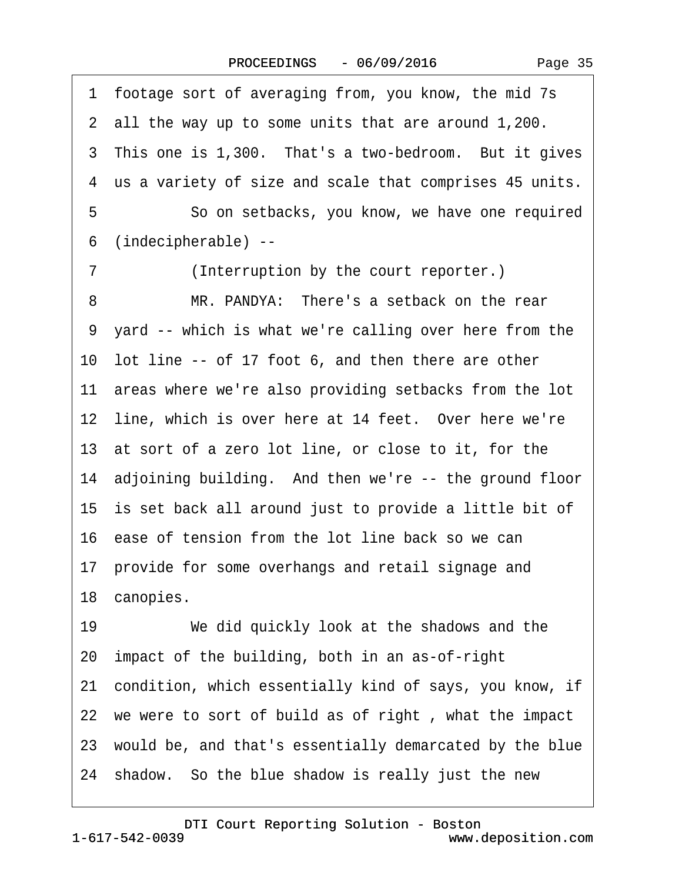1 footage sort of averaging from, you know, the mid 7s
2 all the way up to some units that are around 1,200.
3 This one is 1,300. That's a two-bedroom. But it gives
4 us a variety of size and scale that comprises 45 units.
5 So on setbacks, you know, we have one required
6 (indecipherable) --
7 (Interruption by the court reporter.)
8 MR. PANDYA: There's a setback on the rear
9 yard -- which is what we're calling over here from the
10 lot line -- of 17 foot 6, and then there are other
11 areas where we're also providing setbacks from the lot
12 line, which is over here at 14 feet. Over here we're
13 at sort of a zero lot line, or close to it, for the
14 adjoining building. And then we're -- the ground floor
15 is set back all around just to provide a little bit of
16 ease of tension from the lot line back so we can
17 provide for some overhangs and retail signage and
18 canopies.
19 We did quickly look at the shadows and the
20 impact of the building, both in an as-of-right
21 condition, which essentially kind of says, you know, if
22 we were to sort of build as of right , what the impact
23 would be, and that's essentially demarcated by the blue
24 shadow. So the blue shadow is really just the new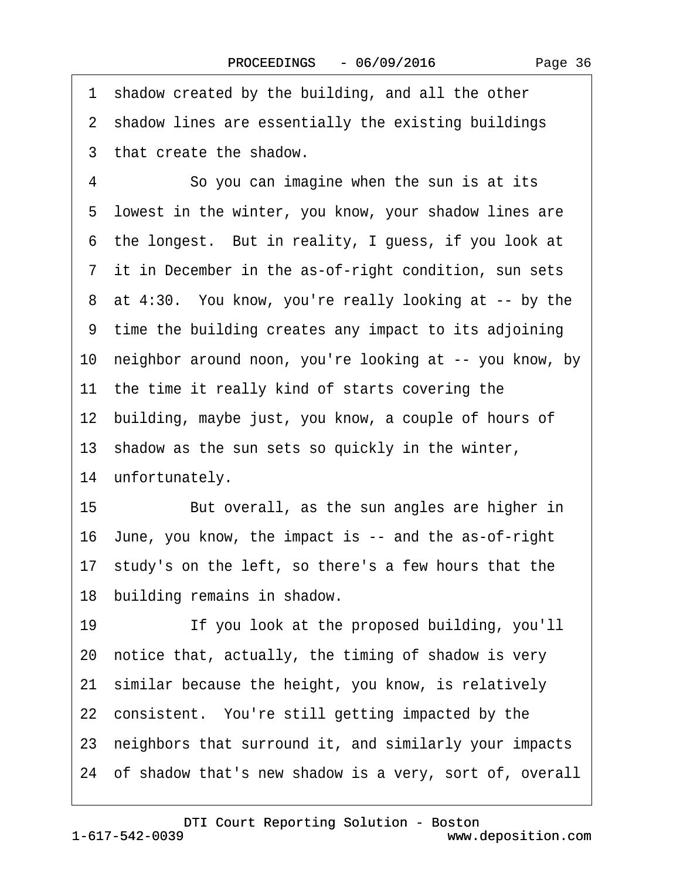1 shadow created by the building, and all the other
2 shadow lines are essentially the existing buildings
3 that create the shadow.
4 So you can imagine when the sun is at its
5 lowest in the winter, you know, your shadow lines are
6 the longest. But in reality, I guess, if you look at
7 it in December in the as-of-right condition, sun sets
8 at 4:30. You know, you're really looking at -- by the
9 time the building creates any impact to its adjoining
10 neighbor around noon, you're looking at -- you know, by
11 the time it really kind of starts covering the
12 building, maybe just, you know, a couple of hours of
13 shadow as the sun sets so quickly in the winter,
14 unfortunately.
15 But overall, as the sun angles are higher in
16 June, you know, the impact is -- and the as-of-right
17 study's on the left, so there's a few hours that the
18 building remains in shadow.
19 If you look at the proposed building, you'll
20 notice that, actually, the timing of shadow is very
21 similar because the height, you know, is relatively
22 consistent. You're still getting impacted by the
23 neighbors that surround it, and similarly your impacts
24 of shadow that's new shadow is a very, sort of, overall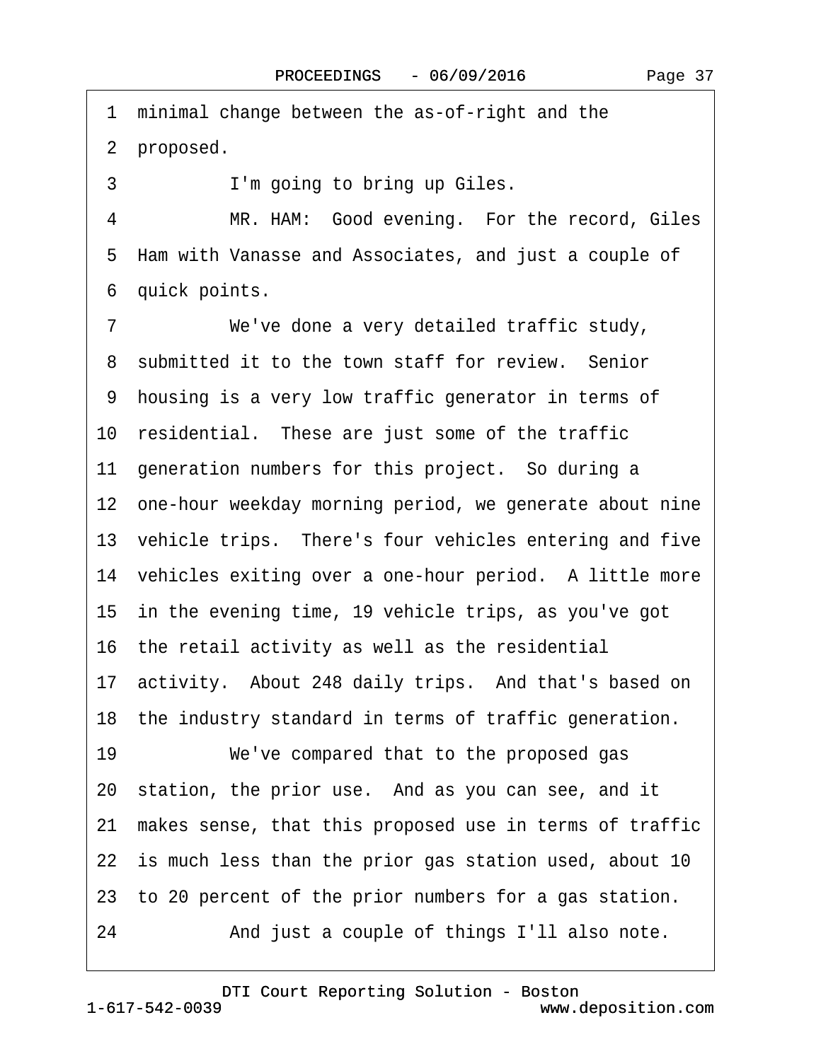1 minimal change between the as-of-right and the
2 proposed.

3 I'm going to bring up Giles.

4 MR. HAM: Good evening. For the record, Giles
5 Ham with Vanasse and Associates, and just a couple of
6 quick points.

7 We've done a very detailed traffic study,
8 submitted it to the town staff for review. Senior
9 housing is a very low traffic generator in terms of
10 residential. These are just some of the traffic
11 generation numbers for this project. So during a
12 one-hour weekday morning period, we generate about nine
13 vehicle trips. There's four vehicles entering and five
14 vehicles exiting over a one-hour period. A little more
15 in the evening time, 19 vehicle trips, as you've got
16 the retail activity as well as the residential
17 activity. About 248 daily trips. And that's based on
18 the industry standard in terms of traffic generation.

19 We've compared that to the proposed gas
20 station, the prior use. And as you can see, and it
21 makes sense, that this proposed use in terms of traffic
22 is much less than the prior gas station used, about 10
23 to 20 percent of the prior numbers for a gas station.

24 And just a couple of things I'll also note.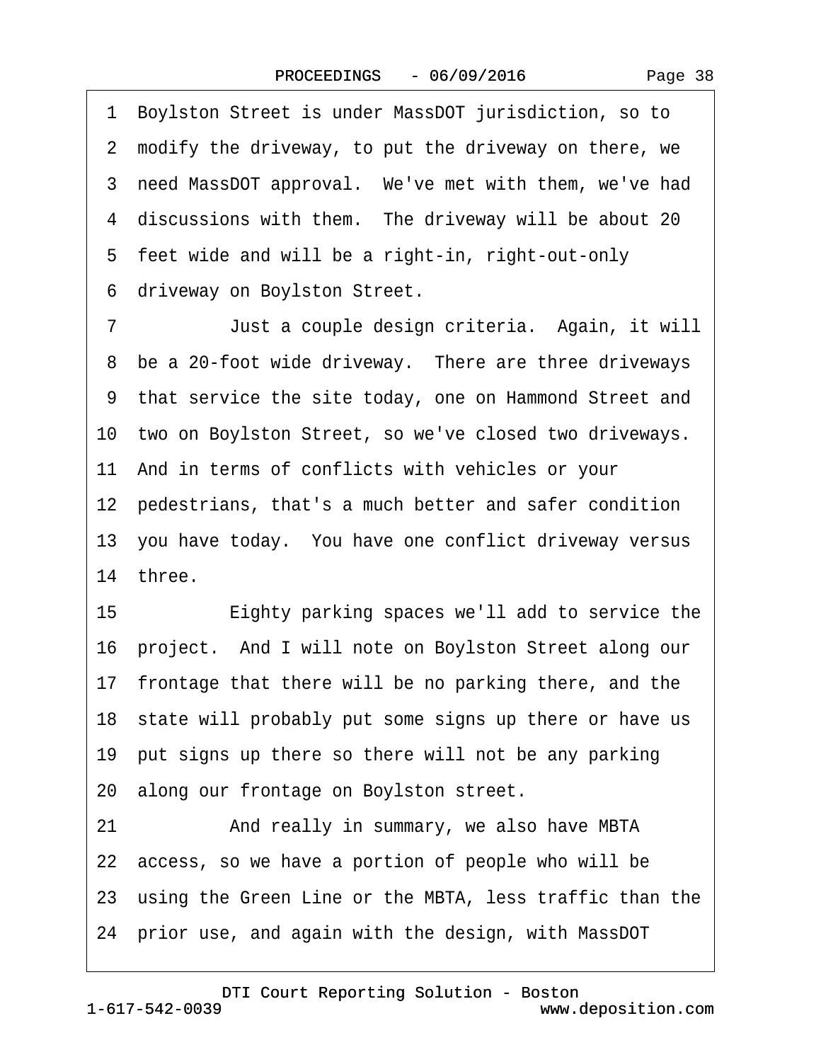1 Boylston Street is under MassDOT jurisdiction, so to
2 modify the driveway, to put the driveway on there, we
3 need MassDOT approval. We've met with them, we've had
4 discussions with them. The driveway will be about 20
5 feet wide and will be a right-in, right-out-only
6 driveway on Boylston Street.
7 Just a couple design criteria. Again, it will
8 be a 20-foot wide driveway. There are three driveways
9 that service the site today, one on Hammond Street and
10 two on Boylston Street, so we've closed two driveways.
11 And in terms of conflicts with vehicles or your
12 pedestrians, that's a much better and safer condition
13 you have today. You have one conflict driveway versus
14 three.
15 Eighty parking spaces we'll add to service the
16 project. And I will note on Boylston Street along our
17 frontage that there will be no parking there, and the
18 state will probably put some signs up there or have us
19 put signs up there so there will not be any parking
20 along our frontage on Boylston street.
21 And really in summary, we also have MBTA
22 access, so we have a portion of people who will be
23 using the Green Line or the MBTA, less traffic than the
24 prior use, and again with the design, with MassDOT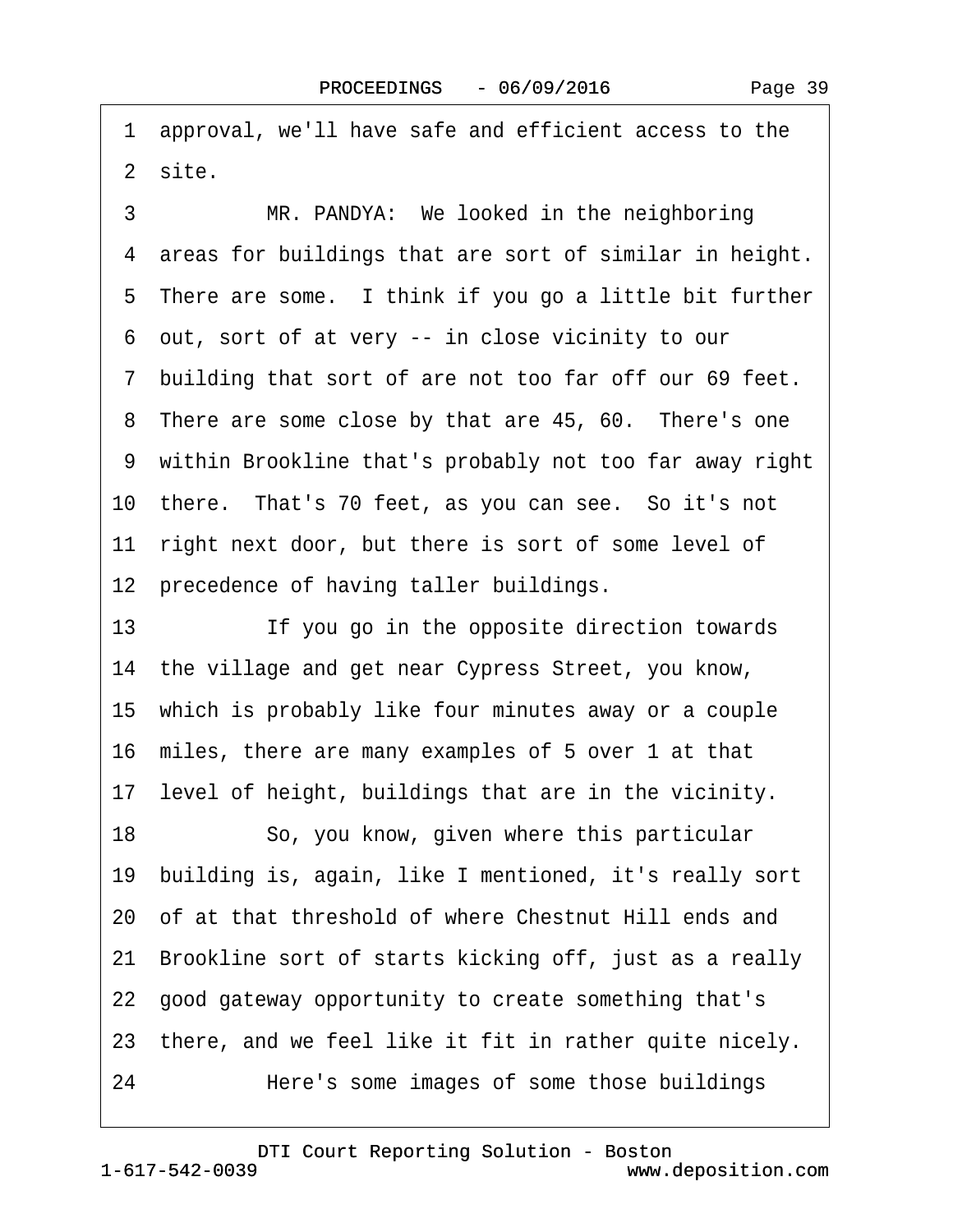1 approval, we'll have safe and efficient access to the
2 site.

3 MR. PANDYA: We looked in the neighboring
4 areas for buildings that are sort of similar in height.
5 There are some. I think if you go a little bit further
6 out, sort of at very -- in close vicinity to our
7 building that sort of are not too far off our 69 feet.
8 There are some close by that are 45, 60. There's one
9 within Brookline that's probably not too far away right
10 there. That's 70 feet, as you can see. So it's not
11 right next door, but there is sort of some level of
12 precedence of having taller buildings.

13 If you go in the opposite direction towards
14 the village and get near Cypress Street, you know,
15 which is probably like four minutes away or a couple
16 miles, there are many examples of 5 over 1 at that
17 level of height, buildings that are in the vicinity.

18 So, you know, given where this particular
19 building is, again, like I mentioned, it's really sort
20 of at that threshold of where Chestnut Hill ends and
21 Brookline sort of starts kicking off, just as a really
22 good gateway opportunity to create something that's
23 there, and we feel like it fit in rather quite nicely.

24 Here's some images of some those buildings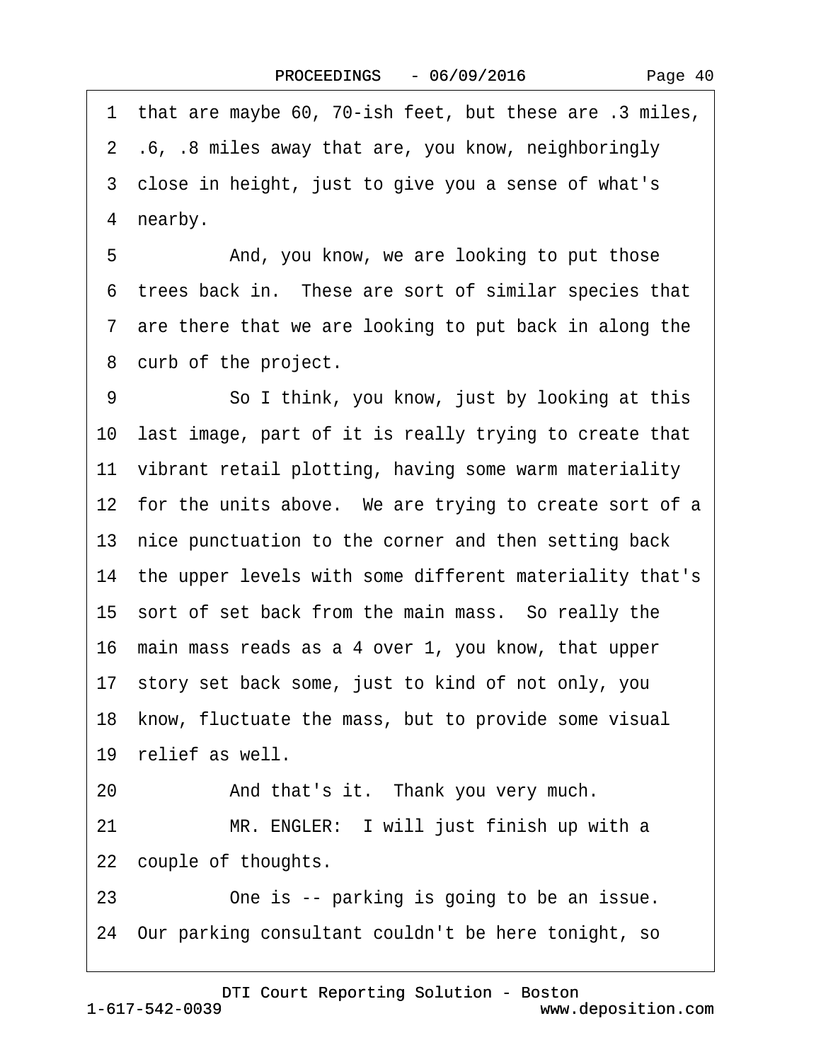1 that are maybe 60, 70-ish feet, but these are .3 miles,
2 .6, .8 miles away that are, you know, neighboringly
3 close in height, just to give you a sense of what's
4 nearby.

5 And, you know, we are looking to put those
6 trees back in. These are sort of similar species that
7 are there that we are looking to put back in along the
8 curb of the project.

9 So I think, you know, just by looking at this
10 last image, part of it is really trying to create that
11 vibrant retail plotting, having some warm materiality
12 for the units above. We are trying to create sort of a
13 nice punctuation to the corner and then setting back
14 the upper levels with some different materiality that's
15 sort of set back from the main mass. So really the
16 main mass reads as a 4 over 1, you know, that upper
17 story set back some, just to kind of not only, you
18 know, fluctuate the mass, but to provide some visual
19 relief as well.

20 And that's it. Thank you very much.

21 MR. ENGLER: I will just finish up with a
22 couple of thoughts.

23 One is -- parking is going to be an issue.
24 Our parking consultant couldn't be here tonight, so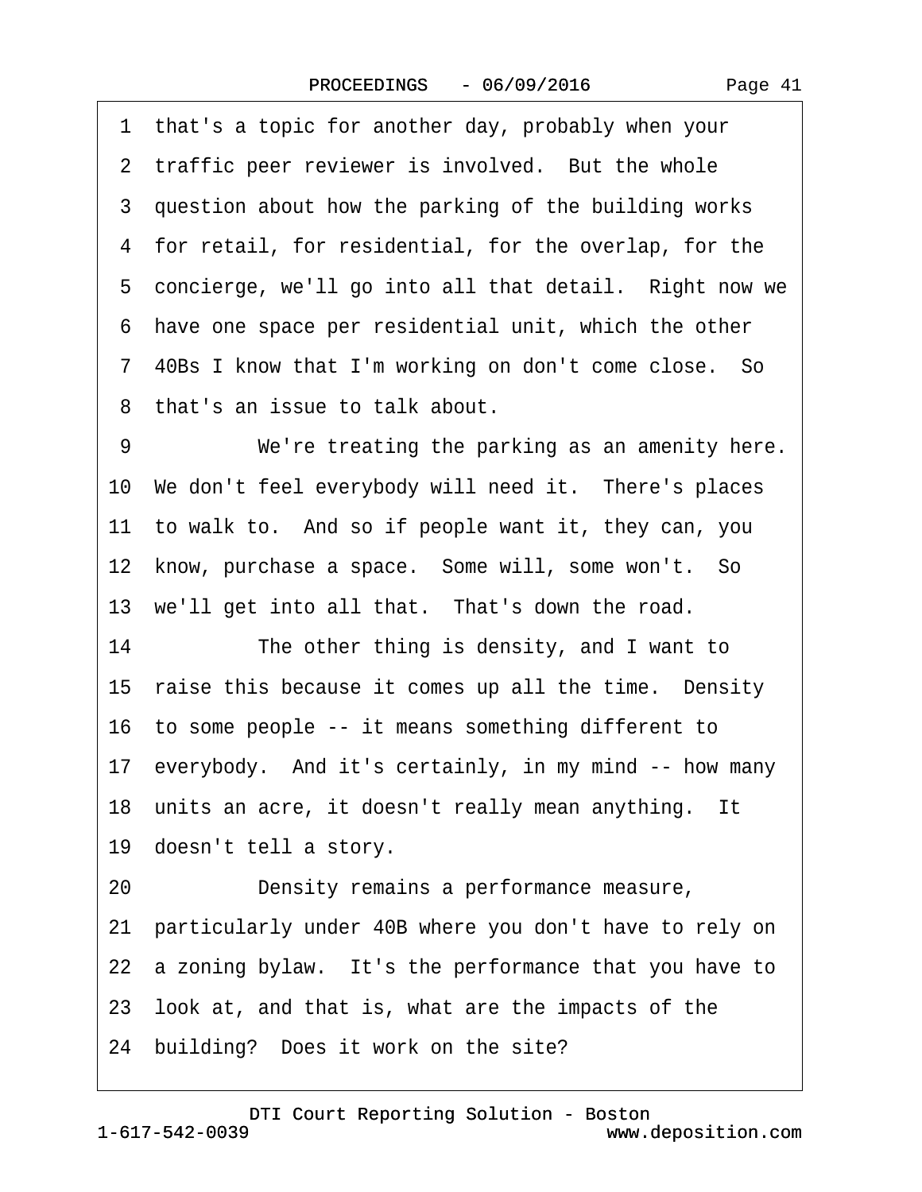1 that's a topic for another day, probably when your
2 traffic peer reviewer is involved. But the whole
3 question about how the parking of the building works
4 for retail, for residential, for the overlap, for the
5 concierge, we'll go into all that detail. Right now we
6 have one space per residential unit, which the other
7 40Bs I know that I'm working on don't come close. So
8 that's an issue to talk about.

9 We're treating the parking as an amenity here.
10 We don't feel everybody will need it. There's places
11 to walk to. And so if people want it, they can, you
12 know, purchase a space. Some will, some won't. So
13 we'll get into all that. That's down the road.

14 The other thing is density, and I want to
15 raise this because it comes up all the time. Density
16 to some people -- it means something different to
17 everybody. And it's certainly, in my mind -- how many
18 units an acre, it doesn't really mean anything. It
19 doesn't tell a story.

20 Density remains a performance measure,
21 particularly under 40B where you don't have to rely on
22 a zoning bylaw. It's the performance that you have to
23 look at, and that is, what are the impacts of the
24 building? Does it work on the site?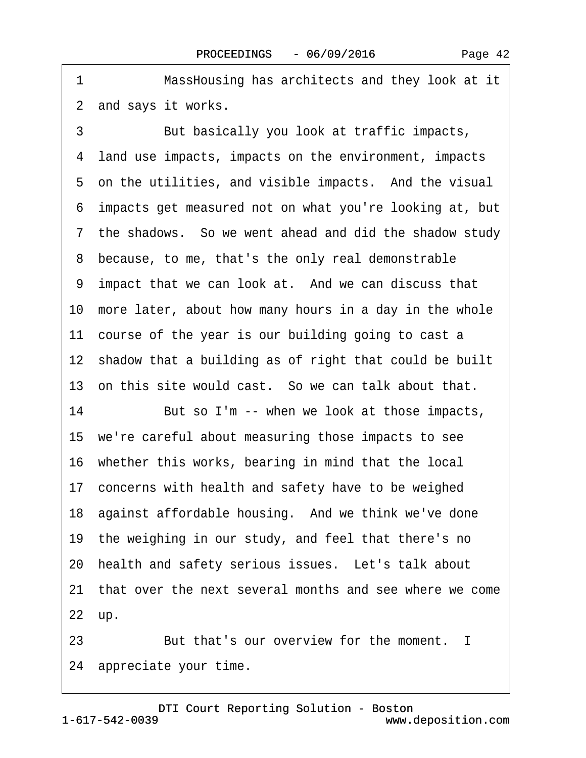1 MassHousing has architects and they look at it
2 and says it works.
3 But basically you look at traffic impacts,
4 land use impacts, impacts on the environment, impacts
5 on the utilities, and visible impacts. And the visual
6 impacts get measured not on what you're looking at, but
7 the shadows. So we went ahead and did the shadow study
8 because, to me, that's the only real demonstrable
9 impact that we can look at. And we can discuss that
10 more later, about how many hours in a day in the whole
11 course of the year is our building going to cast a
12 shadow that a building as of right that could be built
13 on this site would cast. So we can talk about that.
14 But so I'm -- when we look at those impacts,
15 we're careful about measuring those impacts to see
16 whether this works, bearing in mind that the local
17 concerns with health and safety have to be weighed
18 against affordable housing. And we think we've done
19 the weighing in our study, and feel that there's no
20 health and safety serious issues. Let's talk about
21 that over the next several months and see where we come
22 up.
23 But that's our overview for the moment. I
24 appreciate your time.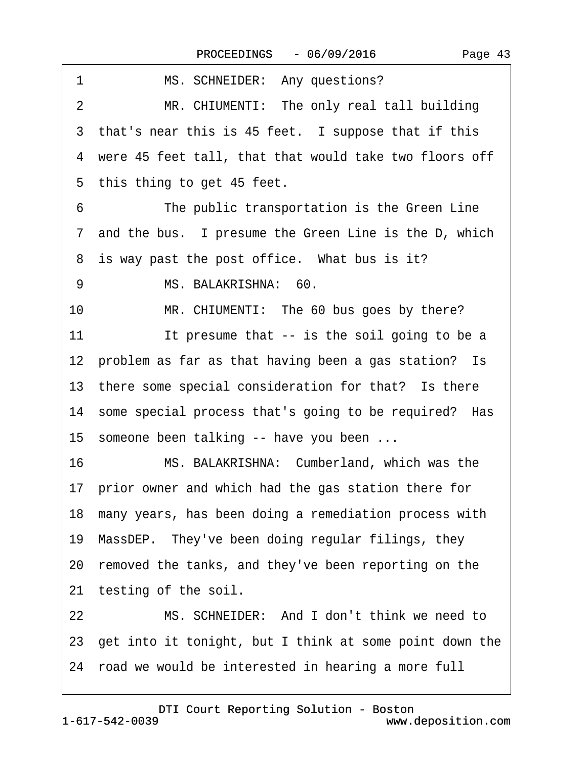1 MS. SCHNEIDER: Any questions?

2 MR. CHIUMENTI: The only real tall building

3 that's near this is 45 feet. I suppose that if this

4 were 45 feet tall, that that would take two floors off

5 this thing to get 45 feet.

6 The public transportation is the Green Line

7 and the bus. I presume the Green Line is the D, which

8 is way past the post office. What bus is it?

9 MS. BALAKRISHNA: 60.

10 MR. CHIUMENTI: The 60 bus goes by there?

11 It presume that -- is the soil going to be a

12 problem as far as that having been a gas station? Is

13 there some special consideration for that? Is there

14 some special process that's going to be required? Has

15 someone been talking -- have you been ...

16 MS. BALAKRISHNA: Cumberland, which was the

17 prior owner and which had the gas station there for

18 many years, has been doing a remediation process with

19 MassDEP. They've been doing regular filings, they

20 removed the tanks, and they've been reporting on the

21 testing of the soil.

22 MS. SCHNEIDER: And I don't think we need to

23 get into it tonight, but I think at some point down the

24 road we would be interested in hearing a more full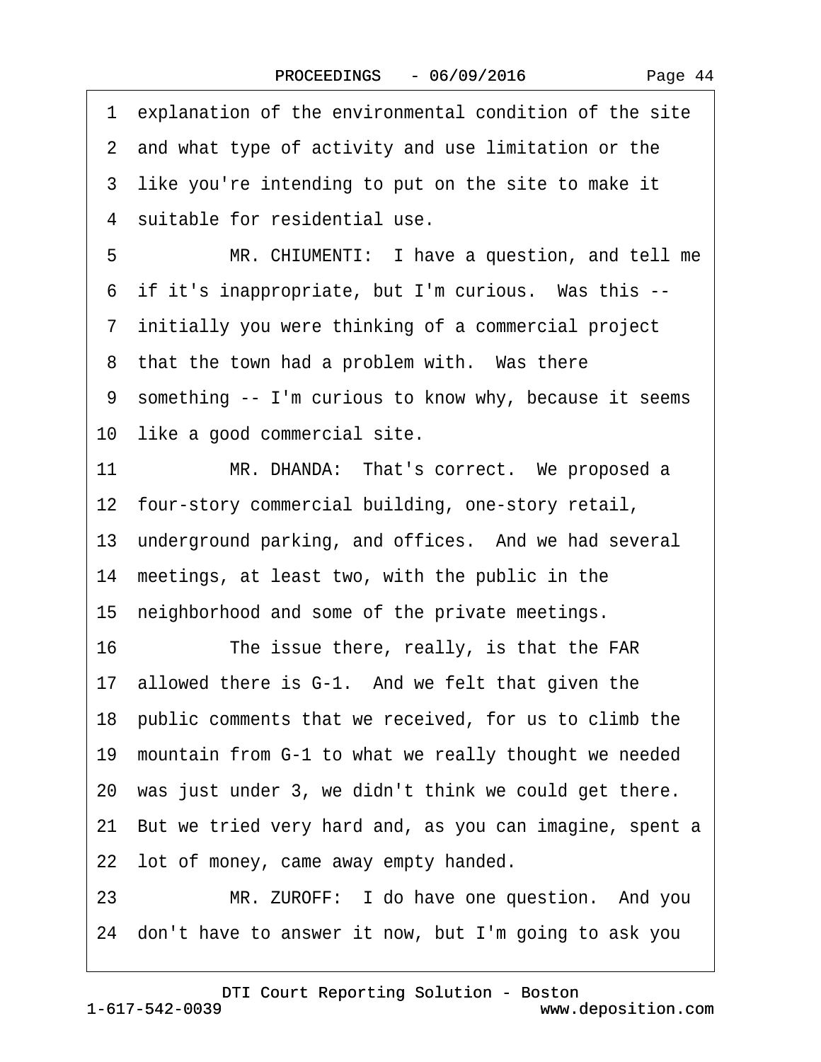1 explanation of the environmental condition of the site
2 and what type of activity and use limitation or the
3 like you're intending to put on the site to make it
4 suitable for residential use.
5 MR. CHIUMENTI: I have a question, and tell me
6 if it's inappropriate, but I'm curious. Was this --
7 initially you were thinking of a commercial project
8 that the town had a problem with. Was there
9 something -- I'm curious to know why, because it seems
10 like a good commercial site.
11 MR. DHANDA: That's correct. We proposed a
12 four-story commercial building, one-story retail,
13 underground parking, and offices. And we had several
14 meetings, at least two, with the public in the
15 neighborhood and some of the private meetings.
16 The issue there, really, is that the FAR
17 allowed there is G-1. And we felt that given the
18 public comments that we received, for us to climb the
19 mountain from G-1 to what we really thought we needed
20 was just under 3, we didn't think we could get there.
21 But we tried very hard and, as you can imagine, spent a
22 lot of money, came away empty handed.
23 MR. ZUROFF: I do have one question. And you
24 don't have to answer it now, but I'm going to ask you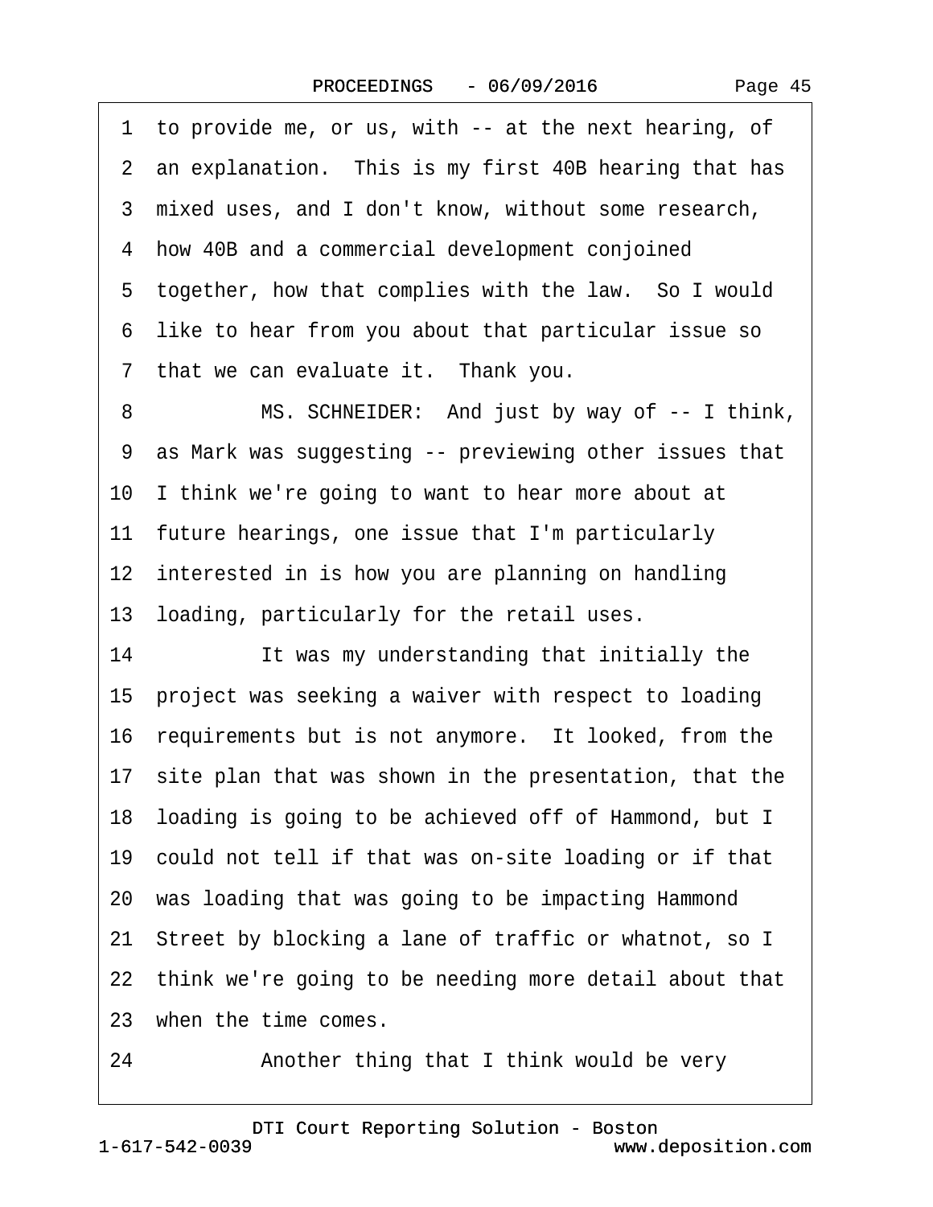1 to provide me, or us, with -- at the next hearing, of
2 an explanation. This is my first 40B hearing that has
3 mixed uses, and I don't know, without some research,
4 how 40B and a commercial development conjoined
5 together, how that complies with the law. So I would
6 like to hear from you about that particular issue so
7 that we can evaluate it. Thank you.
8 MS. SCHNEIDER: And just by way of -- I think,
9 as Mark was suggesting -- previewing other issues that
10 I think we're going to want to hear more about at
11 future hearings, one issue that I'm particularly
12 interested in is how you are planning on handling
13 loading, particularly for the retail uses.
14 It was my understanding that initially the
15 project was seeking a waiver with respect to loading
16 requirements but is not anymore. It looked, from the
17 site plan that was shown in the presentation, that the
18 loading is going to be achieved off of Hammond, but I
19 could not tell if that was on-site loading or if that
20 was loading that was going to be impacting Hammond
21 Street by blocking a lane of traffic or whatnot, so I
22 think we're going to be needing more detail about that
23 when the time comes.
24 Another thing that I think would be very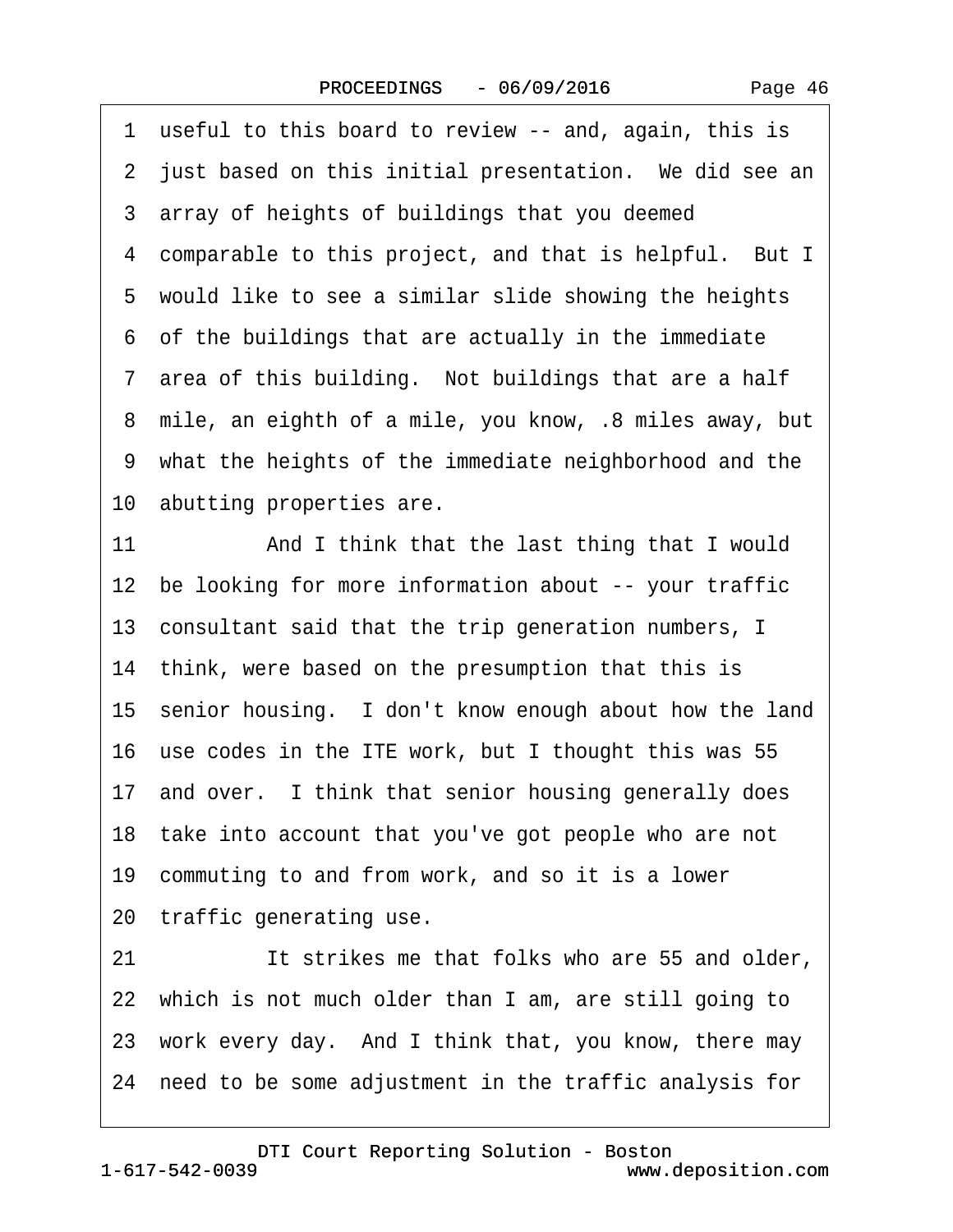1 useful to this board to review -- and, again, this is
2 just based on this initial presentation. We did see an
3 array of heights of buildings that you deemed
4 comparable to this project, and that is helpful. But I
5 would like to see a similar slide showing the heights
6 of the buildings that are actually in the immediate
7 area of this building. Not buildings that are a half
8 mile, an eighth of a mile, you know, .8 miles away, but
9 what the heights of the immediate neighborhood and the
10 abutting properties are.
11 And I think that the last thing that I would
12 be looking for more information about -- your traffic
13 consultant said that the trip generation numbers, I
14 think, were based on the presumption that this is
15 senior housing. I don't know enough about how the land
16 use codes in the ITE work, but I thought this was 55
17 and over. I think that senior housing generally does
18 take into account that you've got people who are not
19 commuting to and from work, and so it is a lower
20 traffic generating use.
21 It strikes me that folks who are 55 and older,
22 which is not much older than I am, are still going to
23 work every day. And I think that, you know, there may
24 need to be some adjustment in the traffic analysis for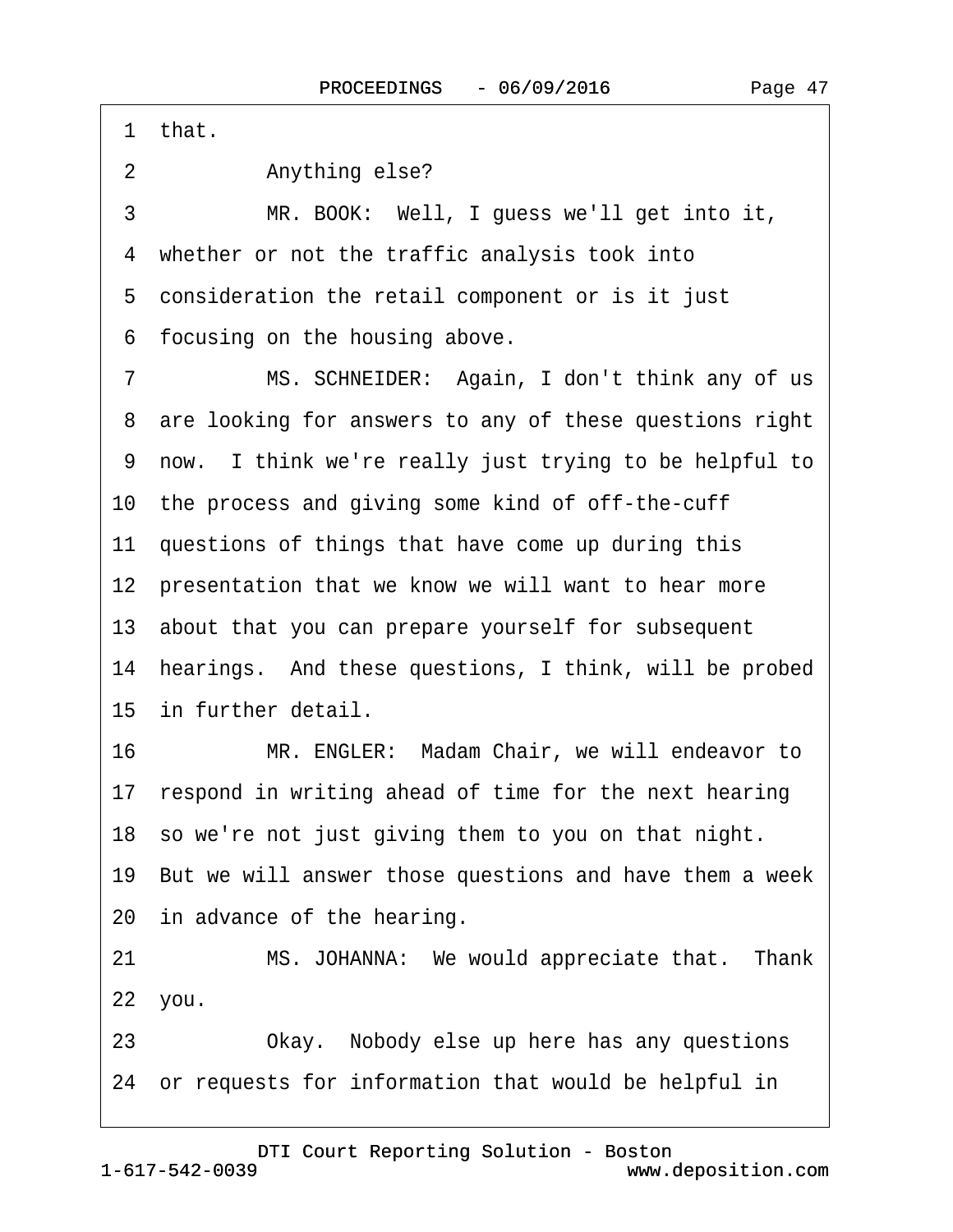1 that.

2 Anything else?

3 MR. BOOK: Well, I guess we'll get into it,

4 whether or not the traffic analysis took into

5 consideration the retail component or is it just

6 focusing on the housing above.

7 MS. SCHNEIDER: Again, I don't think any of us

8 are looking for answers to any of these questions right

9 now. I think we're really just trying to be helpful to

10 the process and giving some kind of off-the-cuff

11 questions of things that have come up during this

12 presentation that we know we will want to hear more

13 about that you can prepare yourself for subsequent

14 hearings. And these questions, I think, will be probed

15 in further detail.

16 MR. ENGLER: Madam Chair, we will endeavor to

17 respond in writing ahead of time for the next hearing

18 so we're not just giving them to you on that night.

19 But we will answer those questions and have them a week

20 in advance of the hearing.

21 MS. JOHANNA: We would appreciate that. Thank

22 you.

23 Okay. Nobody else up here has any questions

24 or requests for information that would be helpful in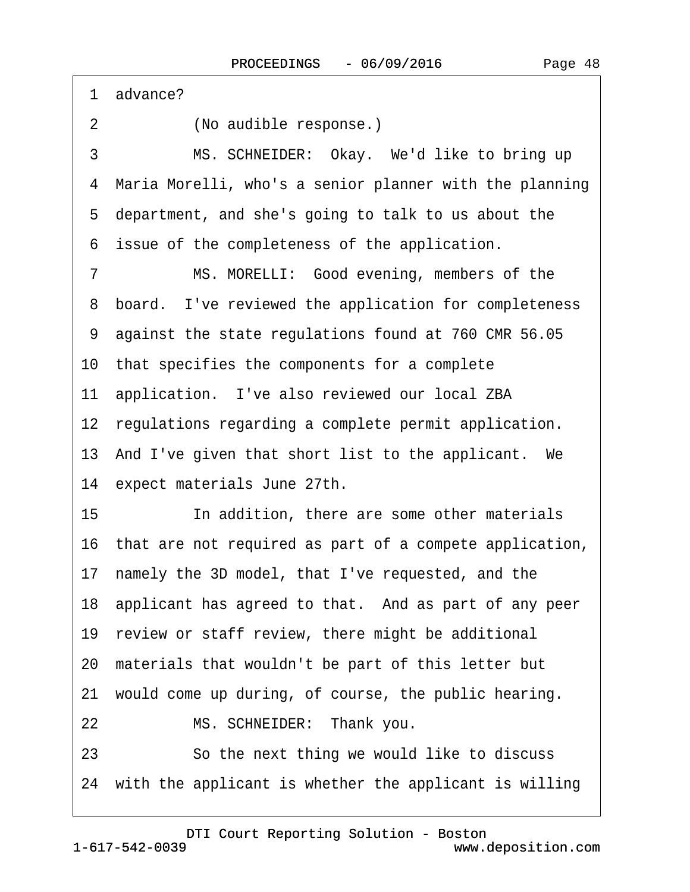1 advance?

2 (No audible response.)

3 MS. SCHNEIDER: Okay. We'd like to bring up

4 Maria Morelli, who's a senior planner with the planning

5 department, and she's going to talk to us about the

6 issue of the completeness of the application.

7 MS. MORELLI: Good evening, members of the

8 board. I've reviewed the application for completeness

9 against the state regulations found at 760 CMR 56.05

10 that specifies the components for a complete

11 application. I've also reviewed our local ZBA

12 regulations regarding a complete permit application.

13 And I've given that short list to the applicant. We

14 expect materials June 27th.

15 In addition, there are some other materials

16 that are not required as part of a compete application,

17 namely the 3D model, that I've requested, and the

18 applicant has agreed to that. And as part of any peer

19 review or staff review, there might be additional

20 materials that wouldn't be part of this letter but

21 would come up during, of course, the public hearing.

22 MS. SCHNEIDER: Thank you.

23 So the next thing we would like to discuss

24 with the applicant is whether the applicant is willing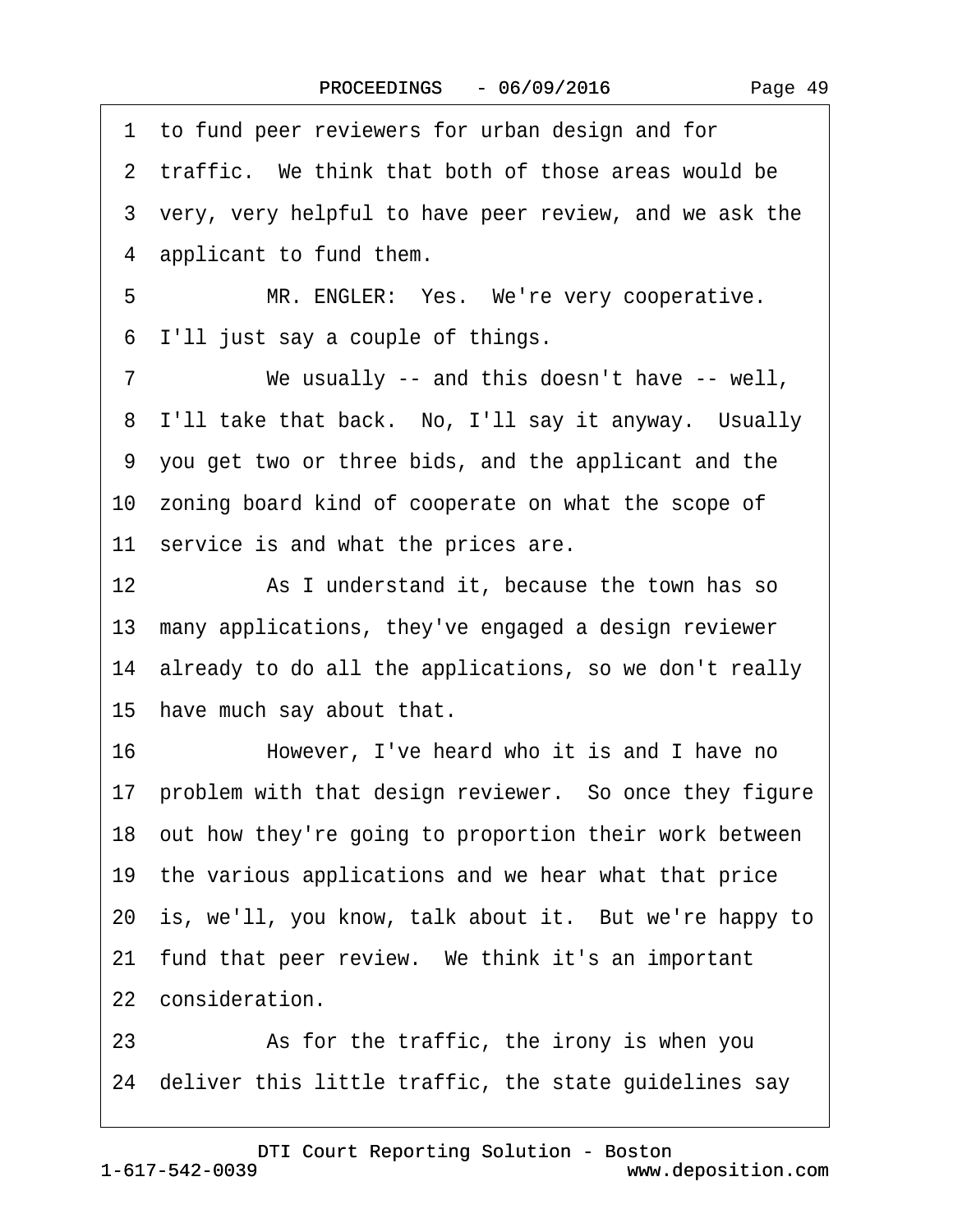1 to fund peer reviewers for urban design and for
2 traffic. We think that both of those areas would be
3 very, very helpful to have peer review, and we ask the
4 applicant to fund them.
5 MR. ENGLER: Yes. We're very cooperative.
6 I'll just say a couple of things.
7 We usually -- and this doesn't have -- well,
8 I'll take that back. No, I'll say it anyway. Usually
9 you get two or three bids, and the applicant and the
10 zoning board kind of cooperate on what the scope of
11 service is and what the prices are.
12 As I understand it, because the town has so
13 many applications, they've engaged a design reviewer
14 already to do all the applications, so we don't really
15 have much say about that.
16 However, I've heard who it is and I have no
17 problem with that design reviewer. So once they figure
18 out how they're going to proportion their work between
19 the various applications and we hear what that price
20 is, we'll, you know, talk about it. But we're happy to
21 fund that peer review. We think it's an important
22 consideration.
23 As for the traffic, the irony is when you
24 deliver this little traffic, the state guidelines say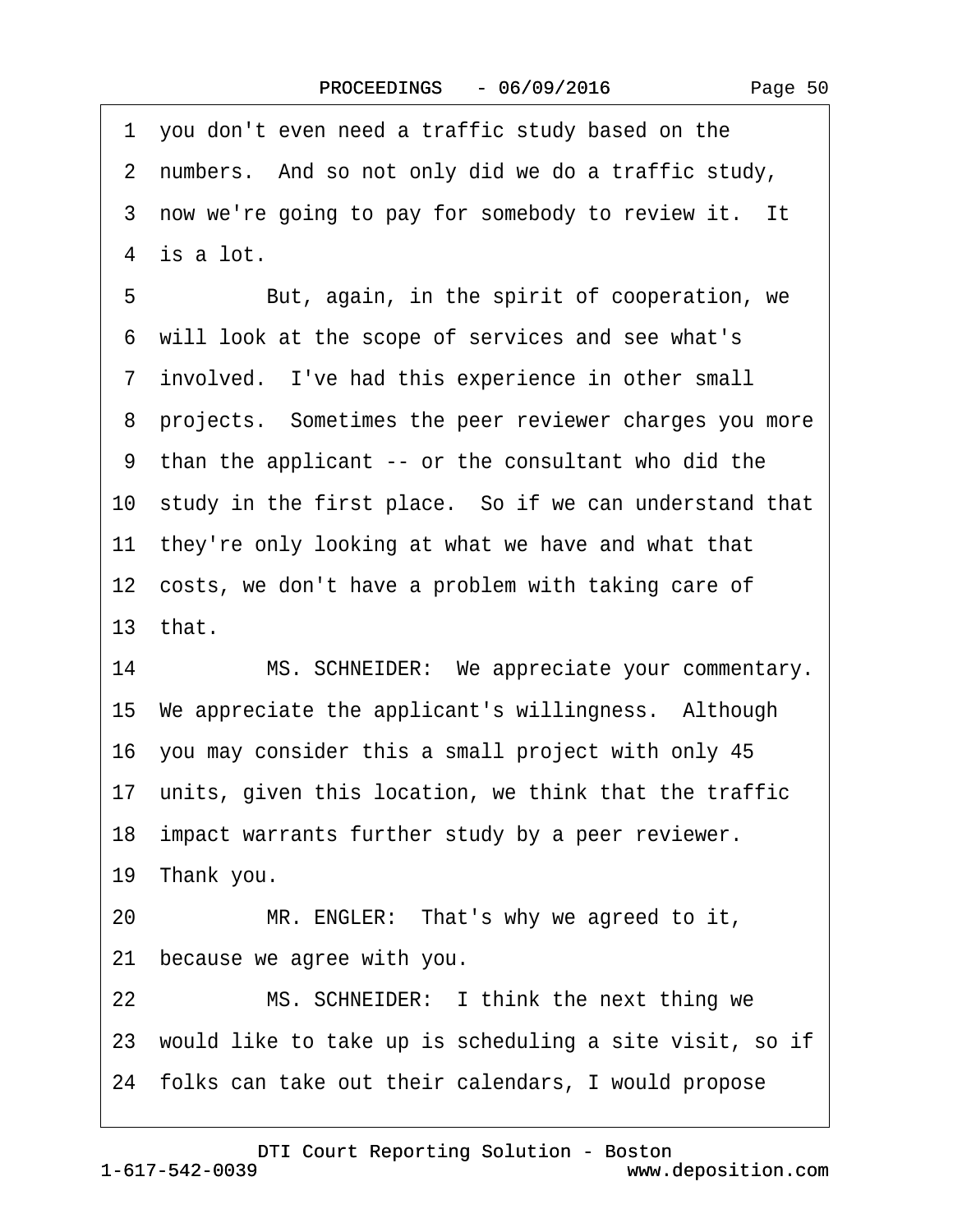1 you don't even need a traffic study based on the
2 numbers. And so not only did we do a traffic study,
3 now we're going to pay for somebody to review it. It
4 is a lot.
5 But, again, in the spirit of cooperation, we
6 will look at the scope of services and see what's
7 involved. I've had this experience in other small
8 projects. Sometimes the peer reviewer charges you more
9 than the applicant -- or the consultant who did the
10 study in the first place. So if we can understand that
11 they're only looking at what we have and what that
12 costs, we don't have a problem with taking care of
13 that.
14 MS. SCHNEIDER: We appreciate your commentary.
15 We appreciate the applicant's willingness. Although
16 you may consider this a small project with only 45
17 units, given this location, we think that the traffic
18 impact warrants further study by a peer reviewer.
19 Thank you.
20 MR. ENGLER: That's why we agreed to it,
21 because we agree with you.
22 MS. SCHNEIDER: I think the next thing we
23 would like to take up is scheduling a site visit, so if
24 folks can take out their calendars, I would propose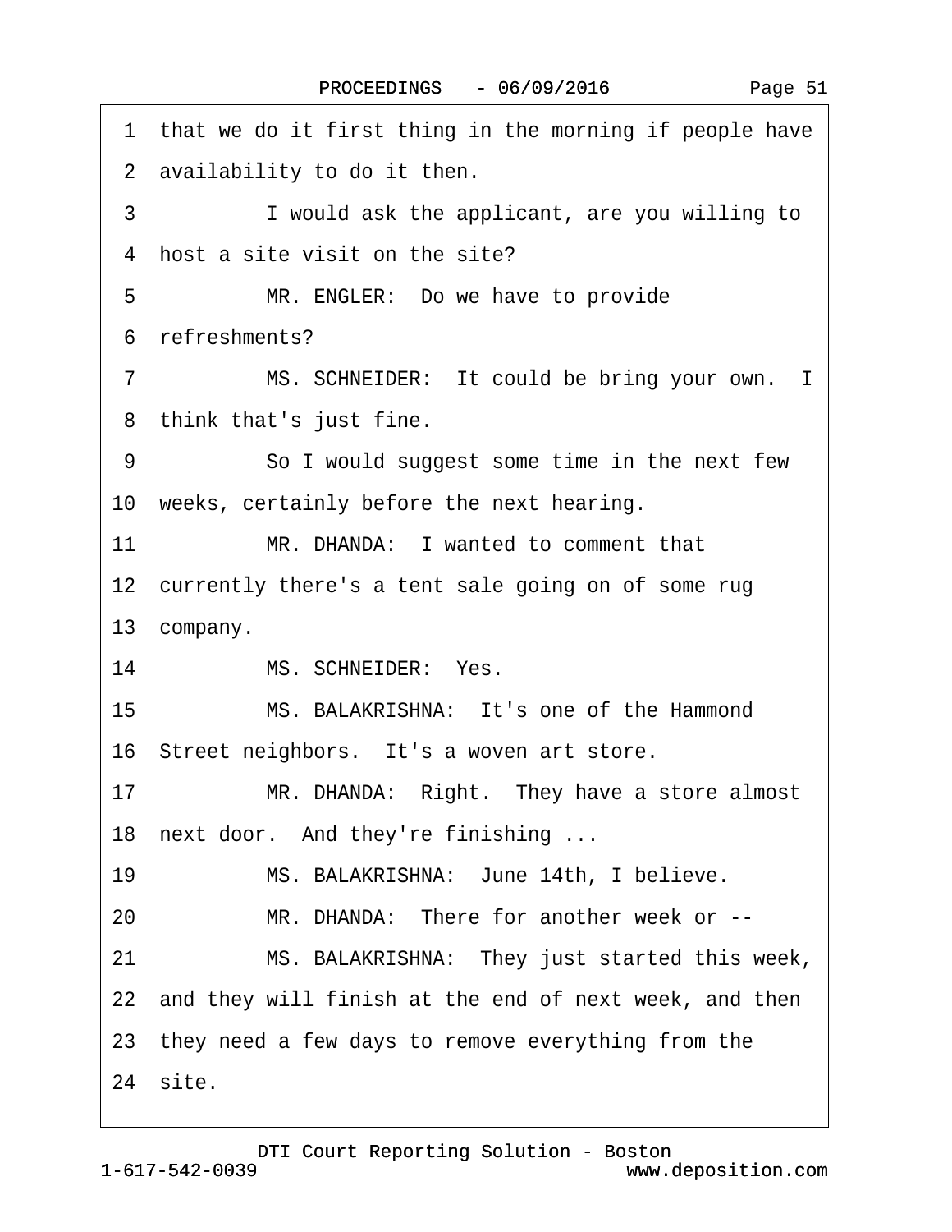1 that we do it first thing in the morning if people have
2 availability to do it then.
3 I would ask the applicant, are you willing to
4 host a site visit on the site?
5 MR. ENGLER: Do we have to provide
6 refreshments?
7 MS. SCHNEIDER: It could be bring your own. I
8 think that's just fine.
9 So I would suggest some time in the next few
10 weeks, certainly before the next hearing.
11 MR. DHANDA: I wanted to comment that
12 currently there's a tent sale going on of some rug
13 company.
14 MS. SCHNEIDER: Yes.
15 MS. BALAKRISHNA: It's one of the Hammond
16 Street neighbors. It's a woven art store.
17 MR. DHANDA: Right. They have a store almost
18 next door. And they're finishing ...
19 MS. BALAKRISHNA: June 14th, I believe.
20 MR. DHANDA: There for another week or --
21 MS. BALAKRISHNA: They just started this week,
22 and they will finish at the end of next week, and then
23 they need a few days to remove everything from the
24 site.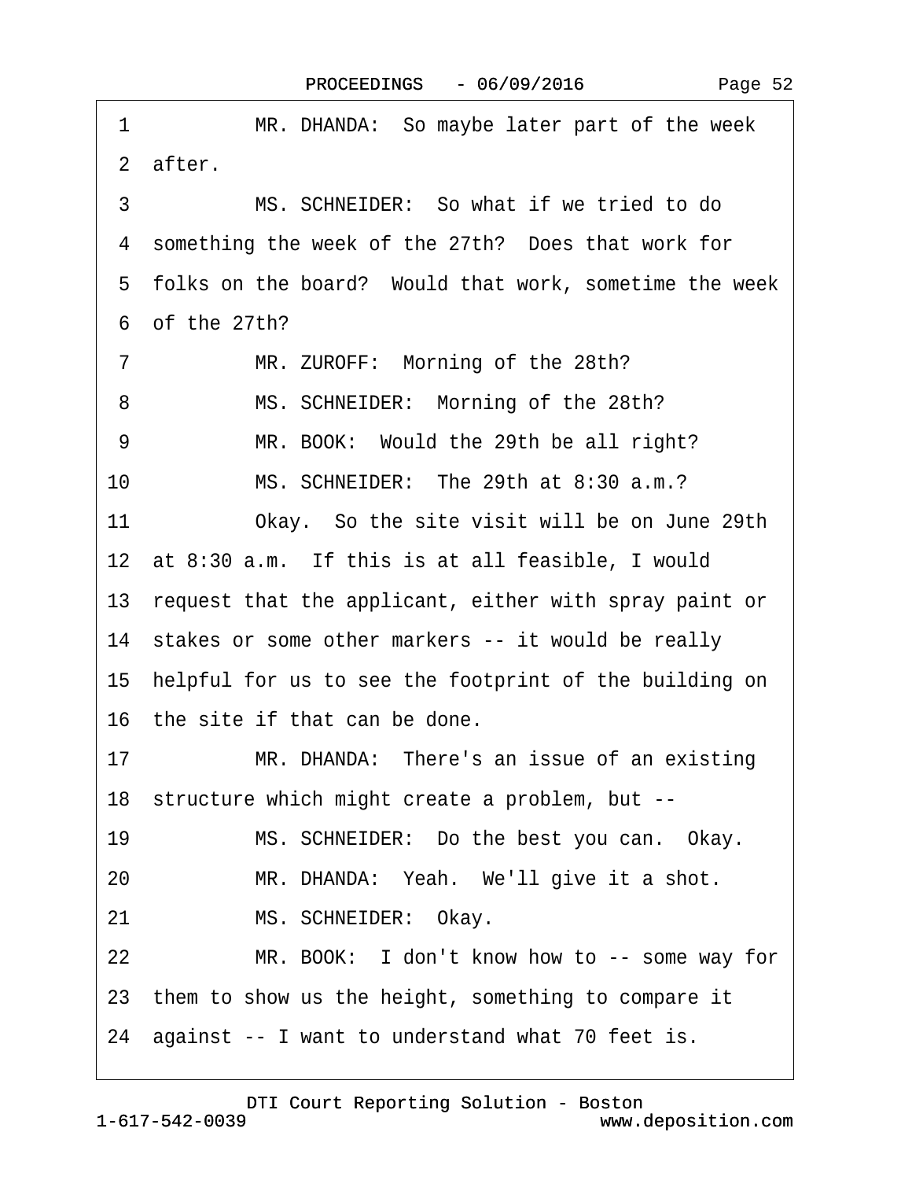1 MR. DHANDA: So maybe later part of the week
2 after.
3 MS. SCHNEIDER: So what if we tried to do
4 something the week of the 27th? Does that work for
5 folks on the board? Would that work, sometime the week
6 of the 27th?
7 MR. ZUROFF: Morning of the 28th?
8 MS. SCHNEIDER: Morning of the 28th?
9 MR. BOOK: Would the 29th be all right?
10 MS. SCHNEIDER: The 29th at 8:30 a.m.?
11 Okay. So the site visit will be on June 29th
12 at 8:30 a.m. If this is at all feasible, I would
13 request that the applicant, either with spray paint or
14 stakes or some other markers -- it would be really
15 helpful for us to see the footprint of the building on
16 the site if that can be done.
17 MR. DHANDA: There's an issue of an existing
18 structure which might create a problem, but --
19 MS. SCHNEIDER: Do the best you can. Okay.
20 MR. DHANDA: Yeah. We'll give it a shot.
21 MS. SCHNEIDER: Okay.
22 MR. BOOK: I don't know how to -- some way for
23 them to show us the height, something to compare it
24 against -- I want to understand what 70 feet is.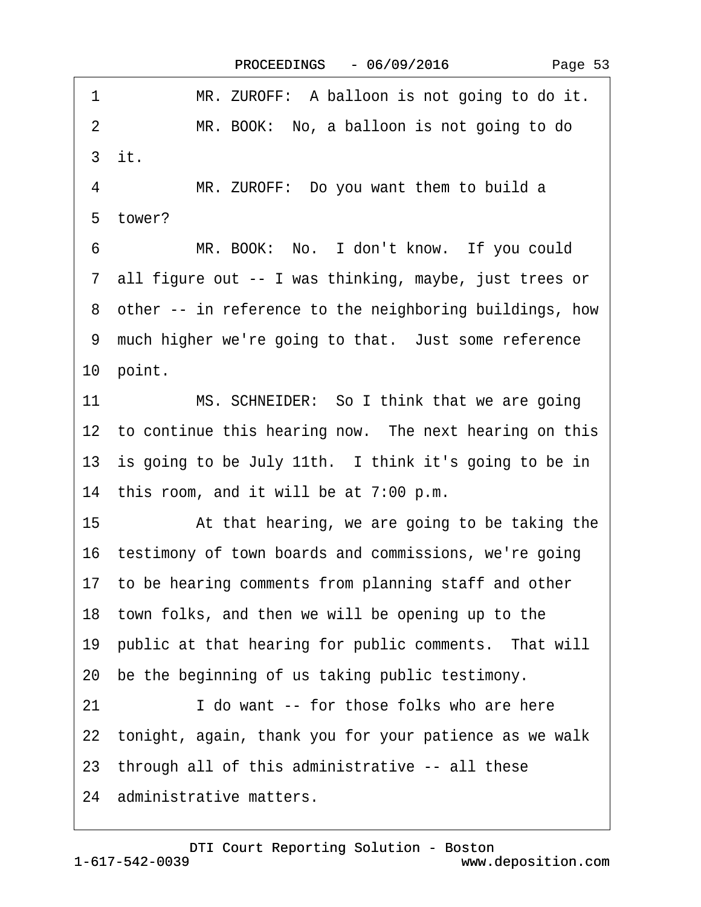1 MR. ZUROFF: A balloon is not going to do it.

2 MR. BOOK: No, a balloon is not going to do

3 it.

4 MR. ZUROFF: Do you want them to build a

5 tower?

6 MR. BOOK: No. I don't know. If you could

7 all figure out -- I was thinking, maybe, just trees or

8 other -- in reference to the neighboring buildings, how

9 much higher we're going to that. Just some reference

10 point.

11 MS. SCHNEIDER: So I think that we are going

12 to continue this hearing now. The next hearing on this

13 is going to be July 11th. I think it's going to be in

14 this room, and it will be at 7:00 p.m.

15 At that hearing, we are going to be taking the

16 testimony of town boards and commissions, we're going

17 to be hearing comments from planning staff and other

18 town folks, and then we will be opening up to the

19 public at that hearing for public comments. That will

20 be the beginning of us taking public testimony.

21 I do want -- for those folks who are here

22 tonight, again, thank you for your patience as we walk

23 through all of this administrative -- all these

24 administrative matters.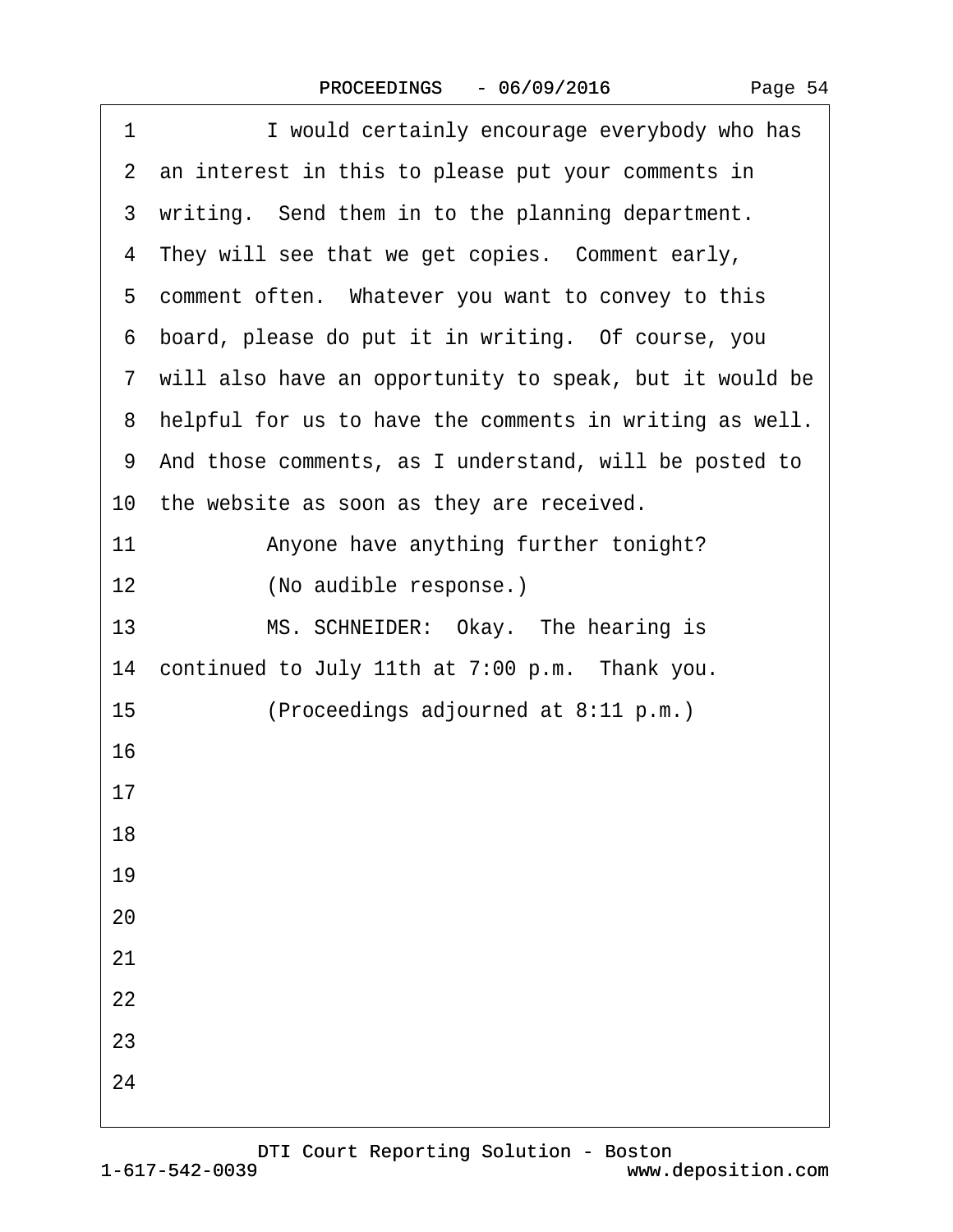1 I would certainly encourage everybody who has
2 an interest in this to please put your comments in
3 writing. Send them in to the planning department.
4 They will see that we get copies. Comment early,
5 comment often. Whatever you want to convey to this
6 board, please do put it in writing. Of course, you
7 will also have an opportunity to speak, but it would be
8 helpful for us to have the comments in writing as well.
9 And those comments, as I understand, will be posted to
10 the website as soon as they are received.
11 Anyone have anything further tonight?
12 (No audible response.)
13 MS. SCHNEIDER: Okay. The hearing is
14 continued to July 11th at 7:00 p.m. Thank you.
15 (Proceedings adjourned at 8:11 p.m.)
16
17
18
19
20
21
22
23
24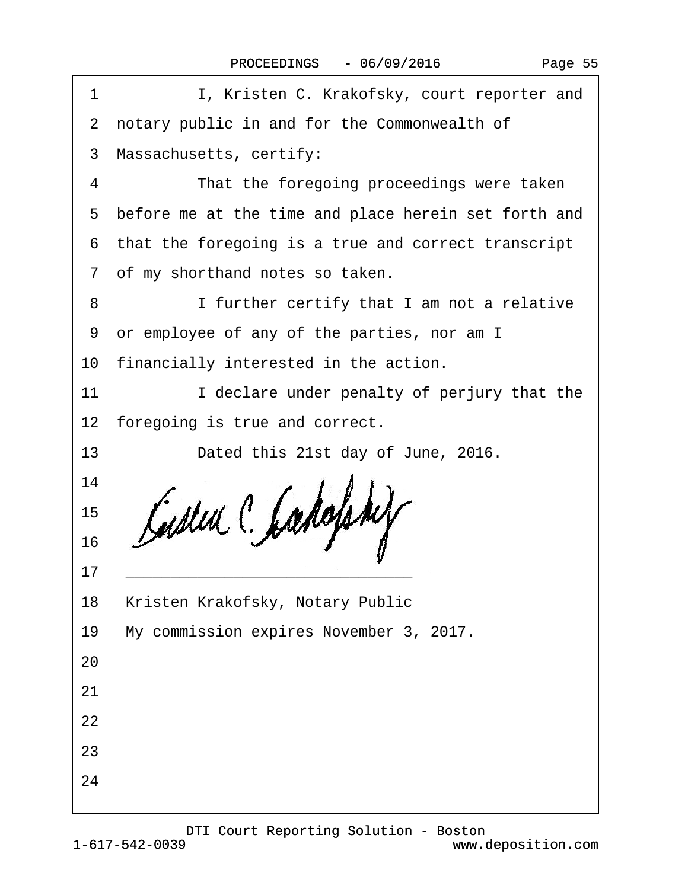1 I, Kristen C. Krakofsky, court reporter and
2 notary public in and for the Commonwealth of
3 Massachusetts, certify:
4 That the foregoing proceedings were taken
5 before me at the time and place herein set forth and
6 that the foregoing is a true and correct transcript
7 of my shorthand notes so taken.
8 I further certify that I am not a relative
9 or employee of any of the parties, nor am I
10 financially interested in the action.
11 I declare under penalty of perjury that the
12 foregoing is true and correct.
13 Dated this 21st day of June, 2016.
14
15
16
17 ______________________________
18 Kristen Krakofsky, Notary Public
19 My commission expires November 3, 2017.
20
21
22
23
24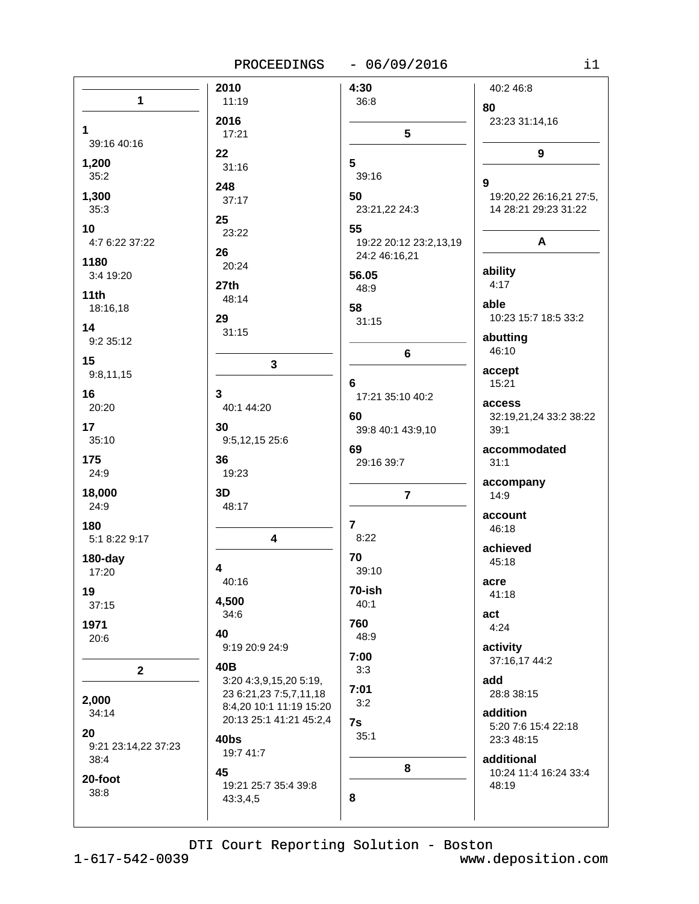## 1

**1**
39:16 40:16

**1,200**
35:2

**1,300**
35:3

**10**
4:7 6:22 37:22

**1180**
3:4 19:20

**11th**
18:16,18

**14**
9:2 35:12

**15**
9:8,11,15

**16**
20:20

**17**
35:10

**175**
24:9

**18,000**
24:9

**180**
5:1 8:22 9:17

**180-day**
17:20

**19**
37:15

**1971**
20:6

## 2

**2,000**
34:14

**20**
9:21 23:14,22 37:23 38:4

**20-foot**
38:8

**2010**
11:19

**2016**
17:21

**22**
31:16

**248**
37:17

**25**
23:22

**26**
20:24

**27th**
48:14

**29**
31:15

## 3

**3**
40:1 44:20

**30**
9:5,12,15 25:6

**36**
19:23

**3D**
48:17

## 4

**4**
40:16

**4,500**
34:6

**40**
9:19 20:9 24:9

**40B**
3:20 4:3,9,15,20 5:19, 23 6:21,23 7:5,7,11,18 8:4,20 10:1 11:19 15:20 20:13 25:1 41:21 45:2,4

**40bs**
19:7 41:7

**45**
19:21 25:7 35:4 39:8 43:3,4,5

**4:30**
36:8

## 5

**5**
39:16

**50**
23:21,22 24:3

**55**
19:22 20:12 23:2,13,19 24:2 46:16,21

**56.05**
48:9

**58**
31:15

## 6

**6**
17:21 35:10 40:2

**60**
39:8 40:1 43:9,10

**69**
29:16 39:7

## 7

**7**
8:22

**70**
39:10

**70-ish**
40:1

**760**
48:9

**7:00**
3:3

**7:01**
3:2

**7s**
35:1

## 8

**8**
40:2 46:8

**80**
23:23 31:14,16

## 9

**9**
19:20,22 26:16,21 27:5, 14 28:21 29:23 31:22

## A

**ability**
4:17

**able**
10:23 15:7 18:5 33:2

**abutting**
46:10

**accept**
15:21

**access**
32:19,21,24 33:2 38:22 39:1

**accommodated**
31:1

**accompany**
14:9

**account**
46:18

**achieved**
45:18

**acre**
41:18

**act**
4:24

**activity**
37:16,17 44:2

**add**
28:8 38:15

**addition**
5:20 7:6 15:4 22:18 23:3 48:15

**additional**
10:24 11:4 16:24 33:4 48:19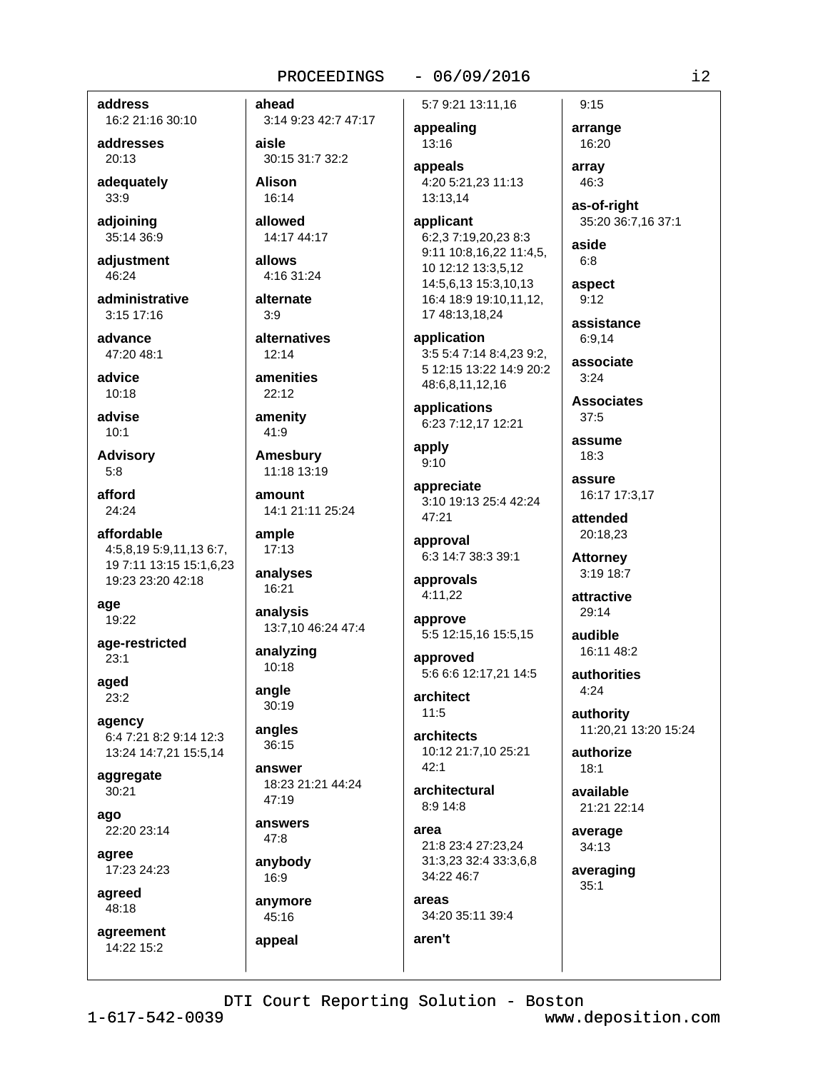**address**
16:2 21:16 30:10

**addresses**
20:13

**adequately**
33:9

**adjoining**
35:14 36:9

**adjustment**
46:24

**administrative**
3:15 17:16

**advance**
47:20 48:1

**advice**
10:18

**advise**
10:1

**Advisory**
5:8

**afford**
24:24

**affordable**
4:5,8,19 5:9,11,13 6:7, 19 7:11 13:15 15:1,6,23 19:23 23:20 42:18

**age**
19:22

**age-restricted**
23:1

**aged**
23:2

**agency**
6:4 7:21 8:2 9:14 12:3 13:24 14:7,21 15:5,14

**aggregate**
30:21

**ago**
22:20 23:14

**agree**
17:23 24:23

**agreed**
48:18

**agreement**
14:22 15:2

**ahead**
3:14 9:23 42:7 47:17

**aisle**
30:15 31:7 32:2

**Alison**
16:14

**allowed**
14:17 44:17

**allows**
4:16 31:24

**alternate**
3:9

**alternatives**
12:14

**amenities**
22:12

**amenity**
41:9

**Amesbury**
11:18 13:19

**amount**
14:1 21:11 25:24

**ample**
17:13

**analyses**
16:21

**analysis**
13:7,10 46:24 47:4

**analyzing**
10:18

**angle**
30:19

**angles**
36:15

**answer**
18:23 21:21 44:24 47:19

**answers**
47:8

**anybody**
16:9

**anymore**
45:16

**appeal**
5:7 9:21 13:11,16

**appealing**
13:16

**appeals**
4:20 5:21,23 11:13 13:13,14

**applicant**
6:2,3 7:19,20,23 8:3 9:11 10:8,16,22 11:4,5, 10 12:12 13:3,5,12 14:5,6,13 15:3,10,13 16:4 18:9 19:10,11,12, 17 48:13,18,24

**application**
3:5 5:4 7:14 8:4,23 9:2, 5 12:15 13:22 14:9 20:2 48:6,8,11,12,16

**applications**
6:23 7:12,17 12:21

**apply**
9:10

**appreciate**
3:10 19:13 25:4 42:24 47:21

**approval**
6:3 14:7 38:3 39:1

**approvals**
4:11,22

**approve**
5:5 12:15,16 15:5,15

**approved**
5:6 6:6 12:17,21 14:5

**architect**
11:5

**architects**
10:12 21:7,10 25:21 42:1

**architectural**
8:9 14:8

**area**
21:8 23:4 27:23,24 31:3,23 32:4 33:3,6,8 34:22 46:7

**areas**
34:20 35:11 39:4

**aren't**
9:15

**arrange**
16:20

**array**
46:3

**as-of-right**
35:20 36:7,16 37:1

**aside**
6:8

**aspect**
9:12

**assistance**
6:9,14

**associate**
3:24

**Associates**
37:5

**assume**
18:3

**assure**
16:17 17:3,17

**attended**
20:18,23

**Attorney**
3:19 18:7

**attractive**
29:14

**audible**
16:11 48:2

**authorities**
4:24

**authority**
11:20,21 13:20 15:24

**authorize**
18:1

**available**
21:21 22:14

**average**
34:13

**averaging**
35:1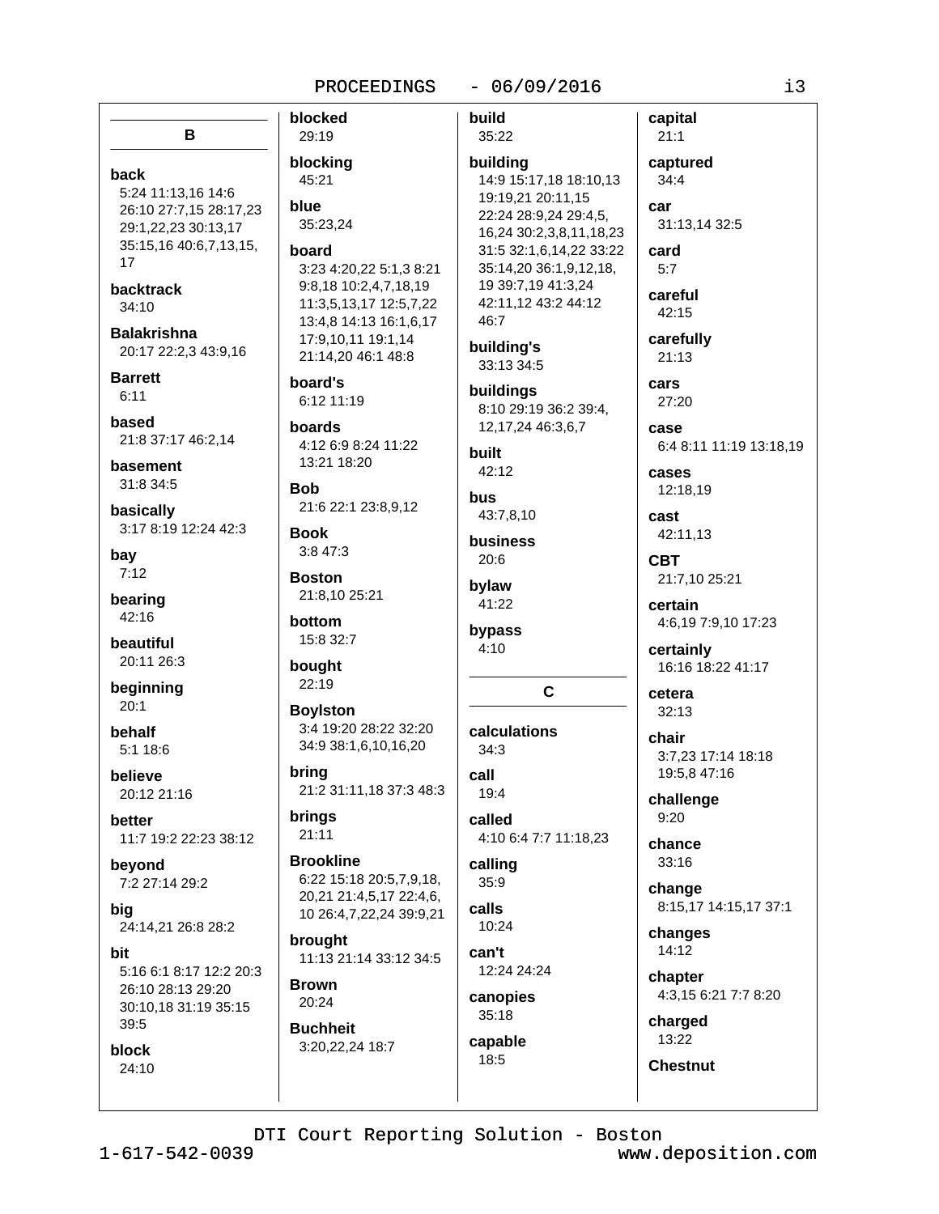## B

**back**
5:24 11:13,16 14:6 26:10 27:7,15 28:17,23 29:1,22,23 30:13,17 35:15,16 40:6,7,13,15, 17

**backtrack**
34:10

**Balakrishna**
20:17 22:2,3 43:9,16

**Barrett**
6:11

**based**
21:8 37:17 46:2,14

**basement**
31:8 34:5

**basically**
3:17 8:19 12:24 42:3

**bay**
7:12

**bearing**
42:16

**beautiful**
20:11 26:3

**beginning**
20:1

**behalf**
5:1 18:6

**believe**
20:12 21:16

**better**
11:7 19:2 22:23 38:12

**beyond**
7:2 27:14 29:2

**big**
24:14,21 26:8 28:2

**bit**
5:16 6:1 8:17 12:2 20:3 26:10 28:13 29:20 30:10,18 31:19 35:15 39:5

**block**
24:10

**blocked**
29:19

**blocking**
45:21

**blue**
35:23,24

**board**
3:23 4:20,22 5:1,3 8:21 9:8,18 10:2,4,7,18,19 11:3,5,13,17 12:5,7,22 13:4,8 14:13 16:1,6,17 17:9,10,11 19:1,14 21:14,20 46:1 48:8

**board's**
6:12 11:19

**boards**
4:12 6:9 8:24 11:22 13:21 18:20

**Bob**
21:6 22:1 23:8,9,12

**Book**
3:8 47:3

**Boston**
21:8,10 25:21

**bottom**
15:8 32:7

**bought**
22:19

**Boylston**
3:4 19:20 28:22 32:20 34:9 38:1,6,10,16,20

**bring**
21:2 31:11,18 37:3 48:3

**brings**
21:11

**Brookline**
6:22 15:18 20:5,7,9,18, 20,21 21:4,5,17 22:4,6, 10 26:4,7,22,24 39:9,21

**brought**
11:13 21:14 33:12 34:5

**Brown**
20:24

**Buchheit**
3:20,22,24 18:7

**build**
35:22

**building**
14:9 15:17,18 18:10,13 19:19,21 20:11,15 22:24 28:9,24 29:4,5, 16,24 30:2,3,8,11,18,23 31:5 32:1,6,14,22 33:22 35:14,20 36:1,9,12,18, 19 39:7,19 41:3,24 42:11,12 43:2 44:12 46:7

**building's**
33:13 34:5

**buildings**
8:10 29:19 36:2 39:4, 12,17,24 46:3,6,7

**built**
42:12

**bus**
43:7,8,10

**business**
20:6

**bylaw**
41:22

**bypass**
4:10

## C

**calculations**
34:3

**call**
19:4

**called**
4:10 6:4 7:7 11:18,23

**calling**
35:9

**calls**
10:24

**can't**
12:24 24:24

**canopies**
35:18

**capable**
18:5

**capital**
21:1

**captured**
34:4

**car**
31:13,14 32:5

**card**
5:7

**careful**
42:15

**carefully**
21:13

**cars**
27:20

**case**
6:4 8:11 11:19 13:18,19

**cases**
12:18,19

**cast**
42:11,13

**CBT**
21:7,10 25:21

**certain**
4:6,19 7:9,10 17:23

**certainly**
16:16 18:22 41:17

**cetera**
32:13

**chair**
3:7,23 17:14 18:18 19:5,8 47:16

**challenge**
9:20

**chance**
33:16

**change**
8:15,17 14:15,17 37:1

**changes**
14:12

**chapter**
4:3,15 6:21 7:7 8:20

**charged**
13:22

**Chestnut**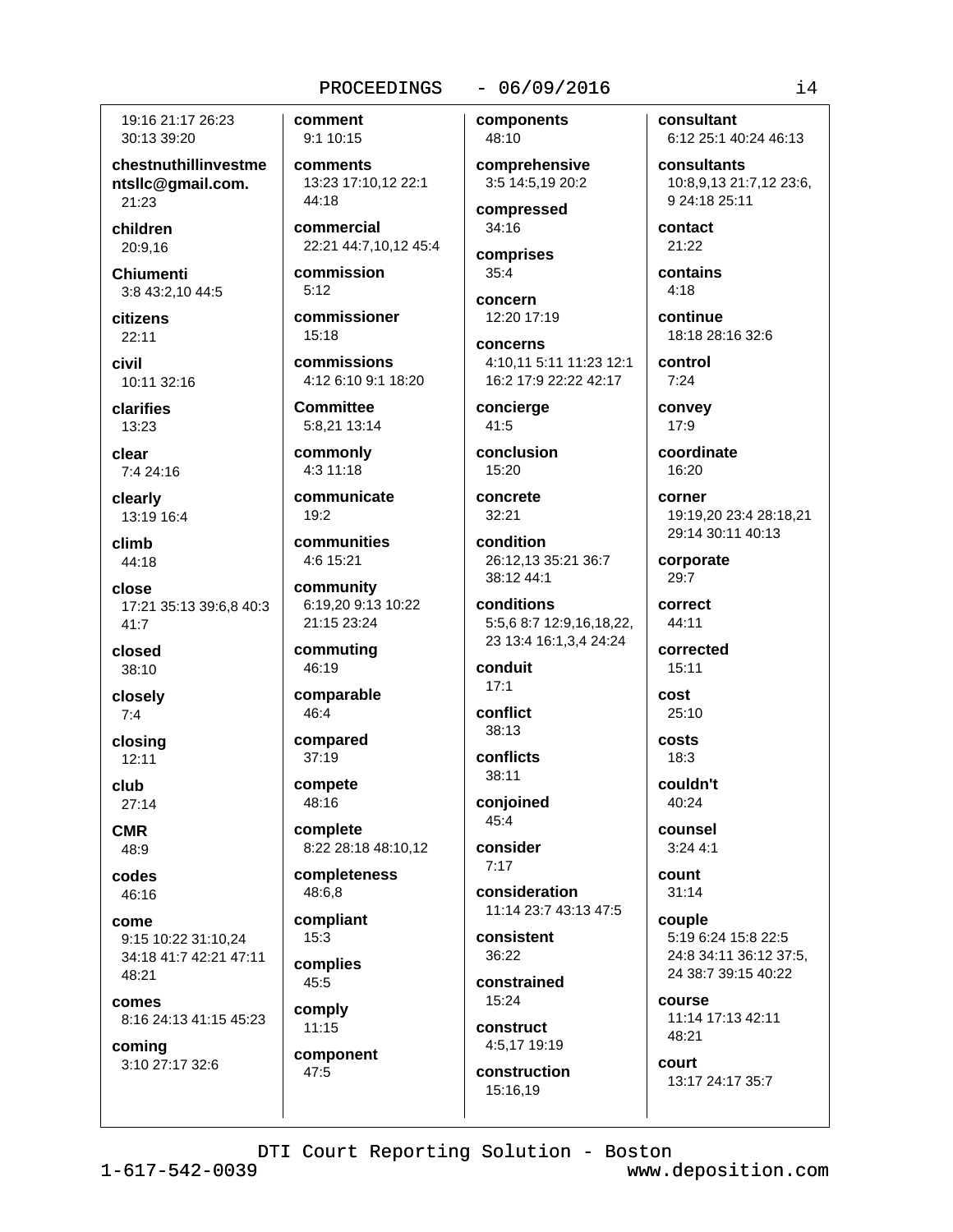19:16 21:17 26:23 30:13 39:20

**chestnuthillinvestmentsllc@gmail.com.**
21:23

**children**
20:9,16

**Chiumenti**
3:8 43:2,10 44:5

**citizens**
22:11

**civil**
10:11 32:16

**clarifies**
13:23

**clear**
7:4 24:16

**clearly**
13:19 16:4

**climb**
44:18

**close**
17:21 35:13 39:6,8 40:3 41:7

**closed**
38:10

**closely**
7:4

**closing**
12:11

**club**
27:14

**CMR**
48:9

**codes**
46:16

**come**
9:15 10:22 31:10,24 34:18 41:7 42:21 47:11 48:21

**comes**
8:16 24:13 41:15 45:23

**coming**
3:10 27:17 32:6

**comment**
9:1 10:15

**comments**
13:23 17:10,12 22:1 44:18

**commercial**
22:21 44:7,10,12 45:4

**commission**
5:12

**commissioner**
15:18

**commissions**
4:12 6:10 9:1 18:20

**Committee**
5:8,21 13:14

**commonly**
4:3 11:18

**communicate**
19:2

**communities**
4:6 15:21

**community**
6:19,20 9:13 10:22 21:15 23:24

**commuting**
46:19

**comparable**
46:4

**compared**
37:19

**compete**
48:16

**complete**
8:22 28:18 48:10,12

**completeness**
48:6,8

**compliant**
15:3

**complies**
45:5

**comply**
11:15

**component**
47:5

**components**
48:10

**comprehensive**
3:5 14:5,19 20:2

**compressed**
34:16

**comprises**
35:4

**concern**
12:20 17:19

**concerns**
4:10,11 5:11 11:23 12:1 16:2 17:9 22:22 42:17

**concierge**
41:5

**conclusion**
15:20

**concrete**
32:21

**condition**
26:12,13 35:21 36:7 38:12 44:1

**conditions**
5:5,6 8:7 12:9,16,18,22, 23 13:4 16:1,3,4 24:24

**conduit**
17:1

**conflict**
38:13

**conflicts**
38:11

**conjoined**
45:4

**consider**
7:17

**consideration**
11:14 23:7 43:13 47:5

**consistent**
36:22

**constrained**
15:24

**construct**
4:5,17 19:19

**construction**
15:16,19

**consultant**
6:12 25:1 40:24 46:13

**consultants**
10:8,9,13 21:7,12 23:6, 9 24:18 25:11

**contact**
21:22

**contains**
4:18

**continue**
18:18 28:16 32:6

**control**
7:24

**convey**
17:9

**coordinate**
16:20

**corner**
19:19,20 23:4 28:18,21 29:14 30:11 40:13

**corporate**
29:7

**correct**
44:11

**corrected**
15:11

**cost**
25:10

**costs**
18:3

**couldn't**
40:24

**counsel**
3:24 4:1

**count**
31:14

**couple**
5:19 6:24 15:8 22:5 24:8 34:11 36:12 37:5, 24 38:7 39:15 40:22

**course**
11:14 17:13 42:11 48:21

**court**
13:17 24:17 35:7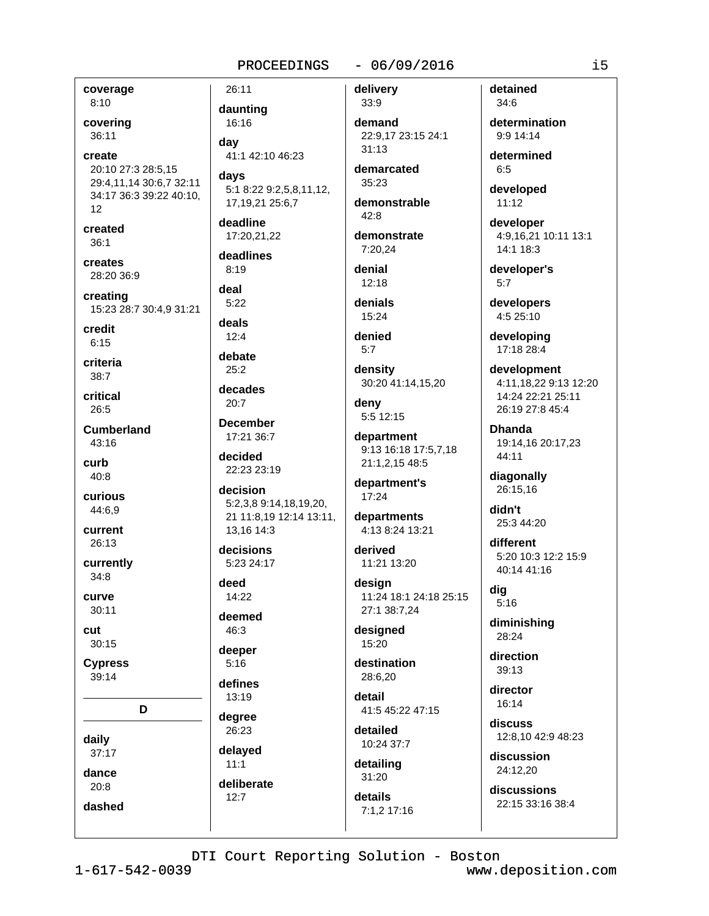**coverage**
8:10

**covering**
36:11

**create**
20:10 27:3 28:5,15 29:4,11,14 30:6,7 32:11 34:17 36:3 39:22 40:10, 12

**created**
36:1

**creates**
28:20 36:9

**creating**
15:23 28:7 30:4,9 31:21

**credit**
6:15

**criteria**
38:7

**critical**
26:5

**Cumberland**
43:16

**curb**
40:8

**curious**
44:6,9

**current**
26:13

**currently**
34:8

**curve**
30:11

**cut**
30:15

**Cypress**
39:14

## D

**daily**
37:17

**dance**
20:8

**dashed**
26:11

**daunting**
16:16

**day**
41:1 42:10 46:23

**days**
5:1 8:22 9:2,5,8,11,12, 17,19,21 25:6,7

**deadline**
17:20,21,22

**deadlines**
8:19

**deal**
5:22

**deals**
12:4

**debate**
25:2

**decades**
20:7

**December**
17:21 36:7

**decided**
22:23 23:19

**decision**
5:2,3,8 9:14,18,19,20, 21 11:8,19 12:14 13:11, 13,16 14:3

**decisions**
5:23 24:17

**deed**
14:22

**deemed**
46:3

**deeper**
5:16

**defines**
13:19

**degree**
26:23

**delayed**
11:1

**deliberate**
12:7

**delivery**
33:9

**demand**
22:9,17 23:15 24:1 31:13

**demarcated**
35:23

**demonstrable**
42:8

**demonstrate**
7:20,24

**denial**
12:18

**denials**
15:24

**denied**
5:7

**density**
30:20 41:14,15,20

**deny**
5:5 12:15

**department**
9:13 16:18 17:5,7,18 21:1,2,15 48:5

**department's**
17:24

**departments**
4:13 8:24 13:21

**derived**
11:21 13:20

**design**
11:24 18:1 24:18 25:15 27:1 38:7,24

**designed**
15:20

**destination**
28:6,20

**detail**
41:5 45:22 47:15

**detailed**
10:24 37:7

**detailing**
31:20

**details**
7:1,2 17:16

**detained**
34:6

**determination**
9:9 14:14

**determined**
6:5

**developed**
11:12

**developer**
4:9,16,21 10:11 13:1 14:1 18:3

**developer's**
5:7

**developers**
4:5 25:10

**developing**
17:18 28:4

**development**
4:11,18,22 9:13 12:20 14:24 22:21 25:11 26:19 27:8 45:4

**Dhanda**
19:14,16 20:17,23 44:11

**diagonally**
26:15,16

**didn't**
25:3 44:20

**different**
5:20 10:3 12:2 15:9 40:14 41:16

**dig**
5:16

**diminishing**
28:24

**direction**
39:13

**director**
16:14

**discuss**
12:8,10 42:9 48:23

**discussion**
24:12,20

**discussions**
22:15 33:16 38:4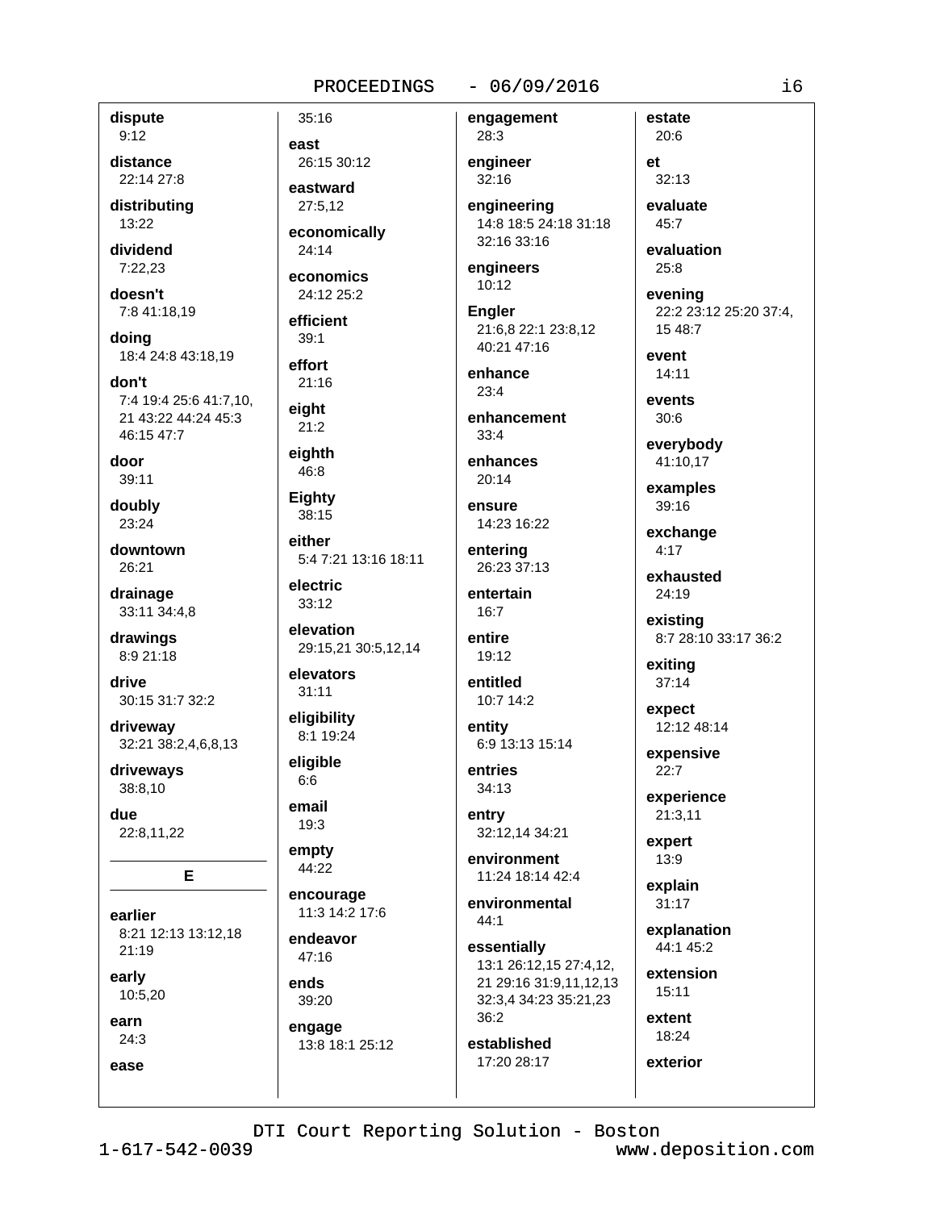**dispute**
9:12

**distance**
22:14 27:8

**distributing**
13:22

**dividend**
7:22,23

**doesn't**
7:8 41:18,19

**doing**
18:4 24:8 43:18,19

**don't**
7:4 19:4 25:6 41:7,10, 21 43:22 44:24 45:3 46:15 47:7

**door**
39:11

**doubly**
23:24

**downtown**
26:21

**drainage**
33:11 34:4,8

**drawings**
8:9 21:18

**drive**
30:15 31:7 32:2

**driveway**
32:21 38:2,4,6,8,13

**driveways**
38:8,10

**due**
22:8,11,22

## E

**earlier**
8:21 12:13 13:12,18 21:19

**early**
10:5,20

**earn**
24:3

**ease**
35:16

**east**
26:15 30:12

**eastward**
27:5,12

**economically**
24:14

**economics**
24:12 25:2

**efficient**
39:1

**effort**
21:16

**eight**
21:2

**eighth**
46:8

**Eighty**
38:15

**either**
5:4 7:21 13:16 18:11

**electric**
33:12

**elevation**
29:15,21 30:5,12,14

**elevators**
31:11

**eligibility**
8:1 19:24

**eligible**
6:6

**email**
19:3

**empty**
44:22

**encourage**
11:3 14:2 17:6

**endeavor**
47:16

**ends**
39:20

**engage**
13:8 18:1 25:12

**engagement**
28:3

**engineer**
32:16

**engineering**
14:8 18:5 24:18 31:18 32:16 33:16

**engineers**
10:12

**Engler**
21:6,8 22:1 23:8,12 40:21 47:16

**enhance**
23:4

**enhancement**
33:4

**enhances**
20:14

**ensure**
14:23 16:22

**entering**
26:23 37:13

**entertain**
16:7

**entire**
19:12

**entitled**
10:7 14:2

**entity**
6:9 13:13 15:14

**entries**
34:13

**entry**
32:12,14 34:21

**environment**
11:24 18:14 42:4

**environmental**
44:1

**essentially**
13:1 26:12,15 27:4,12, 21 29:16 31:9,11,12,13 32:3,4 34:23 35:21,23 36:2

**established**
17:20 28:17

**estate**
20:6

**et**
32:13

**evaluate**
45:7

**evaluation**
25:8

**evening**
22:2 23:12 25:20 37:4, 15 48:7

**event**
14:11

**events**
30:6

**everybody**
41:10,17

**examples**
39:16

**exchange**
4:17

**exhausted**
24:19

**existing**
8:7 28:10 33:17 36:2

**exiting**
37:14

**expect**
12:12 48:14

**expensive**
22:7

**experience**
21:3,11

**expert**
13:9

**explain**
31:17

**explanation**
44:1 45:2

**extension**
15:11

**extent**
18:24

**exterior**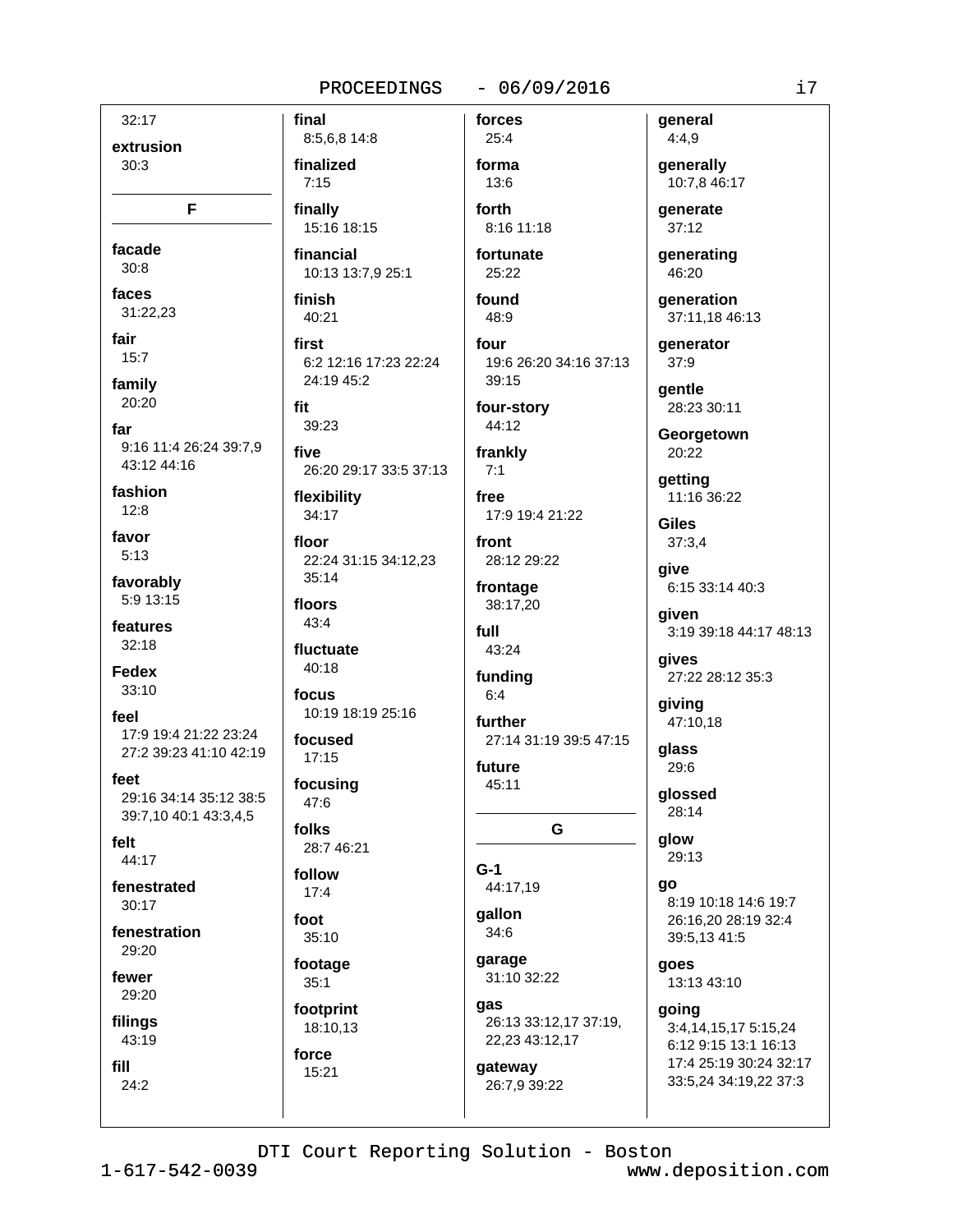32:17

**extrusion**
30:3

**F**

**facade**
30:8

**faces**
31:22,23

**fair**
15:7

**family**
20:20

**far**
9:16 11:4 26:24 39:7,9 43:12 44:16

**fashion**
12:8

**favor**
5:13

**favorably**
5:9 13:15

**features**
32:18

**Fedex**
33:10

**feel**
17:9 19:4 21:22 23:24 27:2 39:23 41:10 42:19

**feet**
29:16 34:14 35:12 38:5 39:7,10 40:1 43:3,4,5

**felt**
44:17

**fenestrated**
30:17

**fenestration**
29:20

**fewer**
29:20

**filings**
43:19

**fill**
24:2

**final**
8:5,6,8 14:8

**finalized**
7:15

**finally**
15:16 18:15

**financial**
10:13 13:7,9 25:1

**finish**
40:21

**first**
6:2 12:16 17:23 22:24 24:19 45:2

**fit**
39:23

**five**
26:20 29:17 33:5 37:13

**flexibility**
34:17

**floor**
22:24 31:15 34:12,23 35:14

**floors**
43:4

**fluctuate**
40:18

**focus**
10:19 18:19 25:16

**focused**
17:15

**focusing**
47:6

**folks**
28:7 46:21

**follow**
17:4

**foot**
35:10

**footage**
35:1

**footprint**
18:10,13

**force**
15:21

**forces**
25:4

**forma**
13:6

**forth**
8:16 11:18

**fortunate**
25:22

**found**
48:9

**four**
19:6 26:20 34:16 37:13 39:15

**four-story**
44:12

**frankly**
7:1

**free**
17:9 19:4 21:22

**front**
28:12 29:22

**frontage**
38:17,20

**full**
43:24

**funding**
6:4

**further**
27:14 31:19 39:5 47:15

**future**
45:11

**G**

**G-1**
44:17,19

**gallon**
34:6

**garage**
31:10 32:22

**gas**
26:13 33:12,17 37:19, 22,23 43:12,17

**gateway**
26:7,9 39:22

**general**
4:4,9

**generally**
10:7,8 46:17

**generate**
37:12

**generating**
46:20

**generation**
37:11,18 46:13

**generator**
37:9

**gentle**
28:23 30:11

**Georgetown**
20:22

**getting**
11:16 36:22

**Giles**
37:3,4

**give**
6:15 33:14 40:3

**given**
3:19 39:18 44:17 48:13

**gives**
27:22 28:12 35:3

**giving**
47:10,18

**glass**
29:6

**glossed**
28:14

**glow**
29:13

**go**
8:19 10:18 14:6 19:7 26:16,20 28:19 32:4 39:5,13 41:5

**goes**
13:13 43:10

**going**
3:4,14,15,17 5:15,24 6:12 9:15 13:1 16:13 17:4 25:19 30:24 32:17 33:5,24 34:19,22 37:3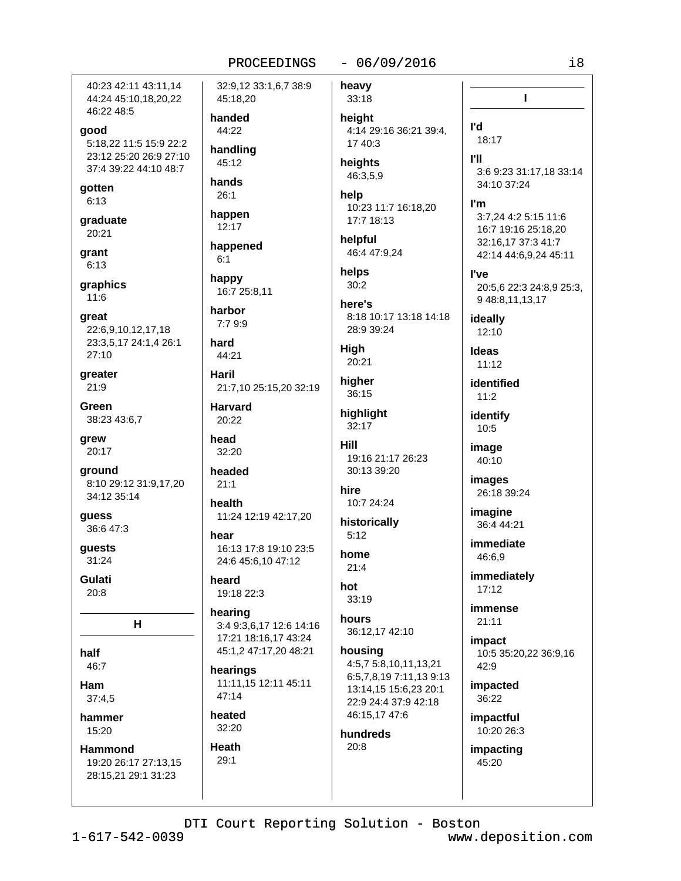40:23 42:11 43:11,14 44:24 45:10,18,20,22 46:22 48:5

**good**
5:18,22 11:5 15:9 22:2 23:12 25:20 26:9 27:10 37:4 39:22 44:10 48:7

**gotten**
6:13

**graduate**
20:21

**grant**
6:13

**graphics**
11:6

**great**
22:6,9,10,12,17,18 23:3,5,17 24:1,4 26:1 27:10

**greater**
21:9

**Green**
38:23 43:6,7

**grew**
20:17

**ground**
8:10 29:12 31:9,17,20 34:12 35:14

**guess**
36:6 47:3

**guests**
31:24

**Gulati**
20:8

## H

**half**
46:7

**Ham**
37:4,5

**hammer**
15:20

**Hammond**
19:20 26:17 27:13,15 28:15,21 29:1 31:23 32:9,12 33:1,6,7 38:9 45:18,20

**handed**
44:22

**handling**
45:12

**hands**
26:1

**happen**
12:17

**happened**
6:1

**happy**
16:7 25:8,11

**harbor**
7:7 9:9

**hard**
44:21

**Haril**
21:7,10 25:15,20 32:19

**Harvard**
20:22

**head**
32:20

**headed**
21:1

**health**
11:24 12:19 42:17,20

**hear**
16:13 17:8 19:10 23:5 24:6 45:6,10 47:12

**heard**
19:18 22:3

**hearing**
3:4 9:3,6,17 12:6 14:16 17:21 18:16,17 43:24 45:1,2 47:17,20 48:21

**hearings**
11:11,15 12:11 45:11 47:14

**heated**
32:20

**Heath**
29:1

**heavy**
33:18

**height**
4:14 29:16 36:21 39:4,17 40:3

**heights**
46:3,5,9

**help**
10:23 11:7 16:18,20 17:7 18:13

**helpful**
46:4 47:9,24

**helps**
30:2

**here's**
8:18 10:17 13:18 14:18 28:9 39:24

**High**
20:21

**higher**
36:15

**highlight**
32:17

**Hill**
19:16 21:17 26:23 30:13 39:20

**hire**
10:7 24:24

**historically**
5:12

**home**
21:4

**hot**
33:19

**hours**
36:12,17 42:10

**housing**
4:5,7 5:8,10,11,13,21 6:5,7,8,19 7:11,13 9:13 13:14,15 15:6,23 20:1 22:9 24:4 37:9 42:18 46:15,17 47:6

**hundreds**
20:8

## I

**I'd**
18:17

**I'll**
3:6 9:23 31:17,18 33:14 34:10 37:24

**I'm**
3:7,24 4:2 5:15 11:6 16:7 19:16 25:18,20 32:16,17 37:3 41:7 42:14 44:6,9,24 45:11

**I've**
20:5,6 22:3 24:8,9 25:3,9 48:8,11,13,17

**ideally**
12:10

**Ideas**
11:12

**identified**
11:2

**identify**
10:5

**image**
40:10

**images**
26:18 39:24

**imagine**
36:4 44:21

**immediate**
46:6,9

**immediately**
17:12

**immense**
21:11

**impact**
10:5 35:20,22 36:9,16 42:9

**impacted**
36:22

**impactful**
10:20 26:3

**impacting**
45:20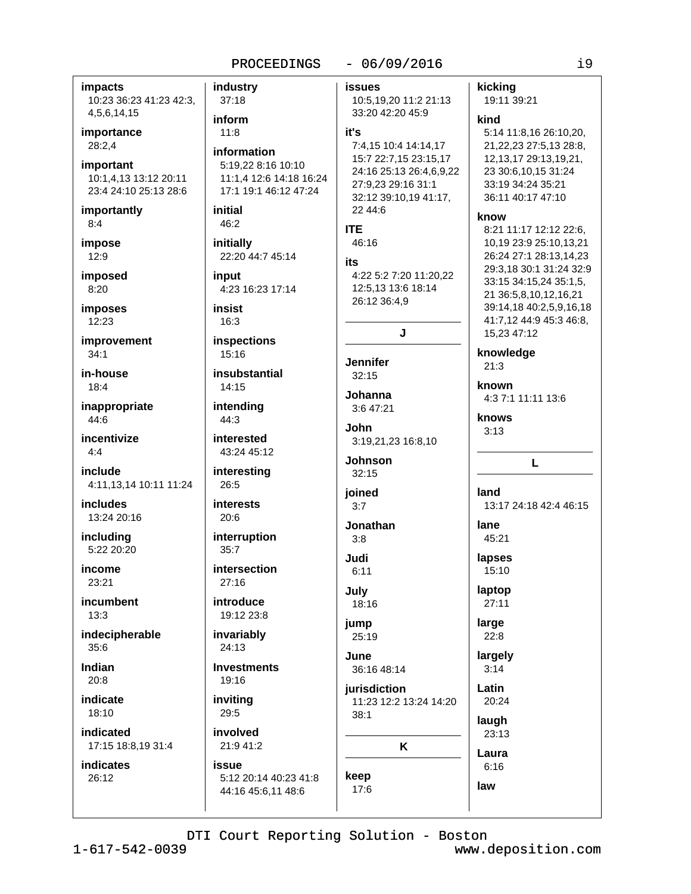**impacts**
10:23 36:23 41:23 42:3, 4,5,6,14,15

**importance**
28:2,4

**important**
10:1,4,13 13:12 20:11 23:4 24:10 25:13 28:6

**importantly**
8:4

**impose**
12:9

**imposed**
8:20

**imposes**
12:23

**improvement**
34:1

**in-house**
18:4

**inappropriate**
44:6

**incentivize**
4:4

**include**
4:11,13,14 10:11 11:24

**includes**
13:24 20:16

**including**
5:22 20:20

**income**
23:21

**incumbent**
13:3

**indecipherable**
35:6

**Indian**
20:8

**indicate**
18:10

**indicated**
17:15 18:8,19 31:4

**indicates**
26:12

**industry**
37:18

**inform**
11:8

**information**
5:19,22 8:16 10:10 11:1,4 12:6 14:18 16:24 17:1 19:1 46:12 47:24

**initial**
46:2

**initially**
22:20 44:7 45:14

**input**
4:23 16:23 17:14

**insist**
16:3

**inspections**
15:16

**insubstantial**
14:15

**intending**
44:3

**interested**
43:24 45:12

**interesting**
26:5

**interests**
20:6

**interruption**
35:7

**intersection**
27:16

**introduce**
19:12 23:8

**invariably**
24:13

**Investments**
19:16

**inviting**
29:5

**involved**
21:9 41:2

**issue**
5:12 20:14 40:23 41:8 44:16 45:6,11 48:6

**issues**
10:5,19,20 11:2 21:13 33:20 42:20 45:9

**it's**
7:4,15 10:4 14:14,17 15:7 22:7,15 23:15,17 24:16 25:13 26:4,6,9,22 27:9,23 29:16 31:1 32:12 39:10,19 41:17, 22 44:6

**ITE**
46:16

**its**
4:22 5:2 7:20 11:20,22 12:5,13 13:6 18:14 26:12 36:4,9

## J

**Jennifer**
32:15

**Johanna**
3:6 47:21

**John**
3:19,21,23 16:8,10

**Johnson**
32:15

**joined**
3:7

**Jonathan**
3:8

**Judi**
6:11

**July**
18:16

**jump**
25:19

**June**
36:16 48:14

**jurisdiction**
11:23 12:2 13:24 14:20 38:1

## K

**keep**
17:6

**kicking**
19:11 39:21

**kind**
5:14 11:8,16 26:10,20, 21,22,23 27:5,13 28:8, 12,13,17 29:13,19,21, 23 30:6,10,15 31:24 33:19 34:24 35:21 36:11 40:17 47:10

**know**
8:21 11:17 12:12 22:6, 10,19 23:9 25:10,13,21 26:24 27:1 28:13,14,23 29:3,18 30:1 31:24 32:9 33:15 34:15,24 35:1,5, 21 36:5,8,10,12,16,21 39:14,18 40:2,5,9,16,18 41:7,12 44:9 45:3 46:8, 15,23 47:12

**knowledge**
21:3

**known**
4:3 7:1 11:11 13:6

**knows**
3:13

## L

**land**
13:17 24:18 42:4 46:15

**lane**
45:21

**lapses**
15:10

**laptop**
27:11

**large**
22:8

**largely**
3:14

**Latin**
20:24

**laugh**
23:13

**Laura**
6:16

**law**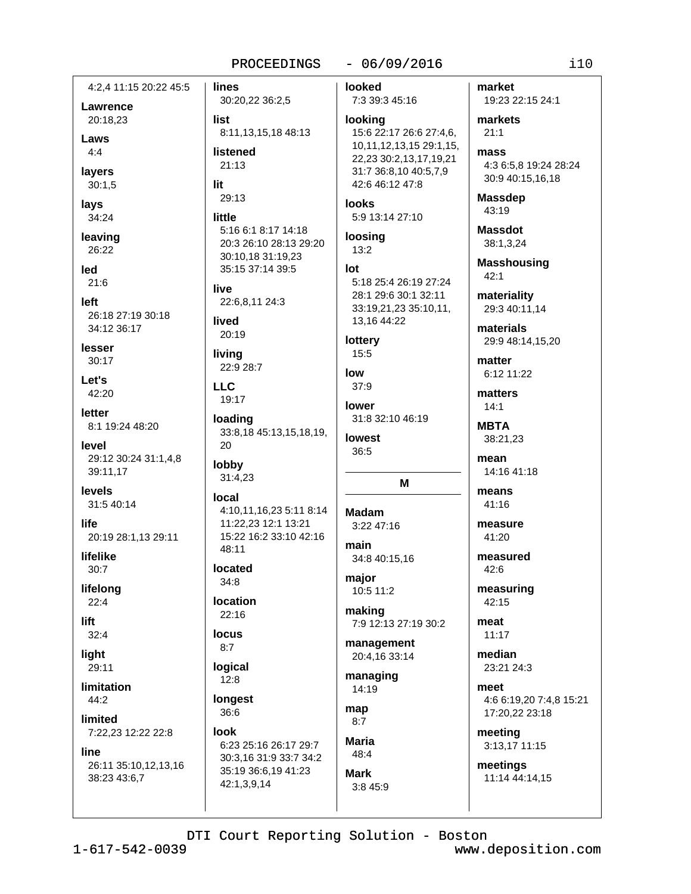4:2,4 11:15 20:22 45:5

**Lawrence**
20:18,23

**Laws**
4:4

**layers**
30:1,5

**lays**
34:24

**leaving**
26:22

**led**
21:6

**left**
26:18 27:19 30:18 34:12 36:17

**lesser**
30:17

**Let's**
42:20

**letter**
8:1 19:24 48:20

**level**
29:12 30:24 31:1,4,8 39:11,17

**levels**
31:5 40:14

**life**
20:19 28:1,13 29:11

**lifelike**
30:7

**lifelong**
22:4

**lift**
32:4

**light**
29:11

**limitation**
44:2

**limited**
7:22,23 12:22 22:8

**line**
26:11 35:10,12,13,16 38:23 43:6,7

**lines**
30:20,22 36:2,5

**list**
8:11,13,15,18 48:13

**listened**
21:13

**lit**
29:13

**little**
5:16 6:1 8:17 14:18 20:3 26:10 28:13 29:20 30:10,18 31:19,23 35:15 37:14 39:5

**live**
22:6,8,11 24:3

**lived**
20:19

**living**
22:9 28:7

**LLC**
19:17

**loading**
33:8,18 45:13,15,18,19, 20

**lobby**
31:4,23

**local**
4:10,11,16,23 5:11 8:14 11:22,23 12:1 13:21 15:22 16:2 33:10 42:16 48:11

**located**
34:8

**location**
22:16

**locus**
8:7

**logical**
12:8

**longest**
36:6

**look**
6:23 25:16 26:17 29:7 30:3,16 31:9 33:7 34:2 35:19 36:6,19 41:23 42:1,3,9,14

**looked**
7:3 39:3 45:16

**looking**
15:6 22:17 26:6 27:4,6, 10,11,12,13,15 29:1,15, 22,23 30:2,13,17,19,21 31:7 36:8,10 40:5,7,9 42:6 46:12 47:8

**looks**
5:9 13:14 27:10

**loosing**
13:2

**lot**
5:18 25:4 26:19 27:24 28:1 29:6 30:1 32:11 33:19,21,23 35:10,11, 13,16 44:22

**lottery**
15:5

**low**
37:9

**lower**
31:8 32:10 46:19

**lowest**
36:5

## M

**Madam**
3:22 47:16

**main**
34:8 40:15,16

**major**
10:5 11:2

**making**
7:9 12:13 27:19 30:2

**management**
20:4,16 33:14

**managing**
14:19

**map**
8:7

**Maria**
48:4

**Mark**
3:8 45:9

**market**
19:23 22:15 24:1

**markets**
21:1

**mass**
4:3 6:5,8 19:24 28:24 30:9 40:15,16,18

**Massdep**
43:19

**Massdot**
38:1,3,24

**Masshousing**
42:1

**materiality**
29:3 40:11,14

**materials**
29:9 48:14,15,20

**matter**
6:12 11:22

**matters**
14:1

**MBTA**
38:21,23

**mean**
14:16 41:18

**means**
41:16

**measure**
41:20

**measured**
42:6

**measuring**
42:15

**meat**
11:17

**median**
23:21 24:3

**meet**
4:6 6:19,20 7:4,8 15:21 17:20,22 23:18

**meeting**
3:13,17 11:15

**meetings**
11:14 44:14,15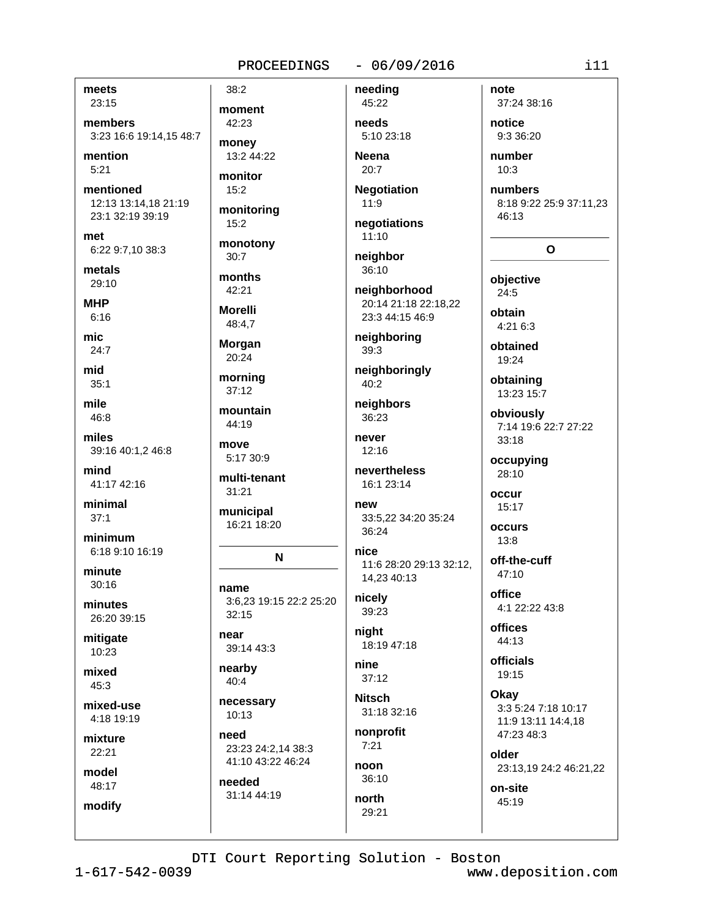**meets**
23:15

**members**
3:23 16:6 19:14,15 48:7

**mention**
5:21

**mentioned**
12:13 13:14,18 21:19 23:1 32:19 39:19

**met**
6:22 9:7,10 38:3

**metals**
29:10

**MHP**
6:16

**mic**
24:7

**mid**
35:1

**mile**
46:8

**miles**
39:16 40:1,2 46:8

**mind**
41:17 42:16

**minimal**
37:1

**minimum**
6:18 9:10 16:19

**minute**
30:16

**minutes**
26:20 39:15

**mitigate**
10:23

**mixed**
45:3

**mixed-use**
4:18 19:19

**mixture**
22:21

**model**
48:17

**modify**
38:2

**moment**
42:23

**money**
13:2 44:22

**monitor**
15:2

**monitoring**
15:2

**monotony**
30:7

**months**
42:21

**Morelli**
48:4,7

**Morgan**
20:24

**morning**
37:12

**mountain**
44:19

**move**
5:17 30:9

**multi-tenant**
31:21

**municipal**
16:21 18:20

## N

**name**
3:6,23 19:15 22:2 25:20 32:15

**near**
39:14 43:3

**nearby**
40:4

**necessary**
10:13

**need**
23:23 24:2,14 38:3 41:10 43:22 46:24

**needed**
31:14 44:19

**needing**
45:22

**needs**
5:10 23:18

**Neena**
20:7

**Negotiation**
11:9

**negotiations**
11:10

**neighbor**
36:10

**neighborhood**
20:14 21:18 22:18,22 23:3 44:15 46:9

**neighboring**
39:3

**neighboringly**
40:2

**neighbors**
36:23

**never**
12:16

**nevertheless**
16:1 23:14

**new**
33:5,22 34:20 35:24 36:24

**nice**
11:6 28:20 29:13 32:12, 14,23 40:13

**nicely**
39:23

**night**
18:19 47:18

**nine**
37:12

**Nitsch**
31:18 32:16

**nonprofit**
7:21

**noon**
36:10

**north**
29:21

**note**
37:24 38:16

**notice**
9:3 36:20

**number**
10:3

**numbers**
8:18 9:22 25:9 37:11,23 46:13

## O

**objective**
24:5

**obtain**
4:21 6:3

**obtained**
19:24

**obtaining**
13:23 15:7

**obviously**
7:14 19:6 22:7 27:22 33:18

**occupying**
28:10

**occur**
15:17

**occurs**
13:8

**off-the-cuff**
47:10

**office**
4:1 22:22 43:8

**offices**
44:13

**officials**
19:15

**Okay**
3:3 5:24 7:18 10:17 11:9 13:11 14:4,18 47:23 48:3

**older**
23:13,19 24:2 46:21,22

**on-site**
45:19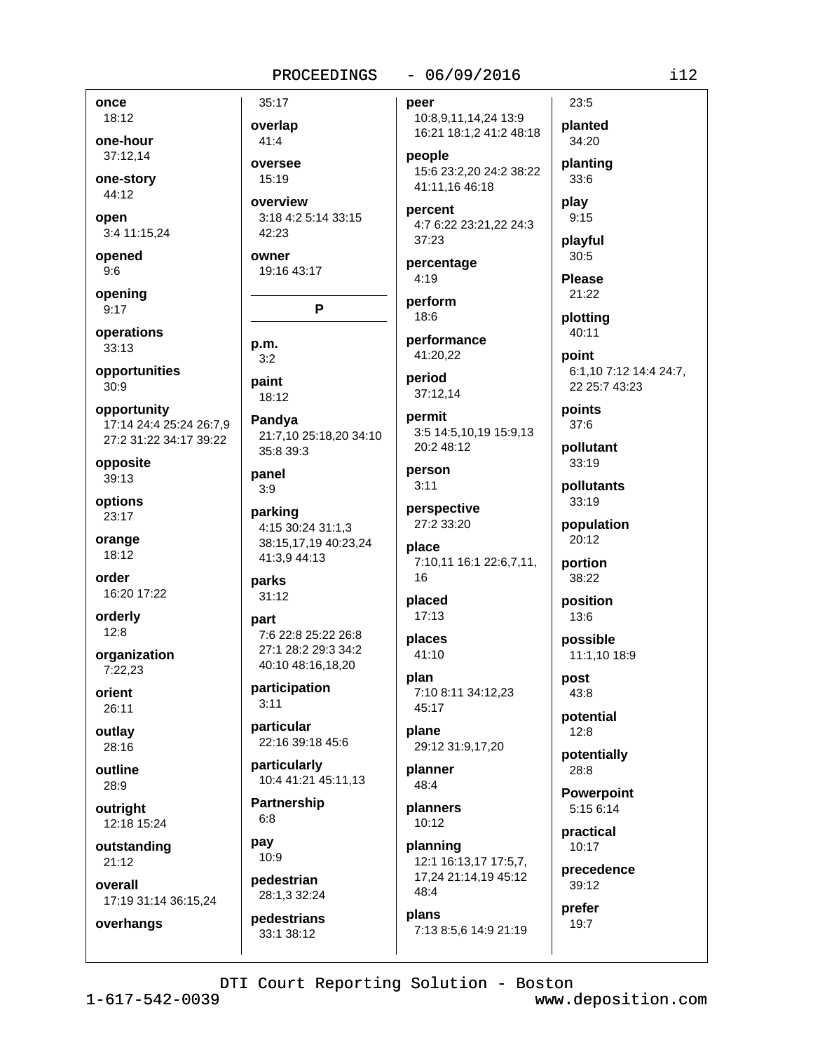once
18:12

one-hour
37:12,14

one-story
44:12

open
3:4 11:15,24

opened
9:6

opening
9:17

operations
33:13

opportunities
30:9

opportunity
17:14 24:4 25:24 26:7,9 27:2 31:22 34:17 39:22

opposite
39:13

options
23:17

orange
18:12

order
16:20 17:22

orderly
12:8

organization
7:22,23

orient
26:11

outlay
28:16

outline
28:9

outright
12:18 15:24

outstanding
21:12

overall
17:19 31:14 36:15,24

overhangs
35:17

overlap
41:4

oversee
15:19

overview
3:18 4:2 5:14 33:15 42:23

owner
19:16 43:17

## P

p.m.
3:2

paint
18:12

Pandya
21:7,10 25:18,20 34:10 35:8 39:3

panel
3:9

parking
4:15 30:24 31:1,3 38:15,17,19 40:23,24 41:3,9 44:13

parks
31:12

part
7:6 22:8 25:22 26:8 27:1 28:2 29:3 34:2 40:10 48:16,18,20

participation
3:11

particular
22:16 39:18 45:6

particularly
10:4 41:21 45:11,13

Partnership
6:8

pay
10:9

pedestrian
28:1,3 32:24

pedestrians
33:1 38:12

peer
10:8,9,11,14,24 13:9 16:21 18:1,2 41:2 48:18

people
15:6 23:2,20 24:2 38:22 41:11,16 46:18

percent
4:7 6:22 23:21,22 24:3 37:23

percentage
4:19

perform
18:6

performance
41:20,22

period
37:12,14

permit
3:5 14:5,10,19 15:9,13 20:2 48:12

person
3:11

perspective
27:2 33:20

place
7:10,11 16:1 22:6,7,11, 16

placed
17:13

places
41:10

plan
7:10 8:11 34:12,23 45:17

plane
29:12 31:9,17,20

planner
48:4

planners
10:12

planning
12:1 16:13,17 17:5,7, 17,24 21:14,19 45:12 48:4

plans
7:13 8:5,6 14:9 21:19 23:5

planted
34:20

planting
33:6

play
9:15

playful
30:5

Please
21:22

plotting
40:11

point
6:1,10 7:12 14:4 24:7, 22 25:7 43:23

points
37:6

pollutant
33:19

pollutants
33:19

population
20:12

portion
38:22

position
13:6

possible
11:1,10 18:9

post
43:8

potential
12:8

potentially
28:8

Powerpoint
5:15 6:14

practical
10:17

precedence
39:12

prefer
19:7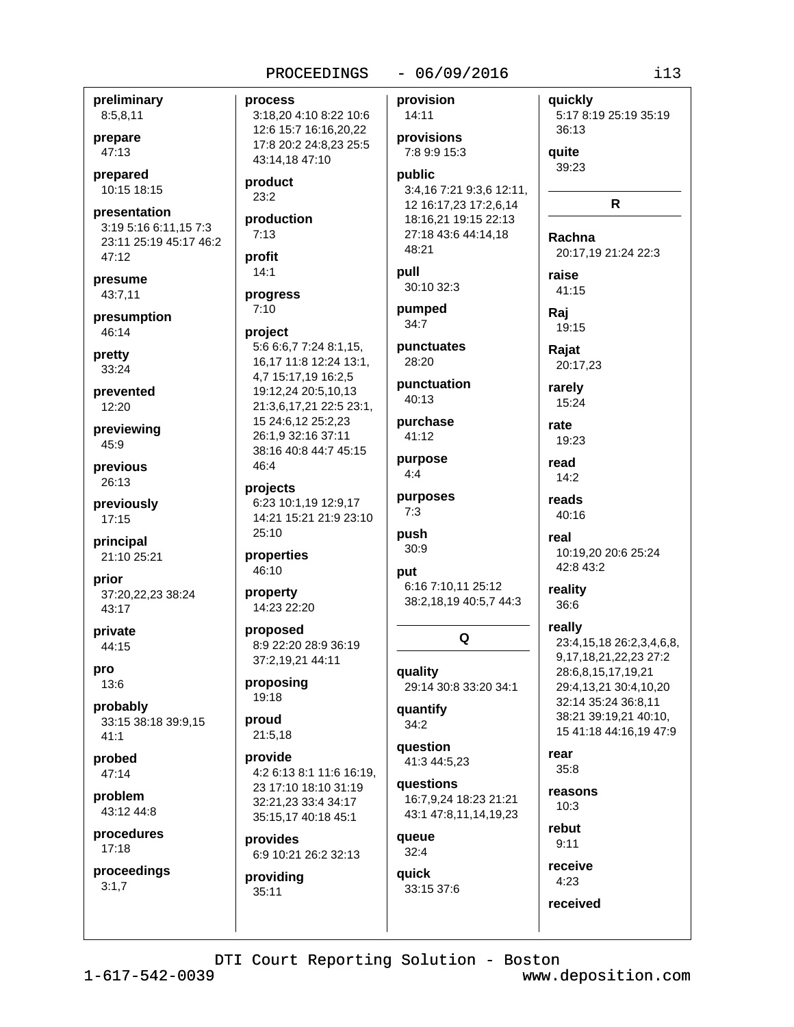**preliminary**
8:5,8,11

**prepare**
47:13

**prepared**
10:15 18:15

**presentation**
3:19 5:16 6:11,15 7:3 23:11 25:19 45:17 46:2 47:12

**presume**
43:7,11

**presumption**
46:14

**pretty**
33:24

**prevented**
12:20

**previewing**
45:9

**previous**
26:13

**previously**
17:15

**principal**
21:10 25:21

**prior**
37:20,22,23 38:24 43:17

**private**
44:15

**pro**
13:6

**probably**
33:15 38:18 39:9,15 41:1

**probed**
47:14

**problem**
43:12 44:8

**procedures**
17:18

**proceedings**
3:1,7

**process**
3:18,20 4:10 8:22 10:6 12:6 15:7 16:16,20,22 17:8 20:2 24:8,23 25:5 43:14,18 47:10

**product**
23:2

**production**
7:13

**profit**
14:1

**progress**
7:10

**project**
5:6 6:6,7 7:24 8:1,15, 16,17 11:8 12:24 13:1, 4,7 15:17,19 16:2,5 19:12,24 20:5,10,13 21:3,6,17,21 22:5 23:1, 15 24:6,12 25:2,23 26:1,9 32:16 37:11 38:16 40:8 44:7 45:15 46:4

**projects**
6:23 10:1,19 12:9,17 14:21 15:21 21:9 23:10 25:10

**properties**
46:10

**property**
14:23 22:20

**proposed**
8:9 22:20 28:9 36:19 37:2,19,21 44:11

**proposing**
19:18

**proud**
21:5,18

**provide**
4:2 6:13 8:1 11:6 16:19, 23 17:10 18:10 31:19 32:21,23 33:4 34:17 35:15,17 40:18 45:1

**provides**
6:9 10:21 26:2 32:13

**providing**
35:11

**provision**
14:11

**provisions**
7:8 9:9 15:3

**public**
3:4,16 7:21 9:3,6 12:11, 12 16:17,23 17:2,6,14 18:16,21 19:15 22:13 27:18 43:6 44:14,18 48:21

**pull**
30:10 32:3

**pumped**
34:7

**punctuates**
28:20

**punctuation**
40:13

**purchase**
41:12

**purpose**
4:4

**purposes**
7:3

**push**
30:9

**put**
6:16 7:10,11 25:12 38:2,18,19 40:5,7 44:3

## Q

**quality**
29:14 30:8 33:20 34:1

**quantify**
34:2

**question**
41:3 44:5,23

**questions**
16:7,9,24 18:23 21:21 43:1 47:8,11,14,19,23

**queue**
32:4

**quick**
33:15 37:6

**quickly**
5:17 8:19 25:19 35:19 36:13

**quite**
39:23

## R

**Rachna**
20:17,19 21:24 22:3

**raise**
41:15

**Raj**
19:15

**Rajat**
20:17,23

**rarely**
15:24

**rate**
19:23

**read**
14:2

**reads**
40:16

**real**
10:19,20 20:6 25:24 42:8 43:2

**reality**
36:6

**really**
23:4,15,18 26:2,3,4,6,8, 9,17,18,21,22,23 27:2 28:6,8,15,17,19,21 29:4,13,21 30:4,10,20 32:14 35:24 36:8,11 38:21 39:19,21 40:10, 15 41:18 44:16,19 47:9

**rear**
35:8

**reasons**
10:3

**rebut**
9:11

**receive**
4:23

**received**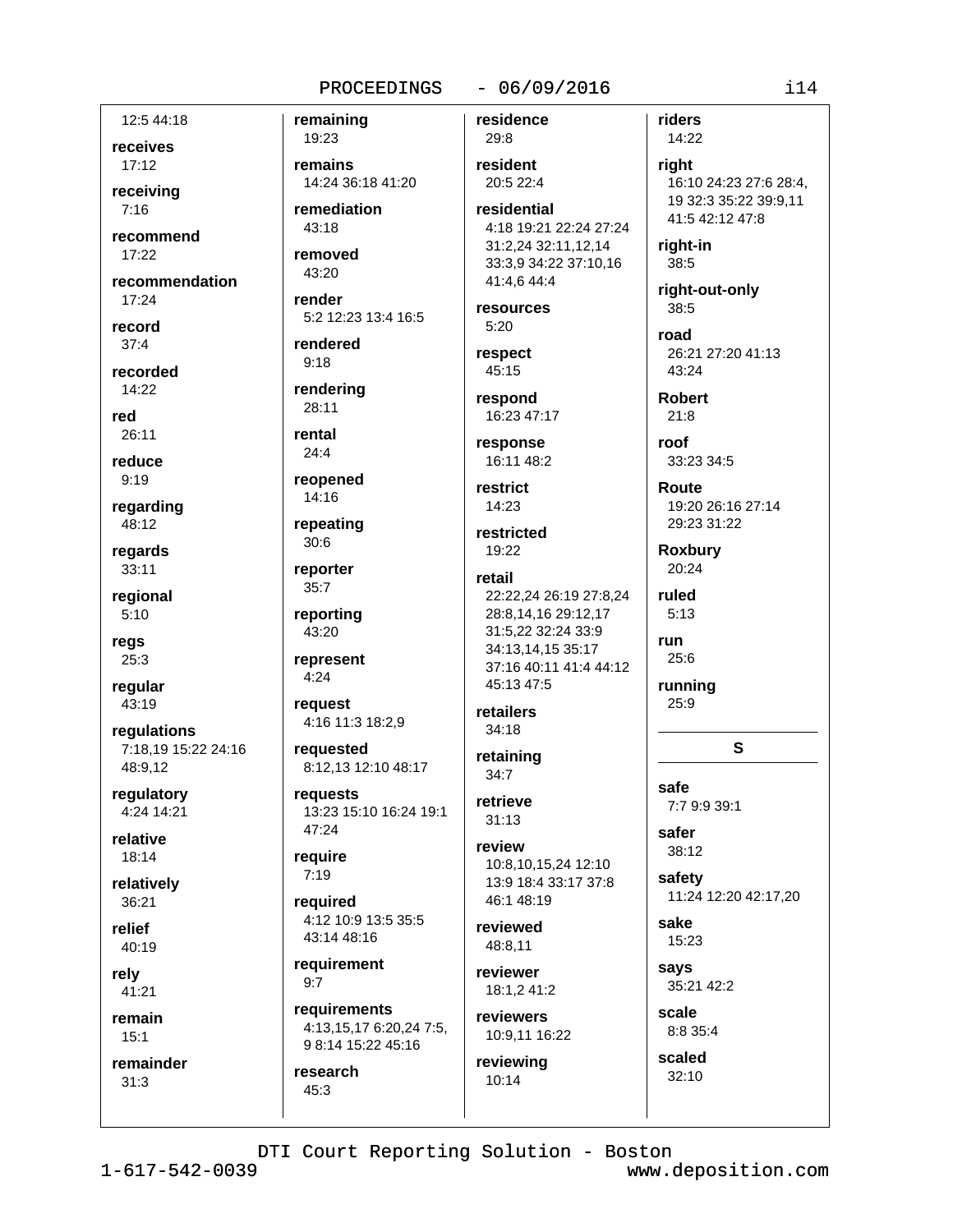12:5 44:18

**receives**
17:12

**receiving**
7:16

**recommend**
17:22

**recommendation**
17:24

**record**
37:4

**recorded**
14:22

**red**
26:11

**reduce**
9:19

**regarding**
48:12

**regards**
33:11

**regional**
5:10

**regs**
25:3

**regular**
43:19

**regulations**
7:18,19 15:22 24:16 48:9,12

**regulatory**
4:24 14:21

**relative**
18:14

**relatively**
36:21

**relief**
40:19

**rely**
41:21

**remain**
15:1

**remainder**
31:3

**remaining**
19:23

**remains**
14:24 36:18 41:20

**remediation**
43:18

**removed**
43:20

**render**
5:2 12:23 13:4 16:5

**rendered**
9:18

**rendering**
28:11

**rental**
24:4

**reopened**
14:16

**repeating**
30:6

**reporter**
35:7

**reporting**
43:20

**represent**
4:24

**request**
4:16 11:3 18:2,9

**requested**
8:12,13 12:10 48:17

**requests**
13:23 15:10 16:24 19:1 47:24

**require**
7:19

**required**
4:12 10:9 13:5 35:5 43:14 48:16

**requirement**
9:7

**requirements**
4:13,15,17 6:20,24 7:5, 9 8:14 15:22 45:16

**research**
45:3

**residence**
29:8

**resident**
20:5 22:4

**residential**
4:18 19:21 22:24 27:24 31:2,24 32:11,12,14 33:3,9 34:22 37:10,16 41:4,6 44:4

**resources**
5:20

**respect**
45:15

**respond**
16:23 47:17

**response**
16:11 48:2

**restrict**
14:23

**restricted**
19:22

**retail**
22:22,24 26:19 27:8,24 28:8,14,16 29:12,17 31:5,22 32:24 33:9 34:13,14,15 35:17 37:16 40:11 41:4 44:12 45:13 47:5

**retailers**
34:18

**retaining**
34:7

**retrieve**
31:13

**review**
10:8,10,15,24 12:10 13:9 18:4 33:17 37:8 46:1 48:19

**reviewed**
48:8,11

**reviewer**
18:1,2 41:2

**reviewers**
10:9,11 16:22

**reviewing**
10:14

**riders**
14:22

**right**
16:10 24:23 27:6 28:4, 19 32:3 35:22 39:9,11 41:5 42:12 47:8

**right-in**
38:5

**right-out-only**
38:5

**road**
26:21 27:20 41:13 43:24

**Robert**
21:8

**roof**
33:23 34:5

**Route**
19:20 26:16 27:14 29:23 31:22

**Roxbury**
20:24

**ruled**
5:13

**run**
25:6

**running**
25:9

## S

**safe**
7:7 9:9 39:1

**safer**
38:12

**safety**
11:24 12:20 42:17,20

**sake**
15:23

**says**
35:21 42:2

**scale**
8:8 35:4

**scaled**
32:10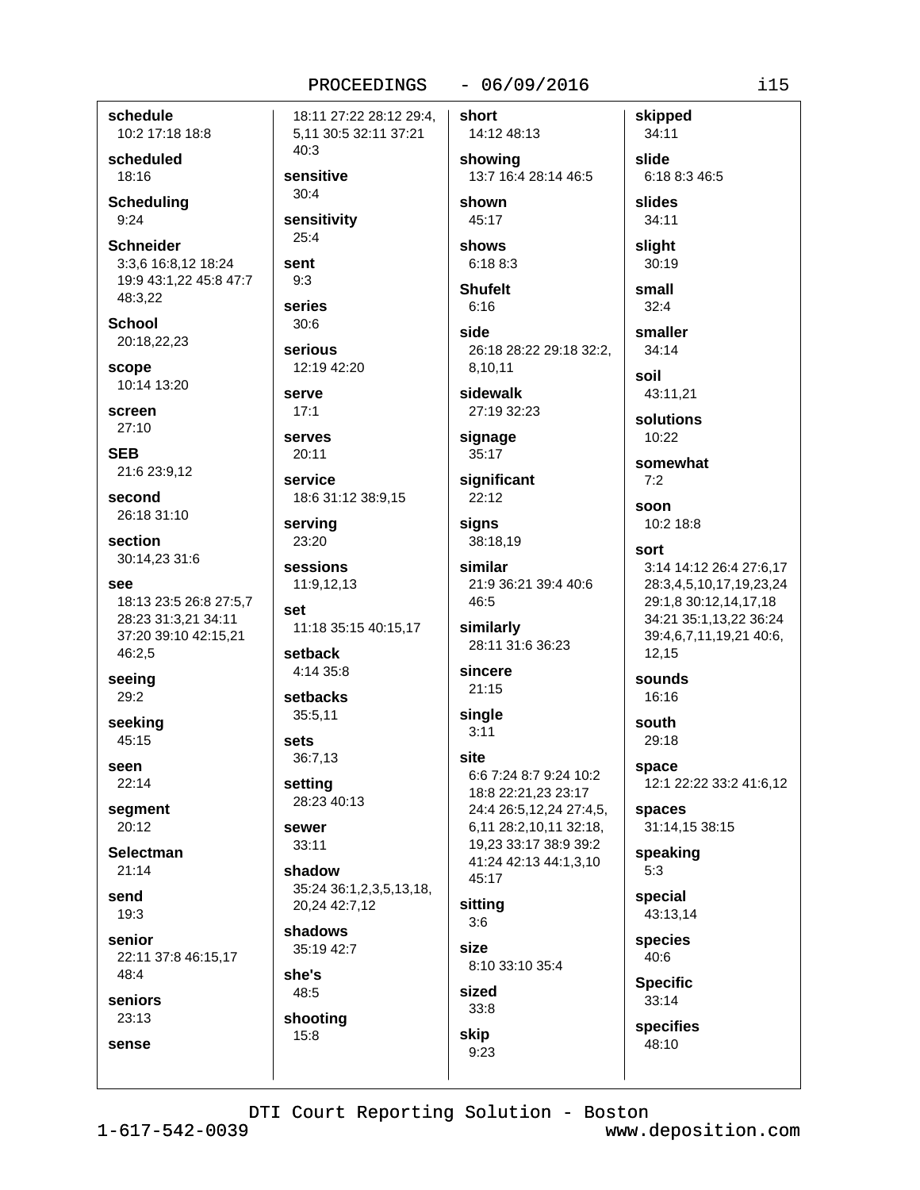**schedule**
10:2 17:18 18:8

**scheduled**
18:16

**Scheduling**
9:24

**Schneider**
3:3,6 16:8,12 18:24 19:9 43:1,22 45:8 47:7 48:3,22

**School**
20:18,22,23

**scope**
10:14 13:20

**screen**
27:10

**SEB**
21:6 23:9,12

**second**
26:18 31:10

**section**
30:14,23 31:6

**see**
18:13 23:5 26:8 27:5,7 28:23 31:3,21 34:11 37:20 39:10 42:15,21 46:2,5

**seeing**
29:2

**seeking**
45:15

**seen**
22:14

**segment**
20:12

**Selectman**
21:14

**send**
19:3

**senior**
22:11 37:8 46:15,17 48:4

**seniors**
23:13

**sense**
18:11 27:22 28:12 29:4, 5,11 30:5 32:11 37:21 40:3

**sensitive**
30:4

**sensitivity**
25:4

**sent**
9:3

**series**
30:6

**serious**
12:19 42:20

**serve**
17:1

**serves**
20:11

**service**
18:6 31:12 38:9,15

**serving**
23:20

**sessions**
11:9,12,13

**set**
11:18 35:15 40:15,17

**setback**
4:14 35:8

**setbacks**
35:5,11

**sets**
36:7,13

**setting**
28:23 40:13

**sewer**
33:11

**shadow**
35:24 36:1,2,3,5,13,18, 20,24 42:7,12

**shadows**
35:19 42:7

**she's**
48:5

**shooting**
15:8

**short**
14:12 48:13

**showing**
13:7 16:4 28:14 46:5

**shown**
45:17

**shows**
6:18 8:3

**Shufelt**
6:16

**side**
26:18 28:22 29:18 32:2, 8,10,11

**sidewalk**
27:19 32:23

**signage**
35:17

**significant**
22:12

**signs**
38:18,19

**similar**
21:9 36:21 39:4 40:6 46:5

**similarly**
28:11 31:6 36:23

**sincere**
21:15

**single**
3:11

**site**
6:6 7:24 8:7 9:24 10:2 18:8 22:21,23 23:17 24:4 26:5,12,24 27:4,5, 6,11 28:2,10,11 32:18, 19,23 33:17 38:9 39:2 41:24 42:13 44:1,3,10 45:17

**sitting**
3:6

**size**
8:10 33:10 35:4

**sized**
33:8

**skip**
9:23

**skipped**
34:11

**slide**
6:18 8:3 46:5

**slides**
34:11

**slight**
30:19

**small**
32:4

**smaller**
34:14

**soil**
43:11,21

**solutions**
10:22

**somewhat**
7:2

**soon**
10:2 18:8

**sort**
3:14 14:12 26:4 27:6,17 28:3,4,5,10,17,19,23,24 29:1,8 30:12,14,17,18 34:21 35:1,13,22 36:24 39:4,6,7,11,19,21 40:6, 12,15

**sounds**
16:16

**south**
29:18

**space**
12:1 22:22 33:2 41:6,12

**spaces**
31:14,15 38:15

**speaking**
5:3

**special**
43:13,14

**species**
40:6

**Specific**
33:14

**specifies**
48:10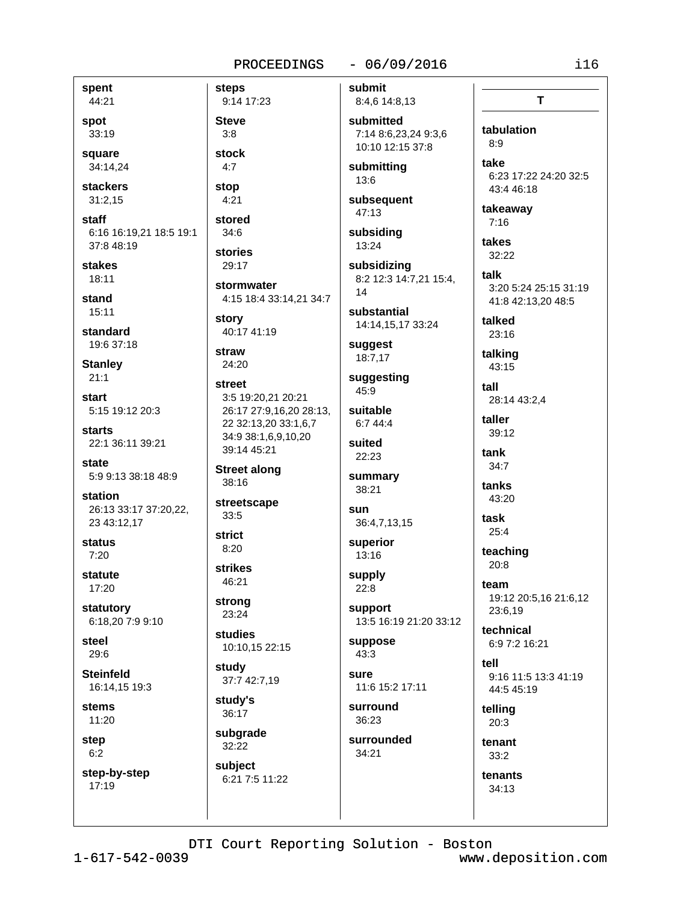**spent**
44:21

**spot**
33:19

**square**
34:14,24

**stackers**
31:2,15

**staff**
6:16 16:19,21 18:5 19:1 37:8 48:19

**stakes**
18:11

**stand**
15:11

**standard**
19:6 37:18

**Stanley**
21:1

**start**
5:15 19:12 20:3

**starts**
22:1 36:11 39:21

**state**
5:9 9:13 38:18 48:9

**station**
26:13 33:17 37:20,22, 23 43:12,17

**status**
7:20

**statute**
17:20

**statutory**
6:18,20 7:9 9:10

**steel**
29:6

**Steinfeld**
16:14,15 19:3

**stems**
11:20

**step**
6:2

**step-by-step**
17:19

**steps**
9:14 17:23

**Steve**
3:8

**stock**
4:7

**stop**
4:21

**stored**
34:6

**stories**
29:17

**stormwater**
4:15 18:4 33:14,21 34:7

**story**
40:17 41:19

**straw**
24:20

**street**
3:5 19:20,21 20:21 26:17 27:9,16,20 28:13, 22 32:13,20 33:1,6,7 34:9 38:1,6,9,10,20 39:14 45:21

**Street along**
38:16

**streetscape**
33:5

**strict**
8:20

**strikes**
46:21

**strong**
23:24

**studies**
10:10,15 22:15

**study**
37:7 42:7,19

**study's**
36:17

**subgrade**
32:22

**subject**
6:21 7:5 11:22

**submit**
8:4,6 14:8,13

**submitted**
7:14 8:6,23,24 9:3,6 10:10 12:15 37:8

**submitting**
13:6

**subsequent**
47:13

**subsiding**
13:24

**subsidizing**
8:2 12:3 14:7,21 15:4, 14

**substantial**
14:14,15,17 33:24

**suggest**
18:7,17

**suggesting**
45:9

**suitable**
6:7 44:4

**suited**
22:23

**summary**
38:21

**sun**
36:4,7,13,15

**superior**
13:16

**supply**
22:8

**support**
13:5 16:19 21:20 33:12

**suppose**
43:3

**sure**
11:6 15:2 17:11

**surround**
36:23

**surrounded**
34:21

## T

**tabulation**
8:9

**take**
6:23 17:22 24:20 32:5 43:4 46:18

**takeaway**
7:16

**takes**
32:22

**talk**
3:20 5:24 25:15 31:19 41:8 42:13,20 48:5

**talked**
23:16

**talking**
43:15

**tall**
28:14 43:2,4

**taller**
39:12

**tank**
34:7

**tanks**
43:20

**task**
25:4

**teaching**
20:8

**team**
19:12 20:5,16 21:6,12 23:6,19

**technical**
6:9 7:2 16:21

**tell**
9:16 11:5 13:3 41:19 44:5 45:19

**telling**
20:3

**tenant**
33:2

**tenants**
34:13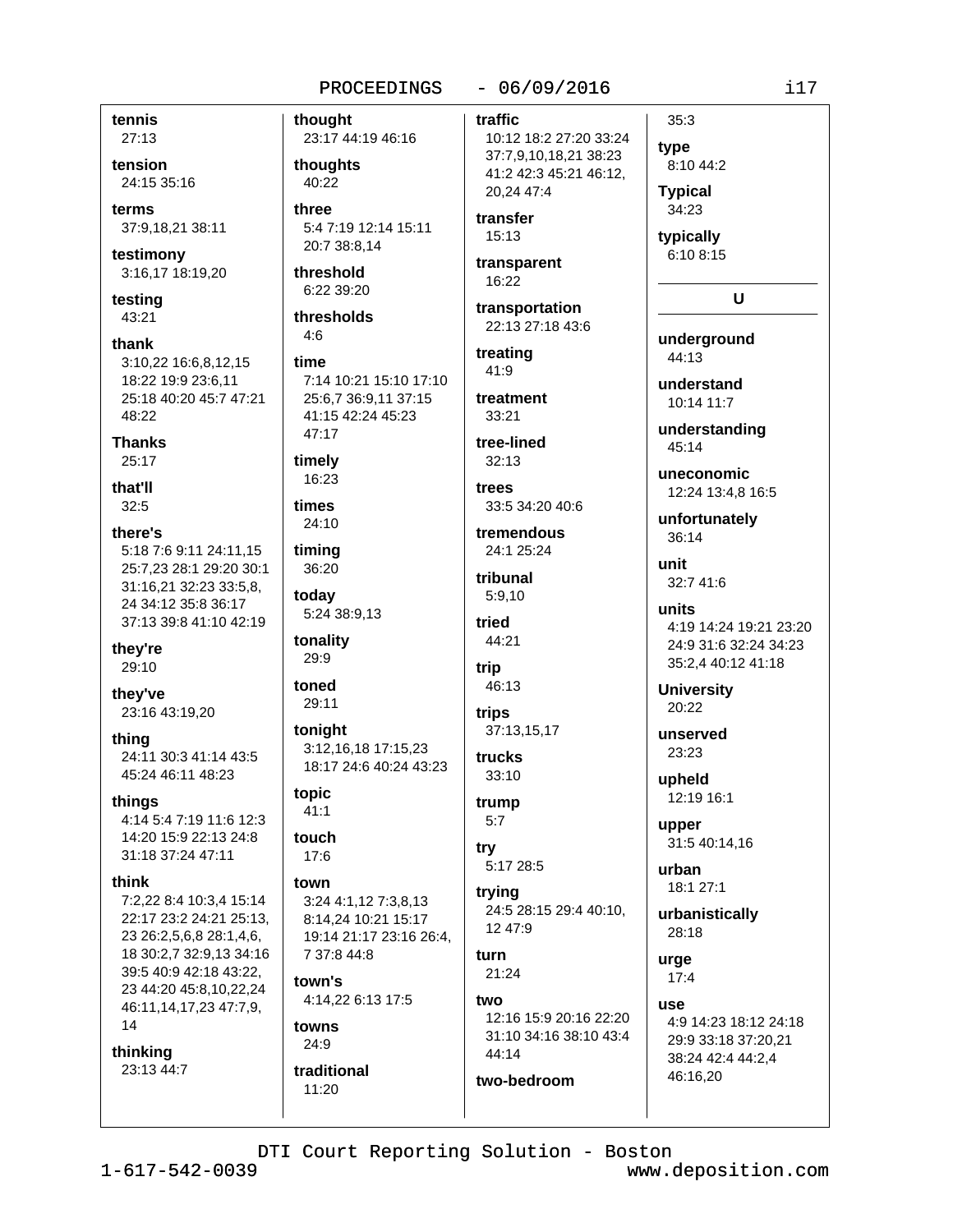**tennis**
27:13

**tension**
24:15 35:16

**terms**
37:9,18,21 38:11

**testimony**
3:16,17 18:19,20

**testing**
43:21

**thank**
3:10,22 16:6,8,12,15 18:22 19:9 23:6,11 25:18 40:20 45:7 47:21 48:22

**Thanks**
25:17

**that'll**
32:5

**there's**
5:18 7:6 9:11 24:11,15 25:7,23 28:1 29:20 30:1 31:16,21 32:23 33:5,8, 24 34:12 35:8 36:17 37:13 39:8 41:10 42:19

**they're**
29:10

**they've**
23:16 43:19,20

**thing**
24:11 30:3 41:14 43:5 45:24 46:11 48:23

**things**
4:14 5:4 7:19 11:6 12:3 14:20 15:9 22:13 24:8 31:18 37:24 47:11

**think**
7:2,22 8:4 10:3,4 15:14 22:17 23:2 24:21 25:13, 23 26:2,5,6,8 28:1,4,6, 18 30:2,7 32:9,13 34:16 39:5 40:9 42:18 43:22, 23 44:20 45:8,10,22,24 46:11,14,17,23 47:7,9, 14

**thinking**
23:13 44:7

**thought**
23:17 44:19 46:16

**thoughts**
40:22

**three**
5:4 7:19 12:14 15:11 20:7 38:8,14

**threshold**
6:22 39:20

**thresholds**
4:6

**time**
7:14 10:21 15:10 17:10 25:6,7 36:9,11 37:15 41:15 42:24 45:23 47:17

**timely**
16:23

**times**
24:10

**timing**
36:20

**today**
5:24 38:9,13

**tonality**
29:9

**toned**
29:11

**tonight**
3:12,16,18 17:15,23 18:17 24:6 40:24 43:23

**topic**
41:1

**touch**
17:6

**town**
3:24 4:1,12 7:3,8,13 8:14,24 10:21 15:17 19:14 21:17 23:16 26:4, 7 37:8 44:8

**town's**
4:14,22 6:13 17:5

**towns**
24:9

**traditional**
11:20

**traffic**
10:12 18:2 27:20 33:24 37:7,9,10,18,21 38:23 41:2 42:3 45:21 46:12, 20,24 47:4

**transfer**
15:13

**transparent**
16:22

**transportation**
22:13 27:18 43:6

**treating**
41:9

**treatment**
33:21

**tree-lined**
32:13

**trees**
33:5 34:20 40:6

**tremendous**
24:1 25:24

**tribunal**
5:9,10

**tried**
44:21

**trip**
46:13

**trips**
37:13,15,17

**trucks**
33:10

**trump**
5:7

**try**
5:17 28:5

**trying**
24:5 28:15 29:4 40:10, 12 47:9

**turn**
21:24

**two**
12:16 15:9 20:16 22:20 31:10 34:16 38:10 43:4 44:14

**two-bedroom**
35:3

**type**
8:10 44:2

**Typical**
34:23

**typically**
6:10 8:15

## U

**underground**
44:13

**understand**
10:14 11:7

**understanding**
45:14

**uneconomic**
12:24 13:4,8 16:5

**unfortunately**
36:14

**unit**
32:7 41:6

**units**
4:19 14:24 19:21 23:20 24:9 31:6 32:24 34:23 35:2,4 40:12 41:18

**University**
20:22

**unserved**
23:23

**upheld**
12:19 16:1

**upper**
31:5 40:14,16

**urban**
18:1 27:1

**urbanistically**
28:18

**urge**
17:4

**use**
4:9 14:23 18:12 24:18 29:9 33:18 37:20,21 38:24 42:4 44:2,4 46:16,20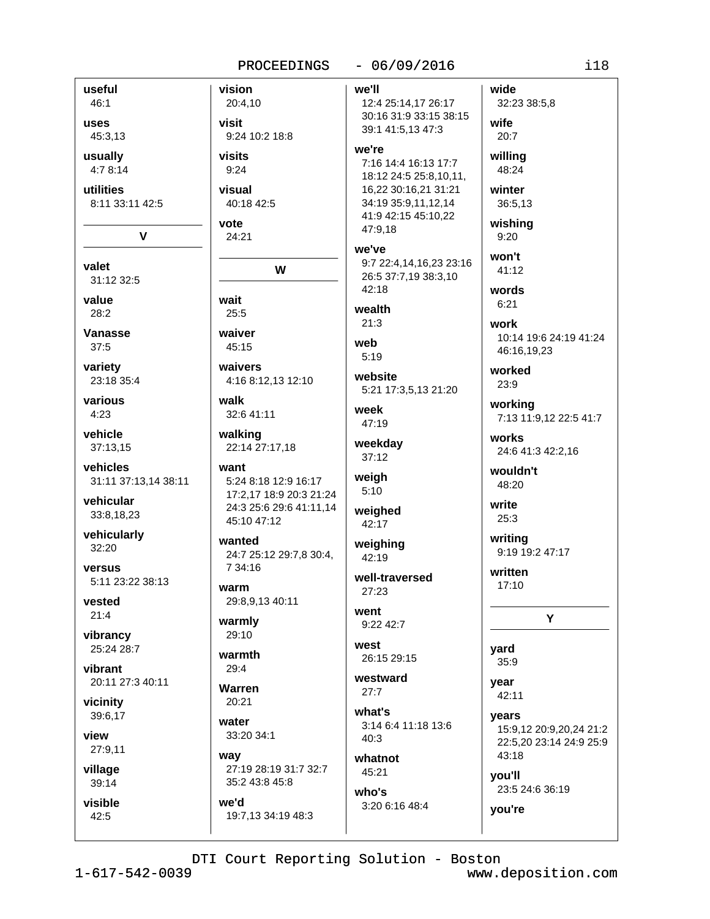**useful**
46:1

**uses**
45:3,13

**usually**
4:7 8:14

**utilities**
8:11 33:11 42:5

## V

**valet**
31:12 32:5

**value**
28:2

**Vanasse**
37:5

**variety**
23:18 35:4

**various**
4:23

**vehicle**
37:13,15

**vehicles**
31:11 37:13,14 38:11

**vehicular**
33:8,18,23

**vehicularly**
32:20

**versus**
5:11 23:22 38:13

**vested**
21:4

**vibrancy**
25:24 28:7

**vibrant**
20:11 27:3 40:11

**vicinity**
39:6,17

**view**
27:9,11

**village**
39:14

**visible**
42:5

**vision**
20:4,10

**visit**
9:24 10:2 18:8

**visits**
9:24

**visual**
40:18 42:5

**vote**
24:21

## W

**wait**
25:5

**waiver**
45:15

**waivers**
4:16 8:12,13 12:10

**walk**
32:6 41:11

**walking**
22:14 27:17,18

**want**
5:24 8:18 12:9 16:17 17:2,17 18:9 20:3 21:24 24:3 25:6 29:6 41:11,14 45:10 47:12

**wanted**
24:7 25:12 29:7,8 30:4, 7 34:16

**warm**
29:8,9,13 40:11

**warmly**
29:10

**warmth**
29:4

**Warren**
20:21

**water**
33:20 34:1

**way**
27:19 28:19 31:7 32:7 35:2 43:8 45:8

**we'd**
19:7,13 34:19 48:3

**we'll**
12:4 25:14,17 26:17 30:16 31:9 33:15 38:15 39:1 41:5,13 47:3

**we're**
7:16 14:4 16:13 17:7 18:12 24:5 25:8,10,11, 16,22 30:16,21 31:21 34:19 35:9,11,12,14 41:9 42:15 45:10,22 47:9,18

**we've**
9:7 22:4,14,16,23 23:16 26:5 37:7,19 38:3,10 42:18

**wealth**
21:3

**web**
5:19

**website**
5:21 17:3,5,13 21:20

**week**
47:19

**weekday**
37:12

**weigh**
5:10

**weighed**
42:17

**weighing**
42:19

**well-traversed**
27:23

**went**
9:22 42:7

**west**
26:15 29:15

**westward**
27:7

**what's**
3:14 6:4 11:18 13:6 40:3

**whatnot**
45:21

**who's**
3:20 6:16 48:4

**wide**
32:23 38:5,8

**wife**
20:7

**willing**
48:24

**winter**
36:5,13

**wishing**
9:20

**won't**
41:12

**words**
6:21

**work**
10:14 19:6 24:19 41:24 46:16,19,23

**worked**
23:9

**working**
7:13 11:9,12 22:5 41:7

**works**
24:6 41:3 42:2,16

**wouldn't**
48:20

**write**
25:3

**writing**
9:19 19:2 47:17

**written**
17:10

## Y

**yard**
35:9

**year**
42:11

**years**
15:9,12 20:9,20,24 21:2 22:5,20 23:14 24:9 25:9 43:18

**you'll**
23:5 24:6 36:19

**you're**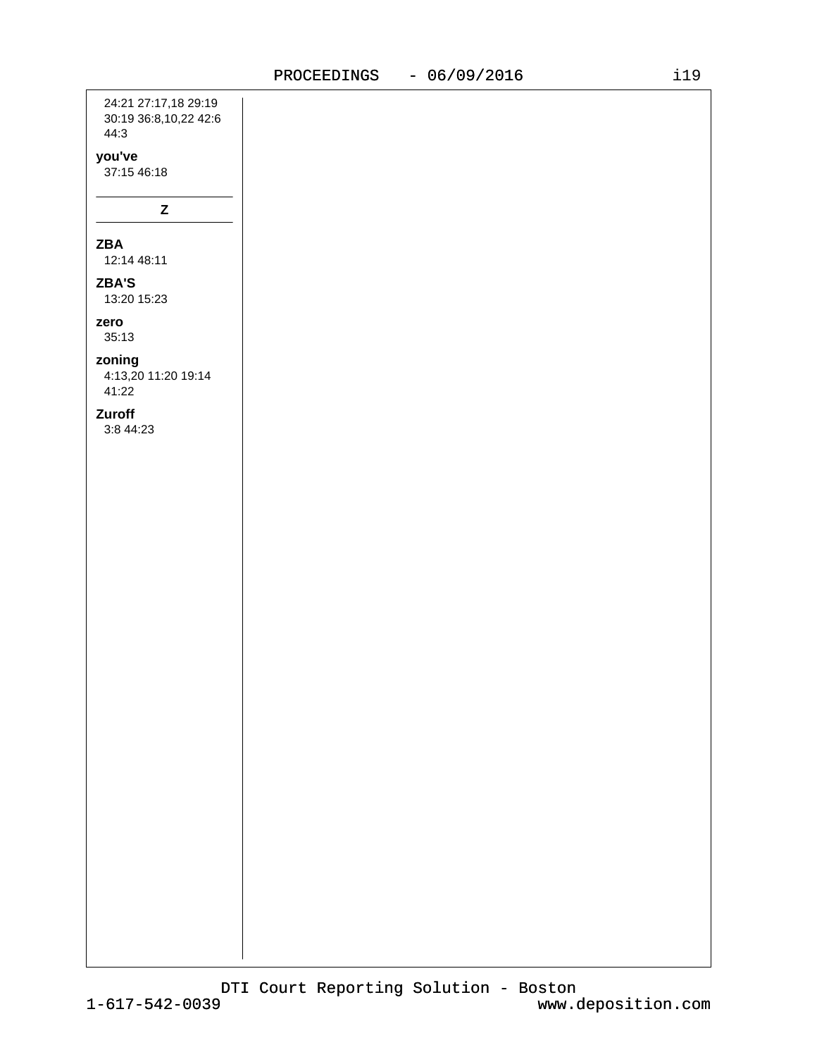24:21 27:17,18 29:19 30:19 36:8,10,22 42:6 44:3

**you've**
37:15 46:18

## Z

**ZBA**
12:14 48:11

**ZBA'S**
13:20 15:23

**zero**
35:13

**zoning**
4:13,20 11:20 19:14 41:22

**Zuroff**
3:8 44:23